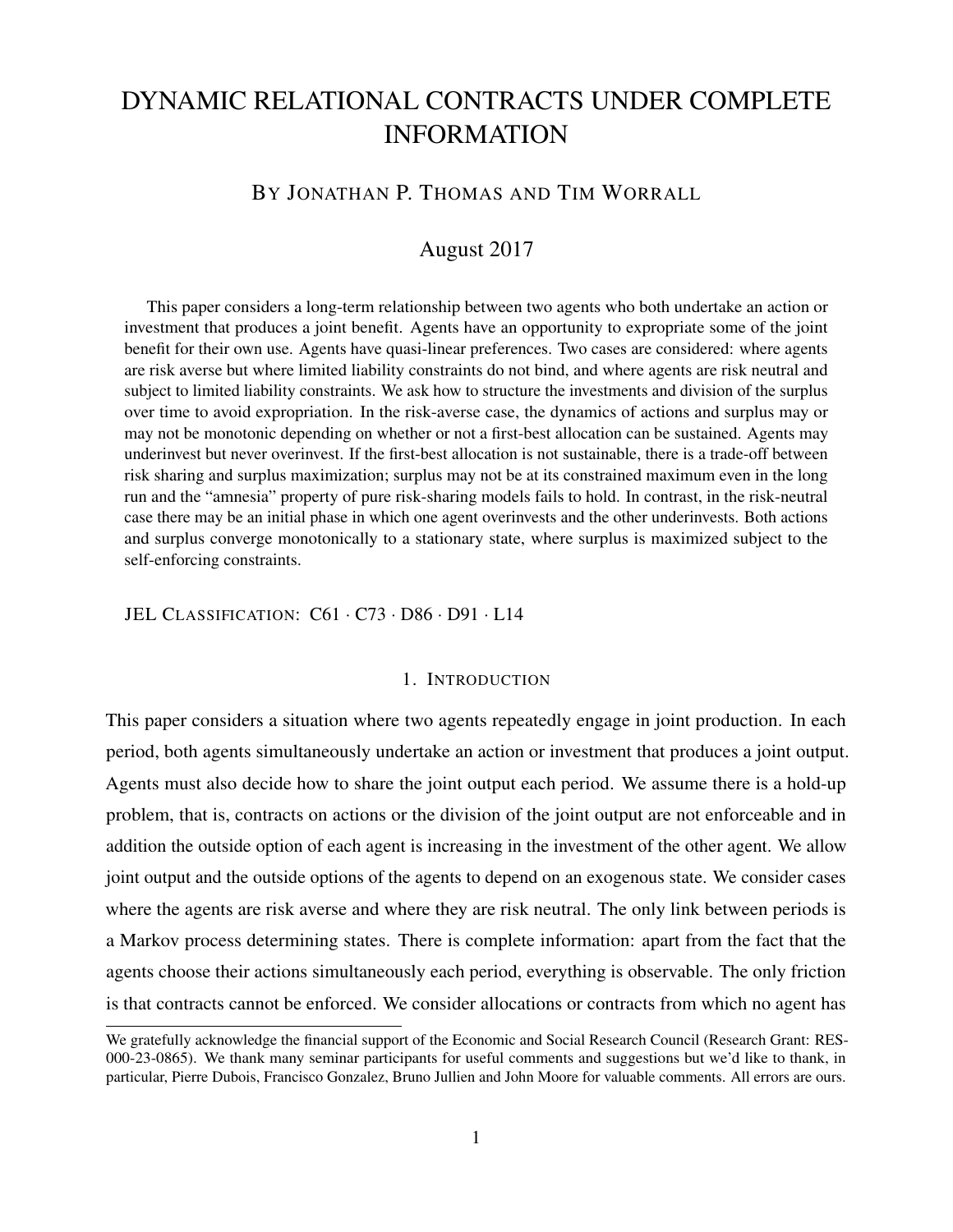# DYNAMIC RELATIONAL CONTRACTS UNDER COMPLETE INFORMATION

BY JONATHAN P. THOMAS AND TIM WORRALL

August 2017

This paper considers a long-term relationship between two agents who both undertake an action or investment that produces a joint benefit. Agents have an opportunity to expropriate some of the joint benefit for their own use. Agents have quasi-linear preferences. Two cases are considered: where agents are risk averse but where limited liability constraints do not bind, and where agents are risk neutral and subject to limited liability constraints. We ask how to structure the investments and division of the surplus over time to avoid expropriation. In the risk-averse case, the dynamics of actions and surplus may or may not be monotonic depending on whether or not a first-best allocation can be sustained. Agents may underinvest but never overinvest. If the first-best allocation is not sustainable, there is a trade-off between risk sharing and surplus maximization; surplus may not be at its constrained maximum even in the long run and the "amnesia" property of pure risk-sharing models fails to hold. In contrast, in the risk-neutral case there may be an initial phase in which one agent overinvests and the other underinvests. Both actions and surplus converge monotonically to a stationary state, where surplus is maximized subject to the self-enforcing constraints.

JEL CLASSIFICATION: C61 · C73 · D86 · D91 · L14

## 1. INTRODUCTION

This paper considers a situation where two agents repeatedly engage in joint production. In each period, both agents simultaneously undertake an action or investment that produces a joint output. Agents must also decide how to share the joint output each period. We assume there is a hold-up problem, that is, contracts on actions or the division of the joint output are not enforceable and in addition the outside option of each agent is increasing in the investment of the other agent. We allow joint output and the outside options of the agents to depend on an exogenous state. We consider cases where the agents are risk averse and where they are risk neutral. The only link between periods is a Markov process determining states. There is complete information: apart from the fact that the agents choose their actions simultaneously each period, everything is observable. The only friction is that contracts cannot be enforced. We consider allocations or contracts from which no agent has

---

We gratefully acknowledge the financial support of the Economic and Social Research Council (Research Grant: RES-000-23-0865). We thank many seminar participants for useful comments and suggestions but we'd like to thank, in particular, Pierre Dubois, Francisco Gonzalez, Bruno Jullien and John Moore for valuable comments. All errors are ours.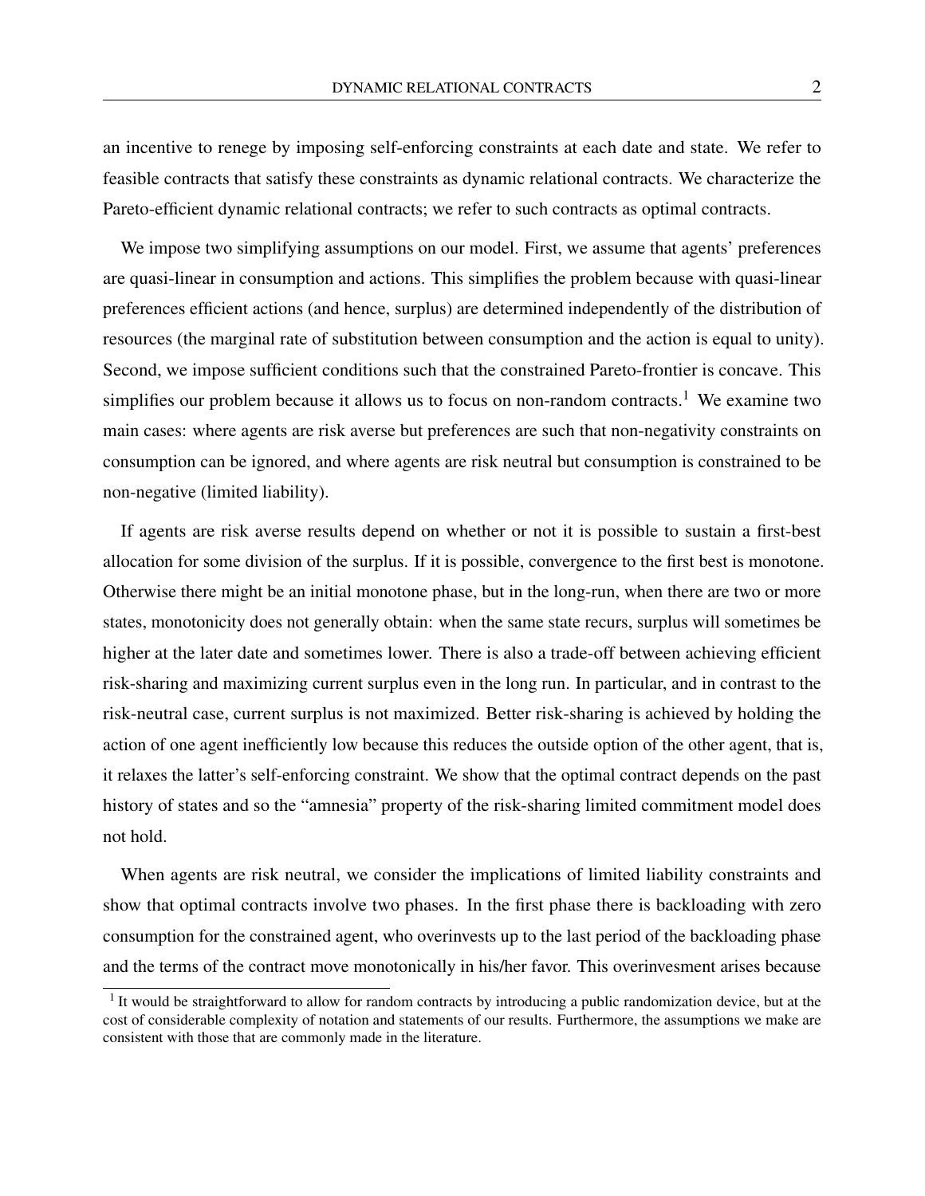an incentive to renege by imposing self-enforcing constraints at each date and state. We refer to feasible contracts that satisfy these constraints as dynamic relational contracts. We characterize the Pareto-efficient dynamic relational contracts; we refer to such contracts as optimal contracts.

We impose two simplifying assumptions on our model. First, we assume that agents' preferences are quasi-linear in consumption and actions. This simplifies the problem because with quasi-linear preferences efficient actions (and hence, surplus) are determined independently of the distribution of resources (the marginal rate of substitution between consumption and the action is equal to unity). Second, we impose sufficient conditions such that the constrained Pareto-frontier is concave. This simplifies our problem because it allows us to focus on non-random contracts.[1] We examine two main cases: where agents are risk averse but preferences are such that non-negativity constraints on consumption can be ignored, and where agents are risk neutral but consumption is constrained to be non-negative (limited liability).

If agents are risk averse results depend on whether or not it is possible to sustain a first-best allocation for some division of the surplus. If it is possible, convergence to the first best is monotone. Otherwise there might be an initial monotone phase, but in the long-run, when there are two or more states, monotonicity does not generally obtain: when the same state recurs, surplus will sometimes be higher at the later date and sometimes lower. There is also a trade-off between achieving efficient risk-sharing and maximizing current surplus even in the long run. In particular, and in contrast to the risk-neutral case, current surplus is not maximized. Better risk-sharing is achieved by holding the action of one agent inefficiently low because this reduces the outside option of the other agent, that is, it relaxes the latter's self-enforcing constraint. We show that the optimal contract depends on the past history of states and so the "amnesia" property of the risk-sharing limited commitment model does not hold.

When agents are risk neutral, we consider the implications of limited liability constraints and show that optimal contracts involve two phases. In the first phase there is backloading with zero consumption for the constrained agent, who overinvests up to the last period of the backloading phase and the terms of the contract move monotonically in his/her favor. This overinvesment arises because

[1] It would be straightforward to allow for random contracts by introducing a public randomization device, but at the cost of considerable complexity of notation and statements of our results. Furthermore, the assumptions we make are consistent with those that are commonly made in the literature.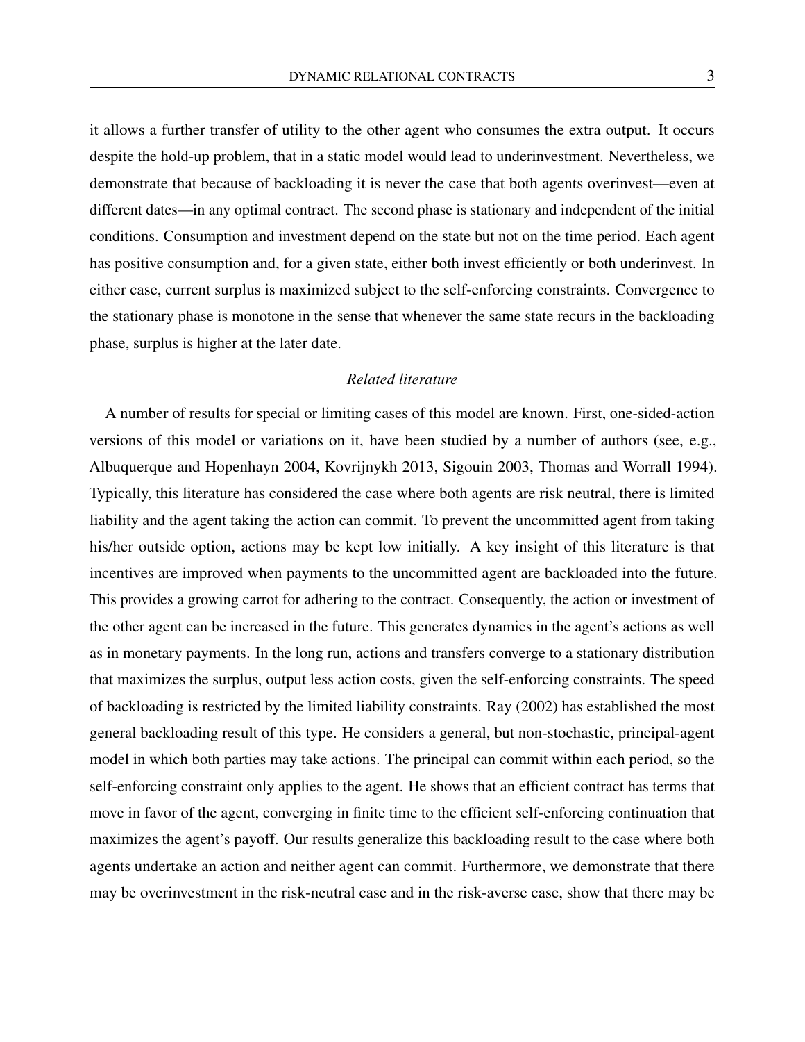it allows a further transfer of utility to the other agent who consumes the extra output. It occurs despite the hold-up problem, that in a static model would lead to underinvestment. Nevertheless, we demonstrate that because of backloading it is never the case that both agents overinvest—even at different dates—in any optimal contract. The second phase is stationary and independent of the initial conditions. Consumption and investment depend on the state but not on the time period. Each agent has positive consumption and, for a given state, either both invest efficiently or both underinvest. In either case, current surplus is maximized subject to the self-enforcing constraints. Convergence to the stationary phase is monotone in the sense that whenever the same state recurs in the backloading phase, surplus is higher at the later date.

### *Related literature*

A number of results for special or limiting cases of this model are known. First, one-sided-action versions of this model or variations on it, have been studied by a number of authors (see, e.g., Albuquerque and Hopenhayn 2004, Kovrijnykh 2013, Sigouin 2003, Thomas and Worrall 1994). Typically, this literature has considered the case where both agents are risk neutral, there is limited liability and the agent taking the action can commit. To prevent the uncommitted agent from taking his/her outside option, actions may be kept low initially. A key insight of this literature is that incentives are improved when payments to the uncommitted agent are backloaded into the future. This provides a growing carrot for adhering to the contract. Consequently, the action or investment of the other agent can be increased in the future. This generates dynamics in the agent's actions as well as in monetary payments. In the long run, actions and transfers converge to a stationary distribution that maximizes the surplus, output less action costs, given the self-enforcing constraints. The speed of backloading is restricted by the limited liability constraints. Ray (2002) has established the most general backloading result of this type. He considers a general, but non-stochastic, principal-agent model in which both parties may take actions. The principal can commit within each period, so the self-enforcing constraint only applies to the agent. He shows that an efficient contract has terms that move in favor of the agent, converging in finite time to the efficient self-enforcing continuation that maximizes the agent's payoff. Our results generalize this backloading result to the case where both agents undertake an action and neither agent can commit. Furthermore, we demonstrate that there may be overinvestment in the risk-neutral case and in the risk-averse case, show that there may be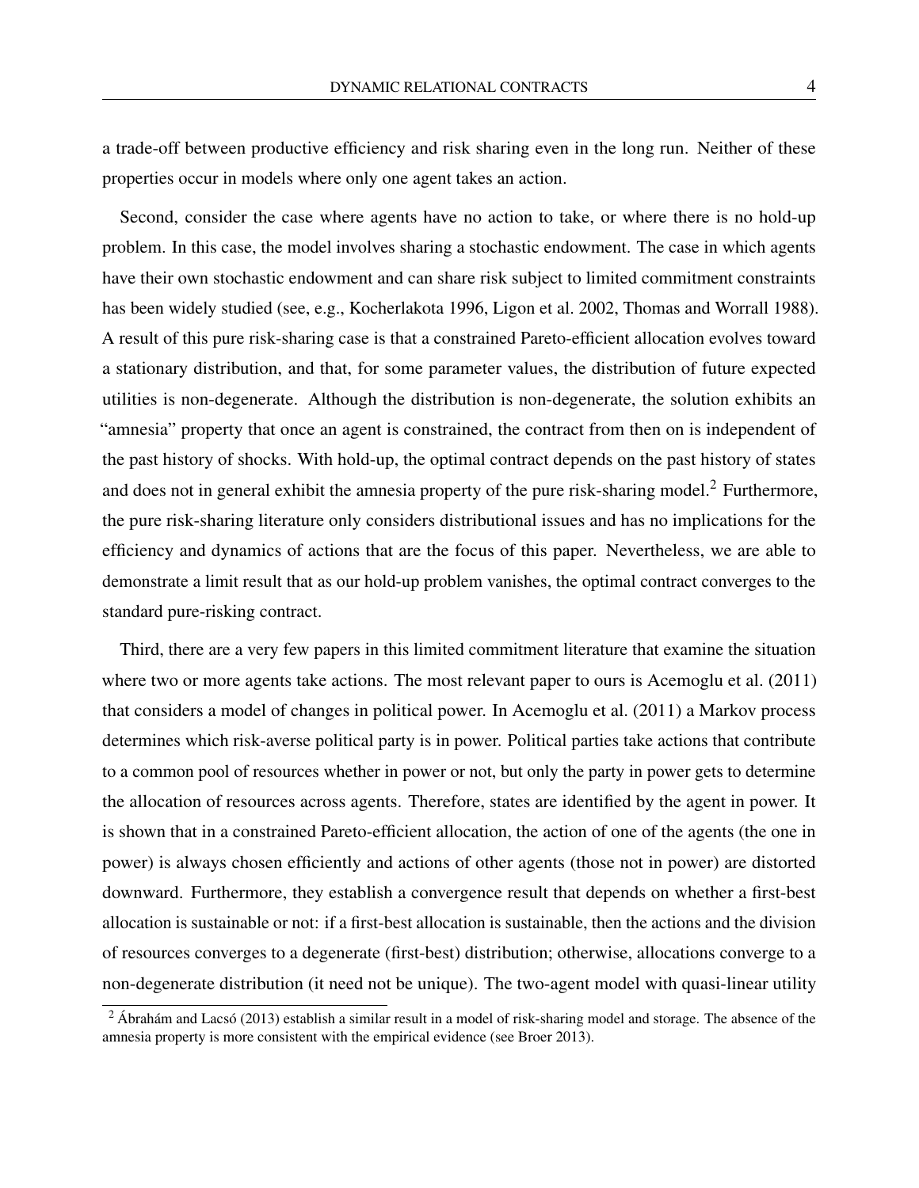a trade-off between productive efficiency and risk sharing even in the long run. Neither of these properties occur in models where only one agent takes an action.

Second, consider the case where agents have no action to take, or where there is no hold-up problem. In this case, the model involves sharing a stochastic endowment. The case in which agents have their own stochastic endowment and can share risk subject to limited commitment constraints has been widely studied (see, e.g., Kocherlakota 1996, Ligon et al. 2002, Thomas and Worrall 1988). A result of this pure risk-sharing case is that a constrained Pareto-efficient allocation evolves toward a stationary distribution, and that, for some parameter values, the distribution of future expected utilities is non-degenerate. Although the distribution is non-degenerate, the solution exhibits an "amnesia" property that once an agent is constrained, the contract from then on is independent of the past history of shocks. With hold-up, the optimal contract depends on the past history of states and does not in general exhibit the amnesia property of the pure risk-sharing model.[2] Furthermore, the pure risk-sharing literature only considers distributional issues and has no implications for the efficiency and dynamics of actions that are the focus of this paper. Nevertheless, we are able to demonstrate a limit result that as our hold-up problem vanishes, the optimal contract converges to the standard pure-risking contract.

Third, there are a very few papers in this limited commitment literature that examine the situation where two or more agents take actions. The most relevant paper to ours is Acemoglu et al. (2011) that considers a model of changes in political power. In Acemoglu et al. (2011) a Markov process determines which risk-averse political party is in power. Political parties take actions that contribute to a common pool of resources whether in power or not, but only the party in power gets to determine the allocation of resources across agents. Therefore, states are identified by the agent in power. It is shown that in a constrained Pareto-efficient allocation, the action of one of the agents (the one in power) is always chosen efficiently and actions of other agents (those not in power) are distorted downward. Furthermore, they establish a convergence result that depends on whether a first-best allocation is sustainable or not: if a first-best allocation is sustainable, then the actions and the division of resources converges to a degenerate (first-best) distribution; otherwise, allocations converge to a non-degenerate distribution (it need not be unique). The two-agent model with quasi-linear utility

[2] Ábrahám and Lacsó (2013) establish a similar result in a model of risk-sharing model and storage. The absence of the amnesia property is more consistent with the empirical evidence (see Broer 2013).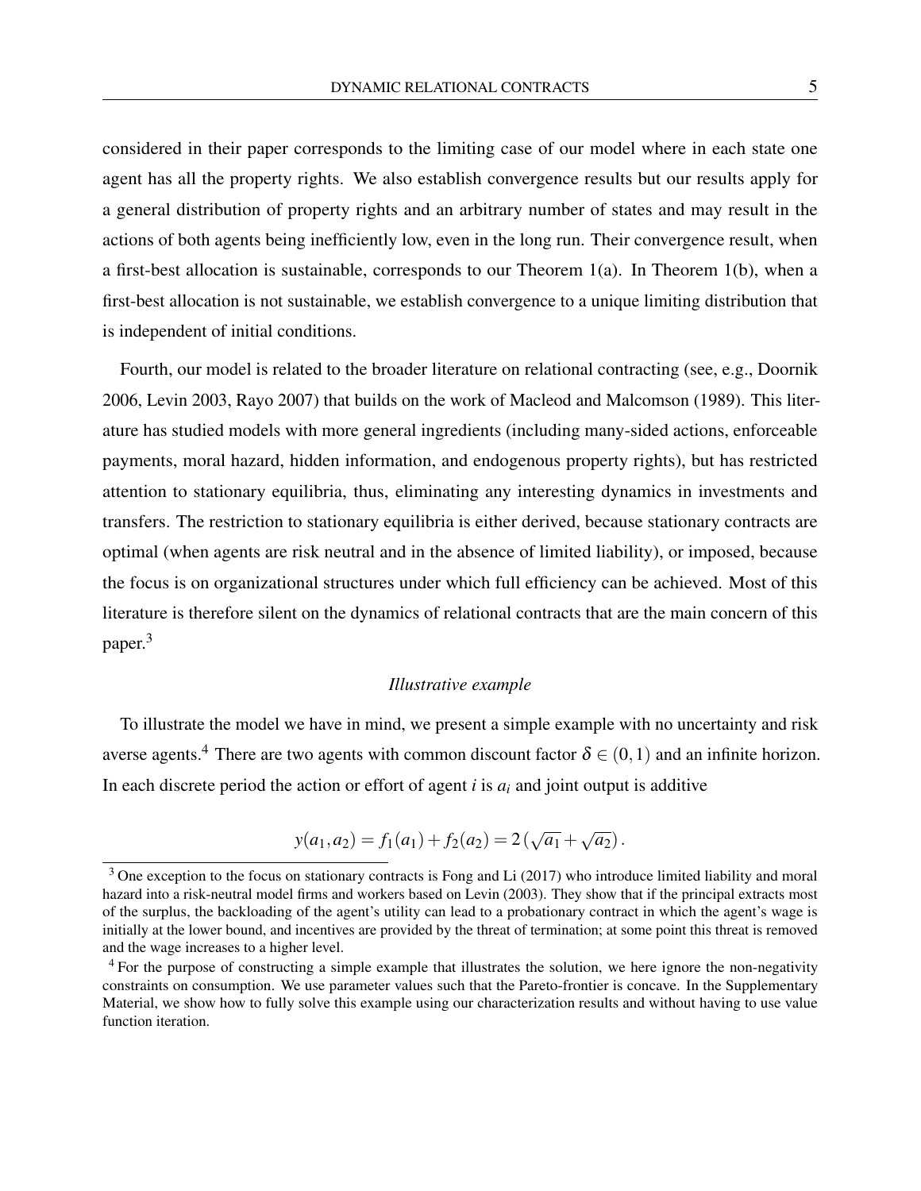considered in their paper corresponds to the limiting case of our model where in each state one agent has all the property rights. We also establish convergence results but our results apply for a general distribution of property rights and an arbitrary number of states and may result in the actions of both agents being inefficiently low, even in the long run. Their convergence result, when a first-best allocation is sustainable, corresponds to our Theorem 1(a). In Theorem 1(b), when a first-best allocation is not sustainable, we establish convergence to a unique limiting distribution that is independent of initial conditions.

Fourth, our model is related to the broader literature on relational contracting (see, e.g., Doornik 2006, Levin 2003, Rayo 2007) that builds on the work of Macleod and Malcomson (1989). This literature has studied models with more general ingredients (including many-sided actions, enforceable payments, moral hazard, hidden information, and endogenous property rights), but has restricted attention to stationary equilibria, thus, eliminating any interesting dynamics in investments and transfers. The restriction to stationary equilibria is either derived, because stationary contracts are optimal (when agents are risk neutral and in the absence of limited liability), or imposed, because the focus is on organizational structures under which full efficiency can be achieved. Most of this literature is therefore silent on the dynamics of relational contracts that are the main concern of this paper.[3]

*Illustrative example*

To illustrate the model we have in mind, we present a simple example with no uncertainty and risk averse agents.[4] There are two agents with common discount factor $\delta \in (0,1)$ and an infinite horizon. In each discrete period the action or effort of agent $i$ is $a_i$ and joint output is additive

$$y(a_1, a_2) = f_1(a_1) + f_2(a_2) = 2\left(\sqrt{a_1} + \sqrt{a_2}\right).$$

[3] One exception to the focus on stationary contracts is Fong and Li (2017) who introduce limited liability and moral hazard into a risk-neutral model firms and workers based on Levin (2003). They show that if the principal extracts most of the surplus, the backloading of the agent's utility can lead to a probationary contract in which the agent's wage is initially at the lower bound, and incentives are provided by the threat of termination; at some point this threat is removed and the wage increases to a higher level.

[4] For the purpose of constructing a simple example that illustrates the solution, we here ignore the non-negativity constraints on consumption. We use parameter values such that the Pareto-frontier is concave. In the Supplementary Material, we show how to fully solve this example using our characterization results and without having to use value function iteration.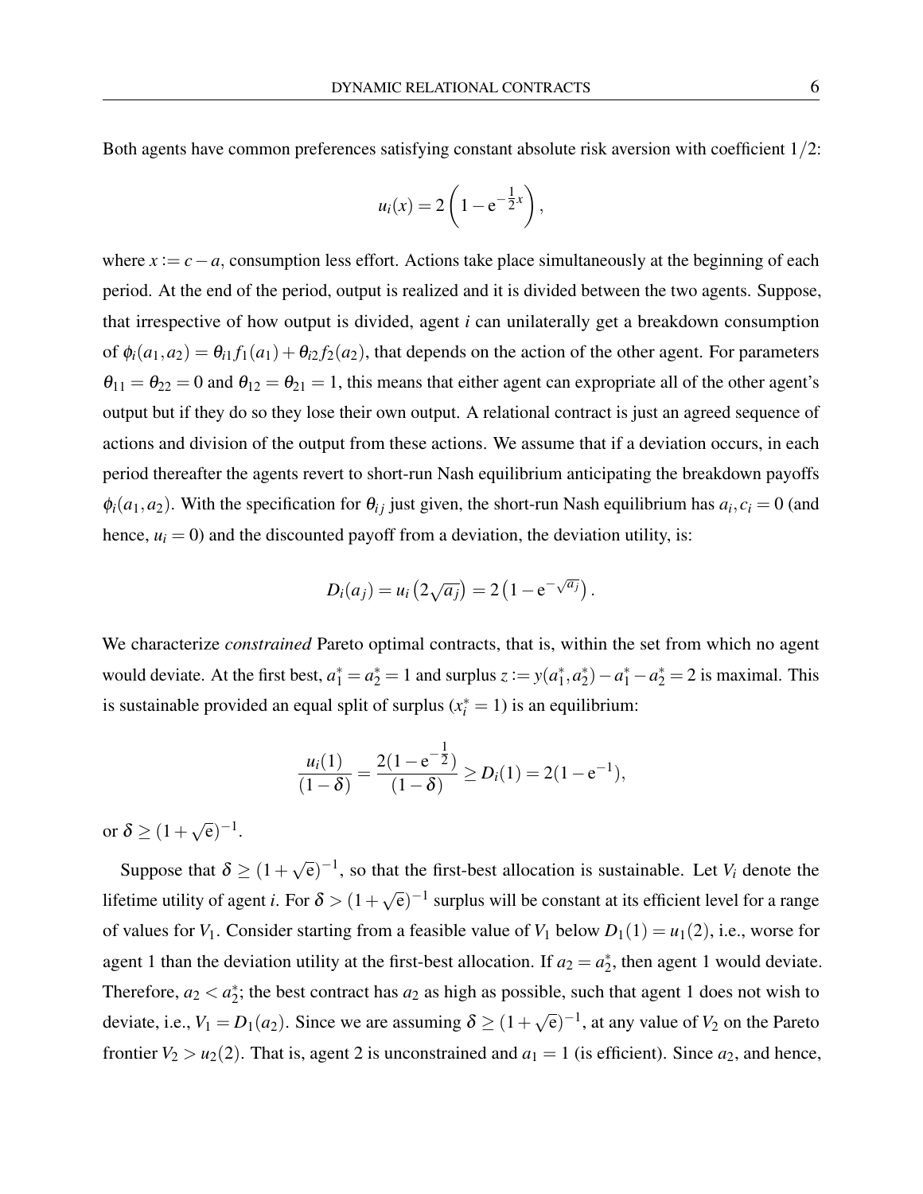Both agents have common preferences satisfying constant absolute risk aversion with coefficient $1/2$:

$$u_i(x) = 2\left(1 - \mathrm{e}^{-\frac{1}{2}x}\right),$$

where $x := c - a$, consumption less effort. Actions take place simultaneously at the beginning of each period. At the end of the period, output is realized and it is divided between the two agents. Suppose, that irrespective of how output is divided, agent $i$ can unilaterally get a breakdown consumption of $\phi_i(a_1, a_2) = \theta_{i1} f_1(a_1) + \theta_{i2} f_2(a_2)$, that depends on the action of the other agent. For parameters $\theta_{11} = \theta_{22} = 0$ and $\theta_{12} = \theta_{21} = 1$, this means that either agent can expropriate all of the other agent's output but if they do so they lose their own output. A relational contract is just an agreed sequence of actions and division of the output from these actions. We assume that if a deviation occurs, in each period thereafter the agents revert to short-run Nash equilibrium anticipating the breakdown payoffs $\phi_i(a_1, a_2)$. With the specification for $\theta_{ij}$ just given, the short-run Nash equilibrium has $a_i, c_i = 0$ (and hence, $u_i = 0$) and the discounted payoff from a deviation, the deviation utility, is:

$$D_i(a_j) = u_i\left(2\sqrt{a_j}\right) = 2\left(1 - \mathrm{e}^{-\sqrt{a_j}}\right).$$

We characterize *constrained* Pareto optimal contracts, that is, within the set from which no agent would deviate. At the first best, $a_1^* = a_2^* = 1$ and surplus $z := y(a_1^*, a_2^*) - a_1^* - a_2^* = 2$ is maximal. This is sustainable provided an equal split of surplus ($x_i^* = 1$) is an equilibrium:

$$\frac{u_i(1)}{(1-\delta)} = \frac{2(1 - \mathrm{e}^{-\frac{1}{2}})}{(1-\delta)} \geq D_i(1) = 2(1 - \mathrm{e}^{-1}),$$

or $\delta \geq (1 + \sqrt{\mathrm{e}})^{-1}$.

Suppose that $\delta \geq (1 + \sqrt{\mathrm{e}})^{-1}$, so that the first-best allocation is sustainable. Let $V_i$ denote the lifetime utility of agent $i$. For $\delta > (1 + \sqrt{\mathrm{e}})^{-1}$ surplus will be constant at its efficient level for a range of values for $V_1$. Consider starting from a feasible value of $V_1$ below $D_1(1) = u_1(2)$, i.e., worse for agent 1 than the deviation utility at the first-best allocation. If $a_2 = a_2^*$, then agent 1 would deviate. Therefore, $a_2 < a_2^*$; the best contract has $a_2$ as high as possible, such that agent 1 does not wish to deviate, i.e., $V_1 = D_1(a_2)$. Since we are assuming $\delta \geq (1 + \sqrt{\mathrm{e}})^{-1}$, at any value of $V_2$ on the Pareto frontier $V_2 > u_2(2)$. That is, agent 2 is unconstrained and $a_1 = 1$ (is efficient). Since $a_2$, and hence,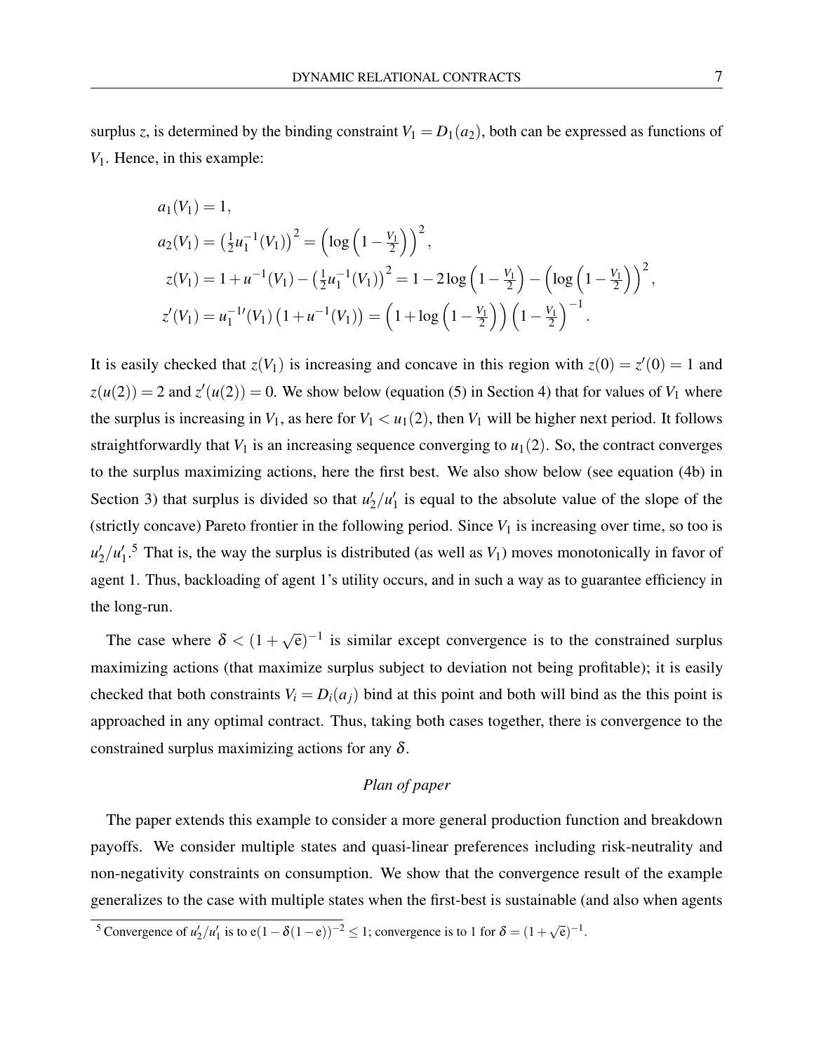surplus $z$, is determined by the binding constraint $V_1 = D_1(a_2)$, both can be expressed as functions of $V_1$. Hence, in this example:

$$
\begin{aligned}
a_1(V_1) &= 1, \\
a_2(V_1) &= \left(\tfrac{1}{2}u_1^{-1}(V_1)\right)^2 = \left(\log\left(1-\tfrac{V_1}{2}\right)\right)^2, \\
z(V_1) &= 1 + u^{-1}(V_1) - \left(\tfrac{1}{2}u_1^{-1}(V_1)\right)^2 = 1 - 2\log\left(1-\tfrac{V_1}{2}\right) - \left(\log\left(1-\tfrac{V_1}{2}\right)\right)^2, \\
z'(V_1) &= u_1^{-1\prime}(V_1)\left(1+u^{-1}(V_1)\right) = \left(1+\log\left(1-\tfrac{V_1}{2}\right)\right)\left(1-\tfrac{V_1}{2}\right)^{-1}.
\end{aligned}
$$

It is easily checked that $z(V_1)$ is increasing and concave in this region with $z(0) = z'(0) = 1$ and $z(u(2)) = 2$ and $z'(u(2)) = 0$. We show below (equation (5) in Section 4) that for values of $V_1$ where the surplus is increasing in $V_1$, as here for $V_1 < u_1(2)$, then $V_1$ will be higher next period. It follows straightforwardly that $V_1$ is an increasing sequence converging to $u_1(2)$. So, the contract converges to the surplus maximizing actions, here the first best. We also show below (see equation (4b) in Section 3) that surplus is divided so that $u_2'/u_1'$ is equal to the absolute value of the slope of the (strictly concave) Pareto frontier in the following period. Since $V_1$ is increasing over time, so too is $u_2'/u_1'$.[5] That is, the way the surplus is distributed (as well as $V_1$) moves monotonically in favor of agent 1. Thus, backloading of agent 1's utility occurs, and in such a way as to guarantee efficiency in the long-run.

The case where $\delta < (1+\sqrt{\mathrm{e}})^{-1}$ is similar except convergence is to the constrained surplus maximizing actions (that maximize surplus subject to deviation not being profitable); it is easily checked that both constraints $V_i = D_i(a_j)$ bind at this point and both will bind as the this point is approached in any optimal contract. Thus, taking both cases together, there is convergence to the constrained surplus maximizing actions for any $\delta$.

*Plan of paper*

The paper extends this example to consider a more general production function and breakdown payoffs. We consider multiple states and quasi-linear preferences including risk-neutrality and non-negativity constraints on consumption. We show that the convergence result of the example generalizes to the case with multiple states when the first-best is sustainable (and also when agents

[5] Convergence of $u_2'/u_1'$ is to $\mathrm{e}(1-\delta(1-\mathrm{e}))^{-2} \leq 1$; convergence is to 1 for $\delta = (1+\sqrt{\mathrm{e}})^{-1}$.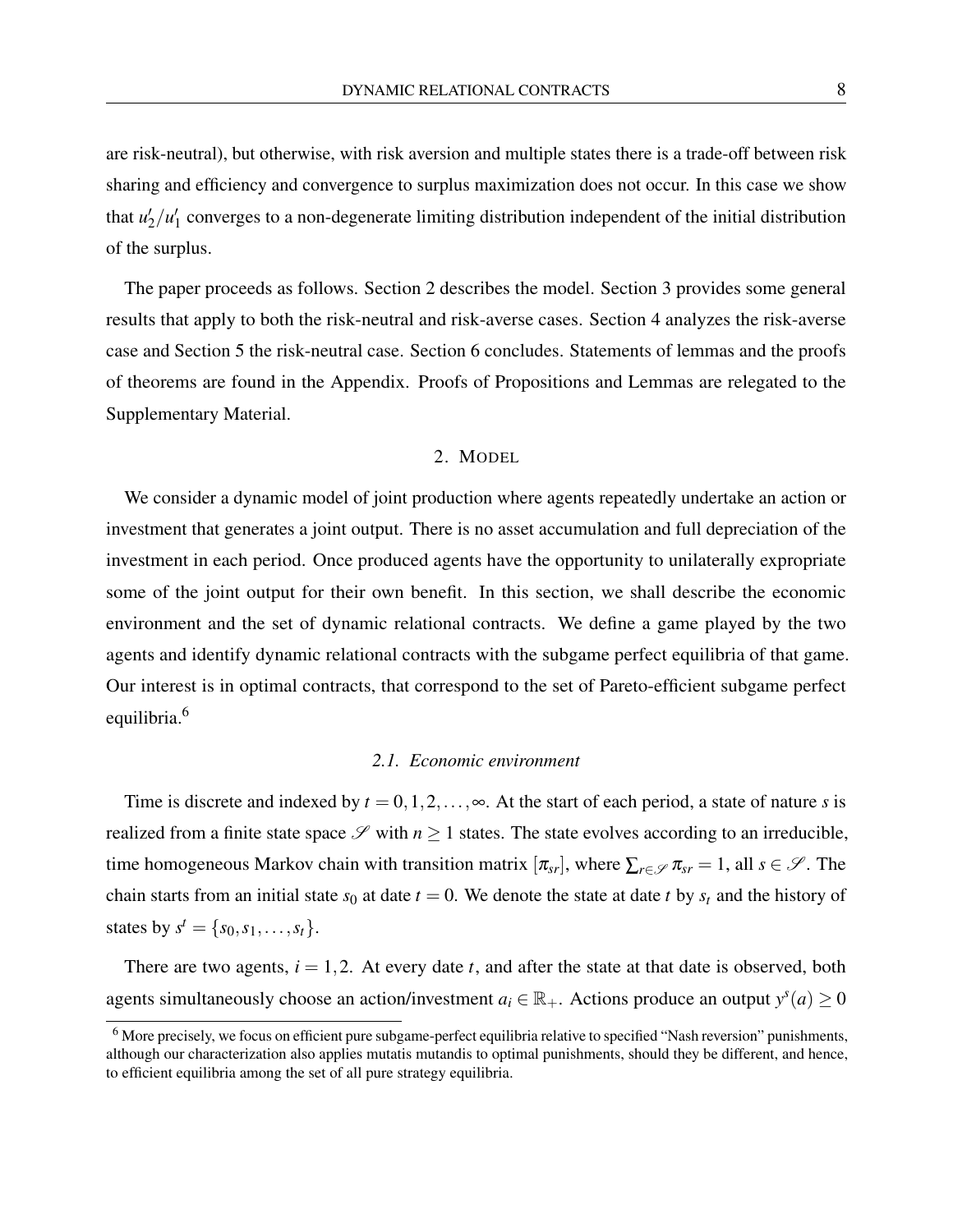are risk-neutral), but otherwise, with risk aversion and multiple states there is a trade-off between risk sharing and efficiency and convergence to surplus maximization does not occur. In this case we show that $u_2'/u_1'$ converges to a non-degenerate limiting distribution independent of the initial distribution of the surplus.

The paper proceeds as follows. Section 2 describes the model. Section 3 provides some general results that apply to both the risk-neutral and risk-averse cases. Section 4 analyzes the risk-averse case and Section 5 the risk-neutral case. Section 6 concludes. Statements of lemmas and the proofs of theorems are found in the Appendix. Proofs of Propositions and Lemmas are relegated to the Supplementary Material.

## 2. MODEL

We consider a dynamic model of joint production where agents repeatedly undertake an action or investment that generates a joint output. There is no asset accumulation and full depreciation of the investment in each period. Once produced agents have the opportunity to unilaterally expropriate some of the joint output for their own benefit. In this section, we shall describe the economic environment and the set of dynamic relational contracts. We define a game played by the two agents and identify dynamic relational contracts with the subgame perfect equilibria of that game. Our interest is in optimal contracts, that correspond to the set of Pareto-efficient subgame perfect equilibria.[6]

### *2.1. Economic environment*

Time is discrete and indexed by $t = 0, 1, 2, \ldots, \infty$. At the start of each period, a state of nature $s$ is realized from a finite state space $\mathscr{S}$ with $n \geq 1$ states. The state evolves according to an irreducible, time homogeneous Markov chain with transition matrix $[\pi_{sr}]$, where $\sum_{r \in \mathscr{S}} \pi_{sr} = 1$, all $s \in \mathscr{S}$. The chain starts from an initial state $s_0$ at date $t = 0$. We denote the state at date $t$ by $s_t$ and the history of states by $s^t = \{s_0, s_1, \ldots, s_t\}$.

There are two agents, $i = 1, 2$. At every date $t$, and after the state at that date is observed, both agents simultaneously choose an action/investment $a_i \in \mathbb{R}_+$. Actions produce an output $y^s(a) \geq 0$

[6] More precisely, we focus on efficient pure subgame-perfect equilibria relative to specified "Nash reversion" punishments, although our characterization also applies mutatis mutandis to optimal punishments, should they be different, and hence, to efficient equilibria among the set of all pure strategy equilibria.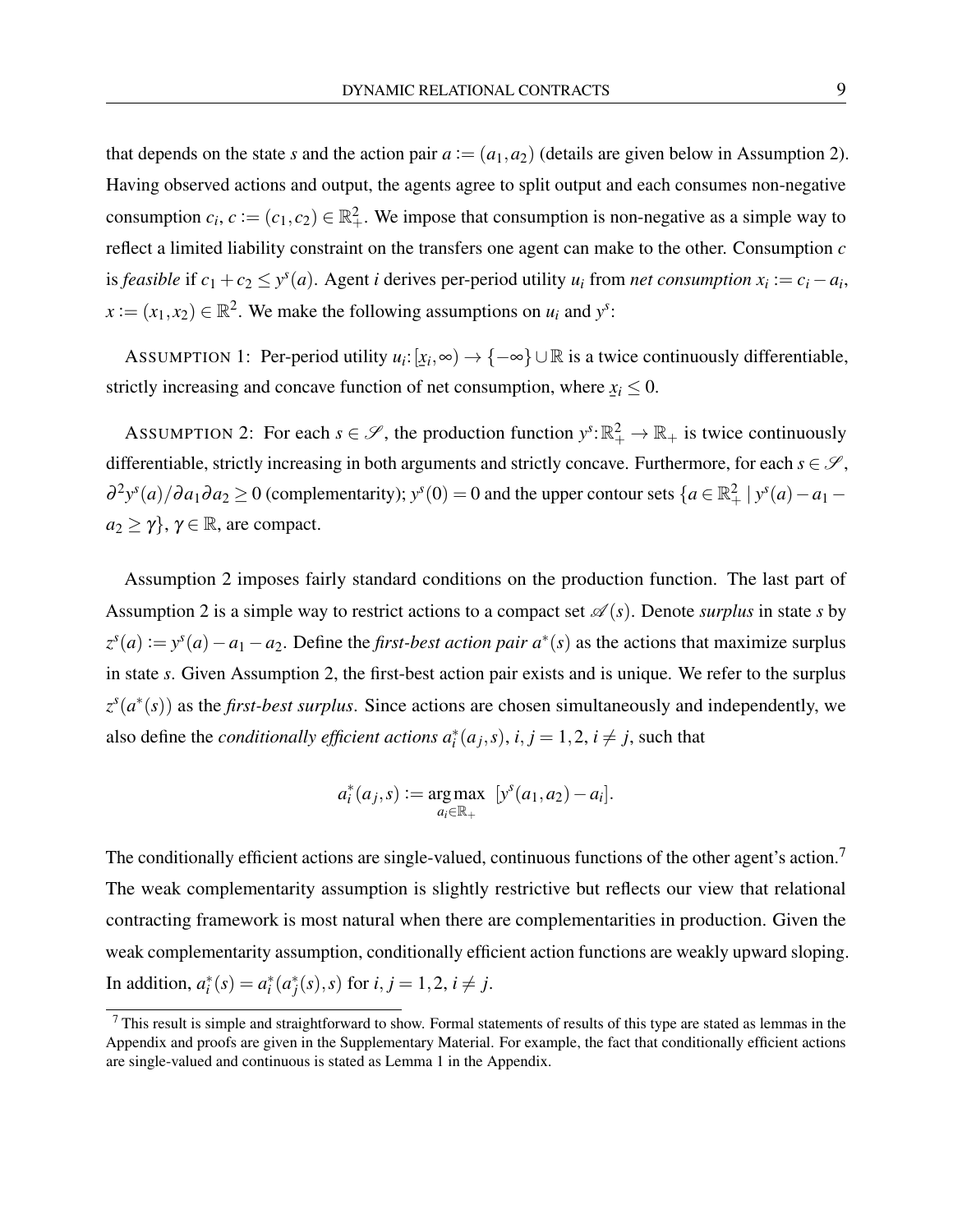that depends on the state $s$ and the action pair $a := (a_1, a_2)$ (details are given below in Assumption 2). Having observed actions and output, the agents agree to split output and each consumes non-negative consumption $c_i$, $c := (c_1, c_2) \in \mathbb{R}^2_+$. We impose that consumption is non-negative as a simple way to reflect a limited liability constraint on the transfers one agent can make to the other. Consumption $c$ is *feasible* if $c_1 + c_2 \leq y^s(a)$. Agent $i$ derives per-period utility $u_i$ from *net consumption* $x_i := c_i - a_i$, $x := (x_1, x_2) \in \mathbb{R}^2$. We make the following assumptions on $u_i$ and $y^s$:

ASSUMPTION 1: Per-period utility $u_i$: $[\underline{x}_i, \infty) \to \{-\infty\} \cup \mathbb{R}$ is a twice continuously differentiable, strictly increasing and concave function of net consumption, where $\underline{x}_i \leq 0$.

ASSUMPTION 2: For each $s \in \mathscr{S}$, the production function $y^s$: $\mathbb{R}^2_+ \to \mathbb{R}_+$ is twice continuously differentiable, strictly increasing in both arguments and strictly concave. Furthermore, for each $s \in \mathscr{S}$, $\partial^2 y^s(a)/\partial a_1 \partial a_2 \geq 0$ (complementarity); $y^s(0) = 0$ and the upper contour sets $\{a \in \mathbb{R}^2_+ \mid y^s(a) - a_1 - a_2 \geq \gamma\}$, $\gamma \in \mathbb{R}$, are compact.

Assumption 2 imposes fairly standard conditions on the production function. The last part of Assumption 2 is a simple way to restrict actions to a compact set $\mathscr{A}(s)$. Denote *surplus* in state $s$ by $z^s(a) := y^s(a) - a_1 - a_2$. Define the *first-best action pair* $a^*(s)$ as the actions that maximize surplus in state $s$. Given Assumption 2, the first-best action pair exists and is unique. We refer to the surplus $z^s(a^*(s))$ as the *first-best surplus*. Since actions are chosen simultaneously and independently, we also define the *conditionally efficient actions* $a_i^*(a_j, s)$, $i, j = 1, 2$, $i \neq j$, such that

$$a_i^*(a_j, s) := \underset{a_i \in \mathbb{R}_+}{\arg\max} \; [y^s(a_1, a_2) - a_i].$$

The conditionally efficient actions are single-valued, continuous functions of the other agent's action.[7] The weak complementarity assumption is slightly restrictive but reflects our view that relational contracting framework is most natural when there are complementarities in production. Given the weak complementarity assumption, conditionally efficient action functions are weakly upward sloping. In addition, $a_i^*(s) = a_i^*(a_j^*(s), s)$ for $i, j = 1, 2$, $i \neq j$.

[7] This result is simple and straightforward to show. Formal statements of results of this type are stated as lemmas in the Appendix and proofs are given in the Supplementary Material. For example, the fact that conditionally efficient actions are single-valued and continuous is stated as Lemma 1 in the Appendix.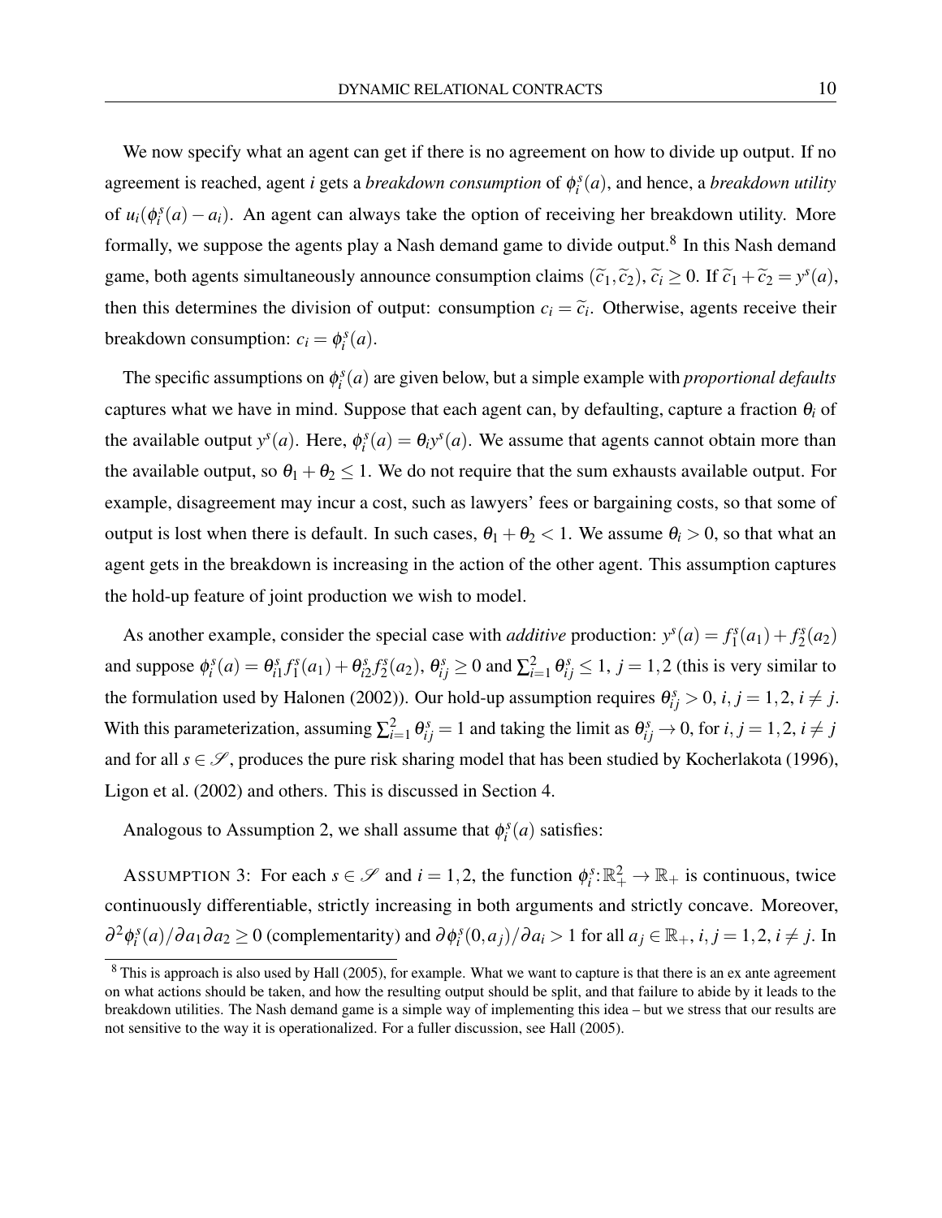We now specify what an agent can get if there is no agreement on how to divide up output. If no agreement is reached, agent $i$ gets a *breakdown consumption* of $\phi_i^s(a)$, and hence, a *breakdown utility* of $u_i(\phi_i^s(a) - a_i)$. An agent can always take the option of receiving her breakdown utility. More formally, we suppose the agents play a Nash demand game to divide output.[8] In this Nash demand game, both agents simultaneously announce consumption claims $(\widetilde{c}_1, \widetilde{c}_2)$, $\widetilde{c}_i \geq 0$. If $\widetilde{c}_1 + \widetilde{c}_2 = y^s(a)$, then this determines the division of output: consumption $c_i = \widetilde{c}_i$. Otherwise, agents receive their breakdown consumption: $c_i = \phi_i^s(a)$.

The specific assumptions on $\phi_i^s(a)$ are given below, but a simple example with *proportional defaults* captures what we have in mind. Suppose that each agent can, by defaulting, capture a fraction $\theta_i$ of the available output $y^s(a)$. Here, $\phi_i^s(a) = \theta_i y^s(a)$. We assume that agents cannot obtain more than the available output, so $\theta_1 + \theta_2 \leq 1$. We do not require that the sum exhausts available output. For example, disagreement may incur a cost, such as lawyers' fees or bargaining costs, so that some of output is lost when there is default. In such cases, $\theta_1 + \theta_2 < 1$. We assume $\theta_i > 0$, so that what an agent gets in the breakdown is increasing in the action of the other agent. This assumption captures the hold-up feature of joint production we wish to model.

As another example, consider the special case with *additive* production: $y^s(a) = f_1^s(a_1) + f_2^s(a_2)$ and suppose $\phi_i^s(a) = \theta_{i1}^s f_1^s(a_1) + \theta_{i2}^s f_2^s(a_2)$, $\theta_{ij}^s \geq 0$ and $\sum_{i=1}^2 \theta_{ij}^s \leq 1$, $j = 1,2$ (this is very similar to the formulation used by Halonen (2002)). Our hold-up assumption requires $\theta_{ij}^s > 0$, $i, j = 1,2$, $i \neq j$. With this parameterization, assuming $\sum_{i=1}^2 \theta_{ij}^s = 1$ and taking the limit as $\theta_{ij}^s \to 0$, for $i, j = 1,2$, $i \neq j$ and for all $s \in \mathscr{S}$, produces the pure risk sharing model that has been studied by Kocherlakota (1996), Ligon et al. (2002) and others. This is discussed in Section 4.

Analogous to Assumption 2, we shall assume that $\phi_i^s(a)$ satisfies:

ASSUMPTION 3: For each $s \in \mathscr{S}$ and $i = 1,2$, the function $\phi_i^s : \mathbb{R}_+^2 \to \mathbb{R}_+$ is continuous, twice continuously differentiable, strictly increasing in both arguments and strictly concave. Moreover, $\partial^2 \phi_i^s(a)/\partial a_1 \partial a_2 \geq 0$ (complementarity) and $\partial \phi_i^s(0, a_j)/\partial a_i > 1$ for all $a_j \in \mathbb{R}_+$, $i, j = 1,2$, $i \neq j$. In

[8] This is approach is also used by Hall (2005), for example. What we want to capture is that there is an ex ante agreement on what actions should be taken, and how the resulting output should be split, and that failure to abide by it leads to the breakdown utilities. The Nash demand game is a simple way of implementing this idea – but we stress that our results are not sensitive to the way it is operationalized. For a fuller discussion, see Hall (2005).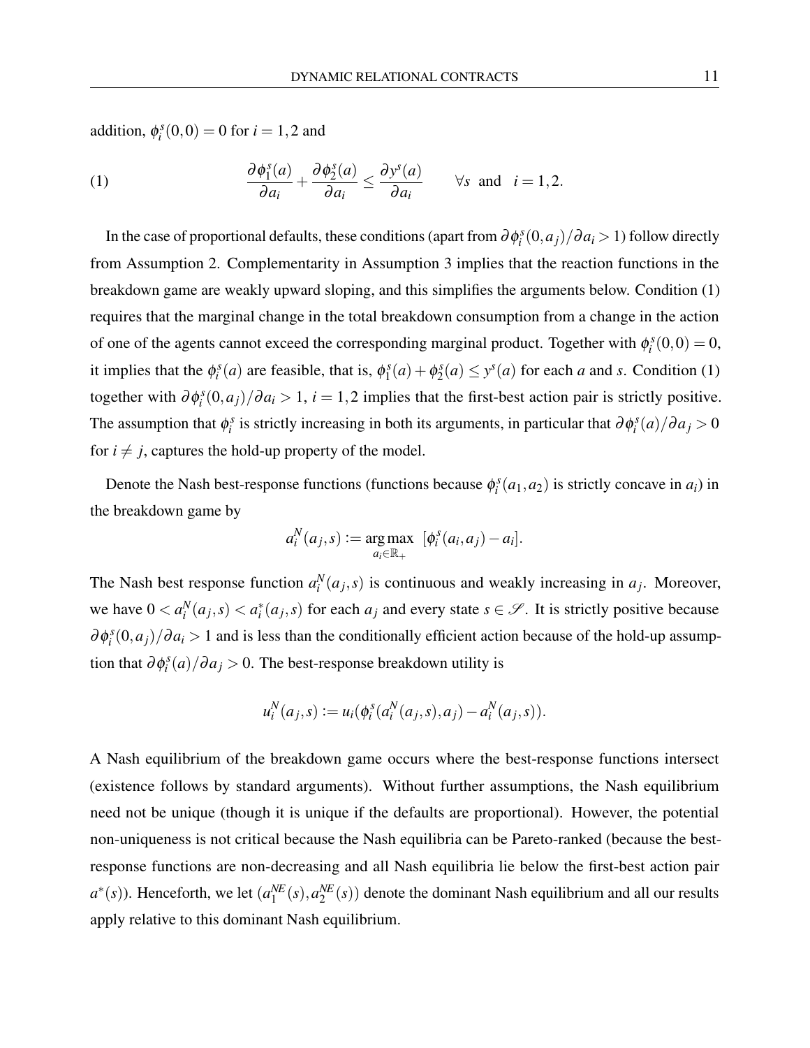addition, $\phi_i^s(0,0) = 0$ for $i = 1,2$ and

$$\frac{\partial \phi_1^s(a)}{\partial a_i} + \frac{\partial \phi_2^s(a)}{\partial a_i} \le \frac{\partial y^s(a)}{\partial a_i} \qquad \forall s \text{ and } i = 1,2. \tag{1}$$

In the case of proportional defaults, these conditions (apart from $\partial \phi_i^s(0,a_j)/\partial a_i > 1$) follow directly from Assumption 2. Complementarity in Assumption 3 implies that the reaction functions in the breakdown game are weakly upward sloping, and this simplifies the arguments below. Condition (1) requires that the marginal change in the total breakdown consumption from a change in the action of one of the agents cannot exceed the corresponding marginal product. Together with $\phi_i^s(0,0) = 0$, it implies that the $\phi_i^s(a)$ are feasible, that is, $\phi_1^s(a) + \phi_2^s(a) \le y^s(a)$ for each $a$ and $s$. Condition (1) together with $\partial \phi_i^s(0,a_j)/\partial a_i > 1$, $i = 1,2$ implies that the first-best action pair is strictly positive. The assumption that $\phi_i^s$ is strictly increasing in both its arguments, in particular that $\partial \phi_i^s(a)/\partial a_j > 0$ for $i \neq j$, captures the hold-up property of the model.

Denote the Nash best-response functions (functions because $\phi_i^s(a_1,a_2)$ is strictly concave in $a_i$) in the breakdown game by

$$a_i^N(a_j,s) := \underset{a_i \in \mathbb{R}_+}{\arg\max} \ [\phi_i^s(a_i,a_j) - a_i].$$

The Nash best response function $a_i^N(a_j,s)$ is continuous and weakly increasing in $a_j$. Moreover, we have $0 < a_i^N(a_j,s) < a_i^*(a_j,s)$ for each $a_j$ and every state $s \in \mathscr{S}$. It is strictly positive because $\partial \phi_i^s(0,a_j)/\partial a_i > 1$ and is less than the conditionally efficient action because of the hold-up assumption that $\partial \phi_i^s(a)/\partial a_j > 0$. The best-response breakdown utility is

$$u_i^N(a_j,s) := u_i(\phi_i^s(a_i^N(a_j,s),a_j) - a_i^N(a_j,s)).$$

A Nash equilibrium of the breakdown game occurs where the best-response functions intersect (existence follows by standard arguments). Without further assumptions, the Nash equilibrium need not be unique (though it is unique if the defaults are proportional). However, the potential non-uniqueness is not critical because the Nash equilibria can be Pareto-ranked (because the best-response functions are non-decreasing and all Nash equilibria lie below the first-best action pair $a^*(s)$). Henceforth, we let $(a_1^{NE}(s), a_2^{NE}(s))$ denote the dominant Nash equilibrium and all our results apply relative to this dominant Nash equilibrium.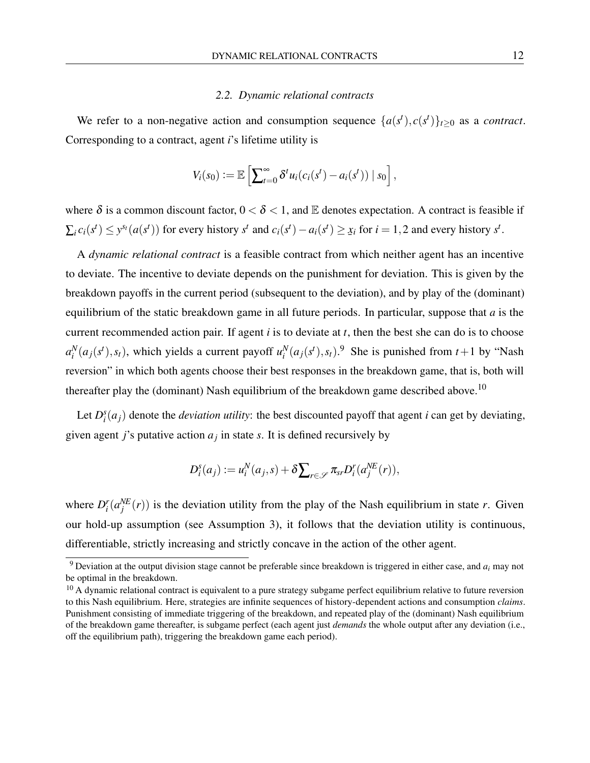### 2.2. Dynamic relational contracts

We refer to a non-negative action and consumption sequence $\{a(s^t), c(s^t)\}_{t\geq 0}$ as a *contract*. Corresponding to a contract, agent *i*'s lifetime utility is

$$V_i(s_0) := \mathbb{E}\left[\sum_{t=0}^{\infty} \delta^t u_i(c_i(s^t) - a_i(s^t)) \mid s_0\right],$$

where $\delta$ is a common discount factor, $0 < \delta < 1$, and $\mathbb{E}$ denotes expectation. A contract is feasible if $\sum_i c_i(s^t) \leq y^{s_t}(a(s^t))$ for every history $s^t$ and $c_i(s^t) - a_i(s^t) \geq \underline{x}_i$ for $i = 1, 2$ and every history $s^t$.

A *dynamic relational contract* is a feasible contract from which neither agent has an incentive to deviate. The incentive to deviate depends on the punishment for deviation. This is given by the breakdown payoffs in the current period (subsequent to the deviation), and by play of the (dominant) equilibrium of the static breakdown game in all future periods. In particular, suppose that $a$ is the current recommended action pair. If agent $i$ is to deviate at $t$, then the best she can do is to choose $a_i^N(a_j(s^t), s_t)$, which yields a current payoff $u_i^N(a_j(s^t), s_t)$.[9] She is punished from $t+1$ by "Nash reversion" in which both agents choose their best responses in the breakdown game, that is, both will thereafter play the (dominant) Nash equilibrium of the breakdown game described above.[10]

Let $D_i^s(a_j)$ denote the *deviation utility*: the best discounted payoff that agent $i$ can get by deviating, given agent $j$'s putative action $a_j$ in state $s$. It is defined recursively by

$$D_i^s(a_j) := u_i^N(a_j, s) + \delta \sum_{r \in \mathscr{S}} \pi_{sr} D_i^r(a_j^{NE}(r)),$$

where $D_i^r(a_j^{NE}(r))$ is the deviation utility from the play of the Nash equilibrium in state $r$. Given our hold-up assumption (see Assumption 3), it follows that the deviation utility is continuous, differentiable, strictly increasing and strictly concave in the action of the other agent.

[9] Deviation at the output division stage cannot be preferable since breakdown is triggered in either case, and $a_i$ may not be optimal in the breakdown.

[10] A dynamic relational contract is equivalent to a pure strategy subgame perfect equilibrium relative to future reversion to this Nash equilibrium. Here, strategies are infinite sequences of history-dependent actions and consumption *claims*. Punishment consisting of immediate triggering of the breakdown, and repeated play of the (dominant) Nash equilibrium of the breakdown game thereafter, is subgame perfect (each agent just *demands* the whole output after any deviation (i.e., off the equilibrium path), triggering the breakdown game each period).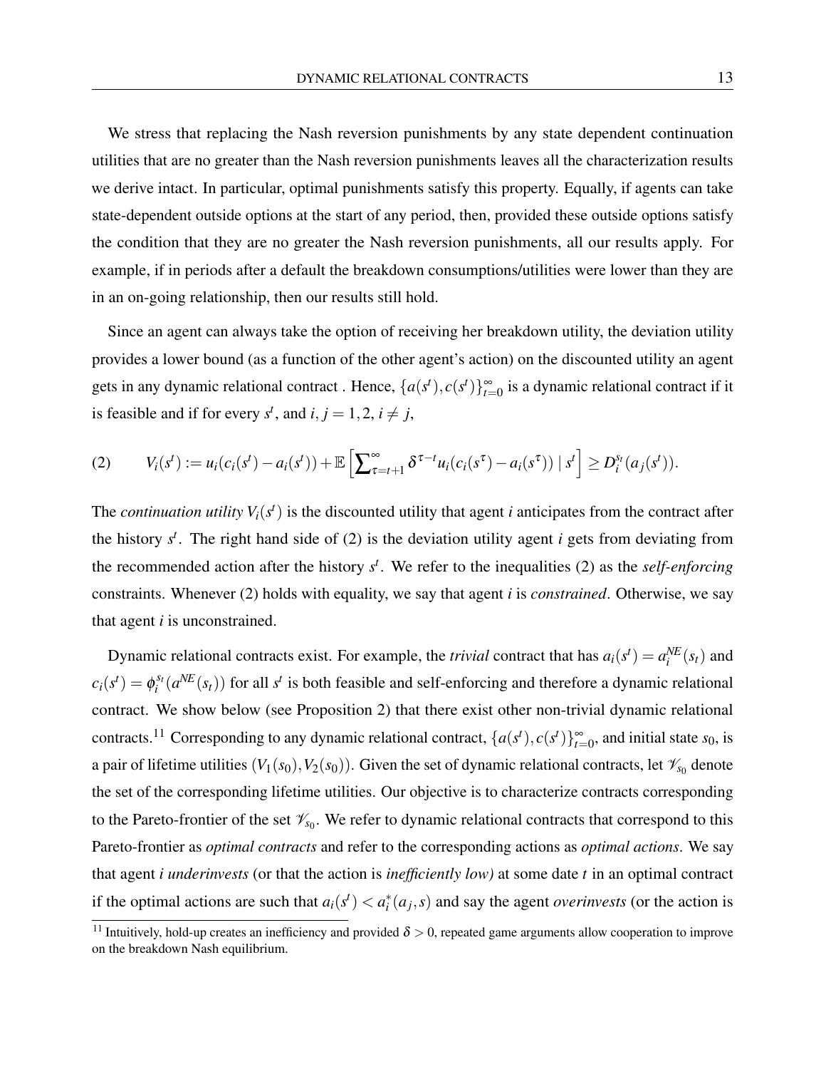We stress that replacing the Nash reversion punishments by any state dependent continuation utilities that are no greater than the Nash reversion punishments leaves all the characterization results we derive intact. In particular, optimal punishments satisfy this property. Equally, if agents can take state-dependent outside options at the start of any period, then, provided these outside options satisfy the condition that they are no greater the Nash reversion punishments, all our results apply. For example, if in periods after a default the breakdown consumptions/utilities were lower than they are in an on-going relationship, then our results still hold.

Since an agent can always take the option of receiving her breakdown utility, the deviation utility provides a lower bound (as a function of the other agent's action) on the discounted utility an agent gets in any dynamic relational contract . Hence, $\{a(s^t), c(s^t)\}_{t=0}^{\infty}$ is a dynamic relational contract if it is feasible and if for every $s^t$, and $i, j = 1, 2$, $i \neq j$,

$$V_i(s^t) := u_i(c_i(s^t) - a_i(s^t)) + \mathbb{E}\left[\sum_{\tau=t+1}^{\infty} \delta^{\tau-t} u_i(c_i(s^\tau) - a_i(s^\tau)) \mid s^t\right] \geq D_i^{s_t}(a_j(s^t)). \tag{2}$$

The *continuation utility* $V_i(s^t)$ is the discounted utility that agent $i$ anticipates from the contract after the history $s^t$. The right hand side of (2) is the deviation utility agent $i$ gets from deviating from the recommended action after the history $s^t$. We refer to the inequalities (2) as the *self-enforcing* constraints. Whenever (2) holds with equality, we say that agent $i$ is *constrained*. Otherwise, we say that agent $i$ is unconstrained.

Dynamic relational contracts exist. For example, the *trivial* contract that has $a_i(s^t) = a_i^{NE}(s_t)$ and $c_i(s^t) = \phi_i^{s_t}(a^{NE}(s_t))$ for all $s^t$ is both feasible and self-enforcing and therefore a dynamic relational contract. We show below (see Proposition 2) that there exist other non-trivial dynamic relational contracts.[11] Corresponding to any dynamic relational contract, $\{a(s^t), c(s^t)\}_{t=0}^{\infty}$, and initial state $s_0$, is a pair of lifetime utilities $(V_1(s_0), V_2(s_0))$. Given the set of dynamic relational contracts, let $\mathscr{V}_{s_0}$ denote the set of the corresponding lifetime utilities. Our objective is to characterize contracts corresponding to the Pareto-frontier of the set $\mathscr{V}_{s_0}$. We refer to dynamic relational contracts that correspond to this Pareto-frontier as *optimal contracts* and refer to the corresponding actions as *optimal actions*. We say that agent $i$ *underinvests* (or that the action is *inefficiently low)* at some date $t$ in an optimal contract if the optimal actions are such that $a_i(s^t) < a_i^*(a_j, s)$ and say the agent *overinvests* (or the action is

[11] Intuitively, hold-up creates an inefficiency and provided $\delta > 0$, repeated game arguments allow cooperation to improve on the breakdown Nash equilibrium.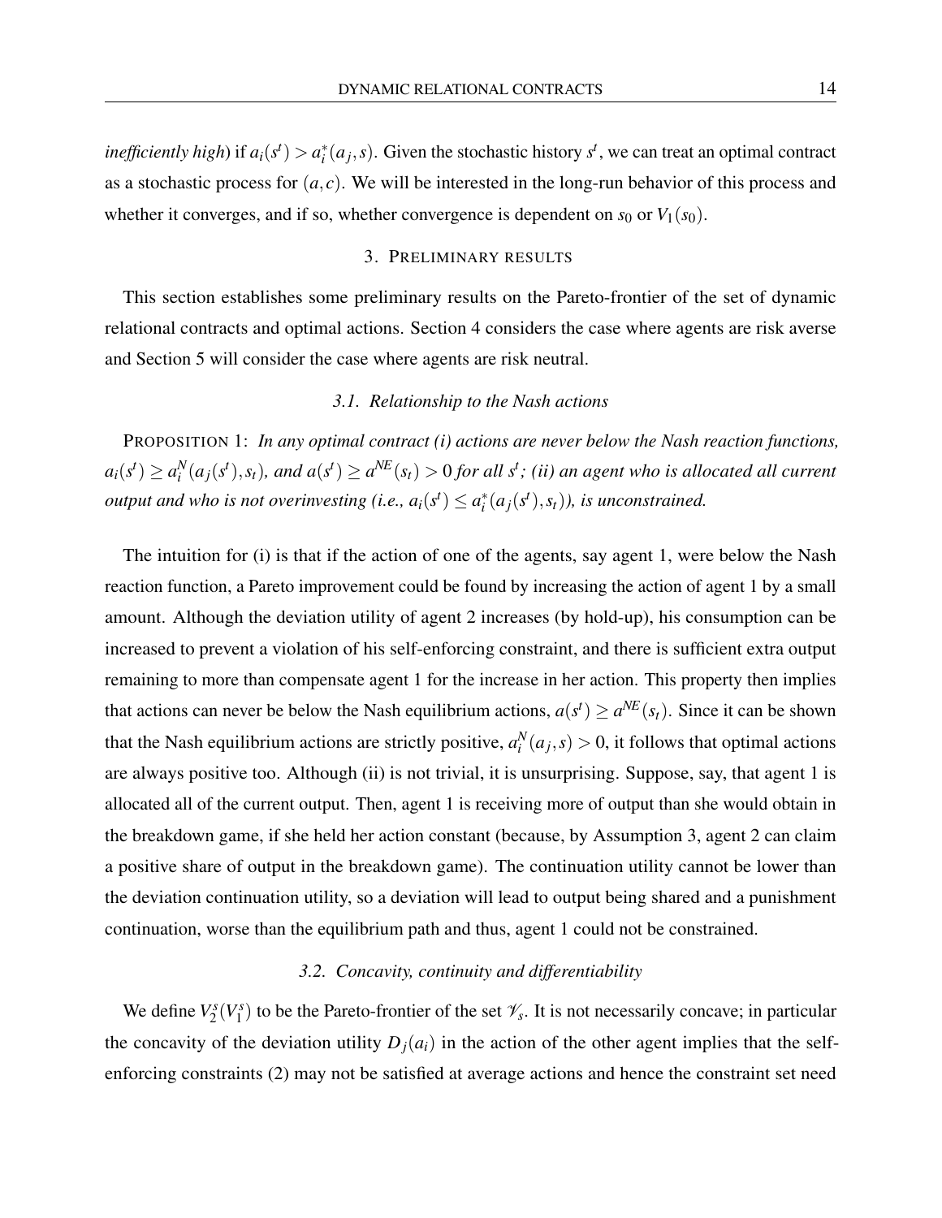*inefficiently high*) if $a_i(s^t) > a_i^*(a_j, s)$. Given the stochastic history $s^t$, we can treat an optimal contract as a stochastic process for $(a, c)$. We will be interested in the long-run behavior of this process and whether it converges, and if so, whether convergence is dependent on $s_0$ or $V_1(s_0)$.

## 3. Preliminary results

This section establishes some preliminary results on the Pareto-frontier of the set of dynamic relational contracts and optimal actions. Section 4 considers the case where agents are risk averse and Section 5 will consider the case where agents are risk neutral.

### 3.1. Relationship to the Nash actions

PROPOSITION 1: *In any optimal contract (i) actions are never below the Nash reaction functions, $a_i(s^t) \geq a_i^N(a_j(s^t), s_t)$, and $a(s^t) \geq a^{NE}(s_t) > 0$ for all $s^t$; (ii) an agent who is allocated all current output and who is not overinvesting (i.e., $a_i(s^t) \leq a_i^*(a_j(s^t), s_t)$), is unconstrained.*

The intuition for (i) is that if the action of one of the agents, say agent 1, were below the Nash reaction function, a Pareto improvement could be found by increasing the action of agent 1 by a small amount. Although the deviation utility of agent 2 increases (by hold-up), his consumption can be increased to prevent a violation of his self-enforcing constraint, and there is sufficient extra output remaining to more than compensate agent 1 for the increase in her action. This property then implies that actions can never be below the Nash equilibrium actions, $a(s^t) \geq a^{NE}(s_t)$. Since it can be shown that the Nash equilibrium actions are strictly positive, $a_i^N(a_j, s) > 0$, it follows that optimal actions are always positive too. Although (ii) is not trivial, it is unsurprising. Suppose, say, that agent 1 is allocated all of the current output. Then, agent 1 is receiving more of output than she would obtain in the breakdown game, if she held her action constant (because, by Assumption 3, agent 2 can claim a positive share of output in the breakdown game). The continuation utility cannot be lower than the deviation continuation utility, so a deviation will lead to output being shared and a punishment continuation, worse than the equilibrium path and thus, agent 1 could not be constrained.

### 3.2. Concavity, continuity and differentiability

We define $V_2^s(V_1^s)$ to be the Pareto-frontier of the set $\mathscr{V}_s$. It is not necessarily concave; in particular the concavity of the deviation utility $D_j(a_i)$ in the action of the other agent implies that the self-enforcing constraints (2) may not be satisfied at average actions and hence the constraint set need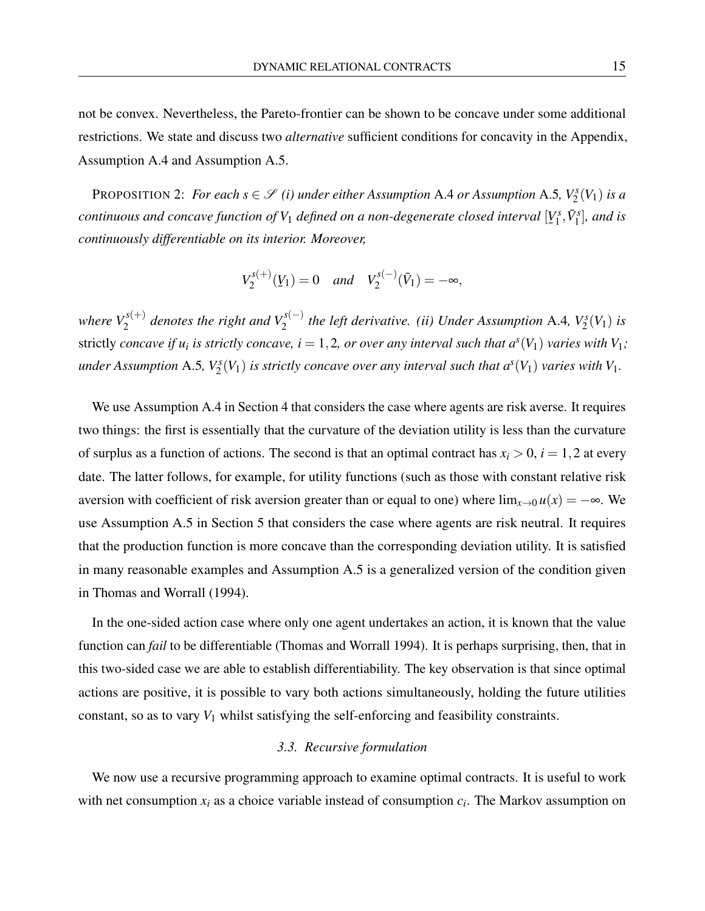not be convex. Nevertheless, the Pareto-frontier can be shown to be concave under some additional restrictions. We state and discuss two *alternative* sufficient conditions for concavity in the Appendix, Assumption A.4 and Assumption A.5.

PROPOSITION 2: *For each $s \in \mathscr{S}$ (i) under either Assumption* A.4 *or Assumption* A.5*, $V_2^s(V_1)$ is a continuous and concave function of $V_1$ defined on a non-degenerate closed interval $[\underline{V}_1^s, \bar{V}_1^s]$, and is continuously differentiable on its interior. Moreover,*

$$V_2^{s(+)}(\underline{V}_1) = 0 \quad \textit{and} \quad V_2^{s(-)}(\bar{V}_1) = -\infty,$$

*where $V_2^{s(+)}$ denotes the right and $V_2^{s(-)}$ the left derivative. (ii) Under Assumption* A.4*, $V_2^s(V_1)$ is* strictly *concave if $u_i$ is strictly concave, $i = 1,2$, or over any interval such that $a^s(V_1)$ varies with $V_1$; under Assumption* A.5*, $V_2^s(V_1)$ is strictly concave over any interval such that $a^s(V_1)$ varies with $V_1$.*

We use Assumption A.4 in Section 4 that considers the case where agents are risk averse. It requires two things: the first is essentially that the curvature of the deviation utility is less than the curvature of surplus as a function of actions. The second is that an optimal contract has $x_i > 0$, $i = 1,2$ at every date. The latter follows, for example, for utility functions (such as those with constant relative risk aversion with coefficient of risk aversion greater than or equal to one) where $\lim_{x \to 0} u(x) = -\infty$. We use Assumption A.5 in Section 5 that considers the case where agents are risk neutral. It requires that the production function is more concave than the corresponding deviation utility. It is satisfied in many reasonable examples and Assumption A.5 is a generalized version of the condition given in Thomas and Worrall (1994).

In the one-sided action case where only one agent undertakes an action, it is known that the value function can *fail* to be differentiable (Thomas and Worrall 1994). It is perhaps surprising, then, that in this two-sided case we are able to establish differentiability. The key observation is that since optimal actions are positive, it is possible to vary both actions simultaneously, holding the future utilities constant, so as to vary $V_1$ whilst satisfying the self-enforcing and feasibility constraints.

### *3.3. Recursive formulation*

We now use a recursive programming approach to examine optimal contracts. It is useful to work with net consumption $x_i$ as a choice variable instead of consumption $c_i$. The Markov assumption on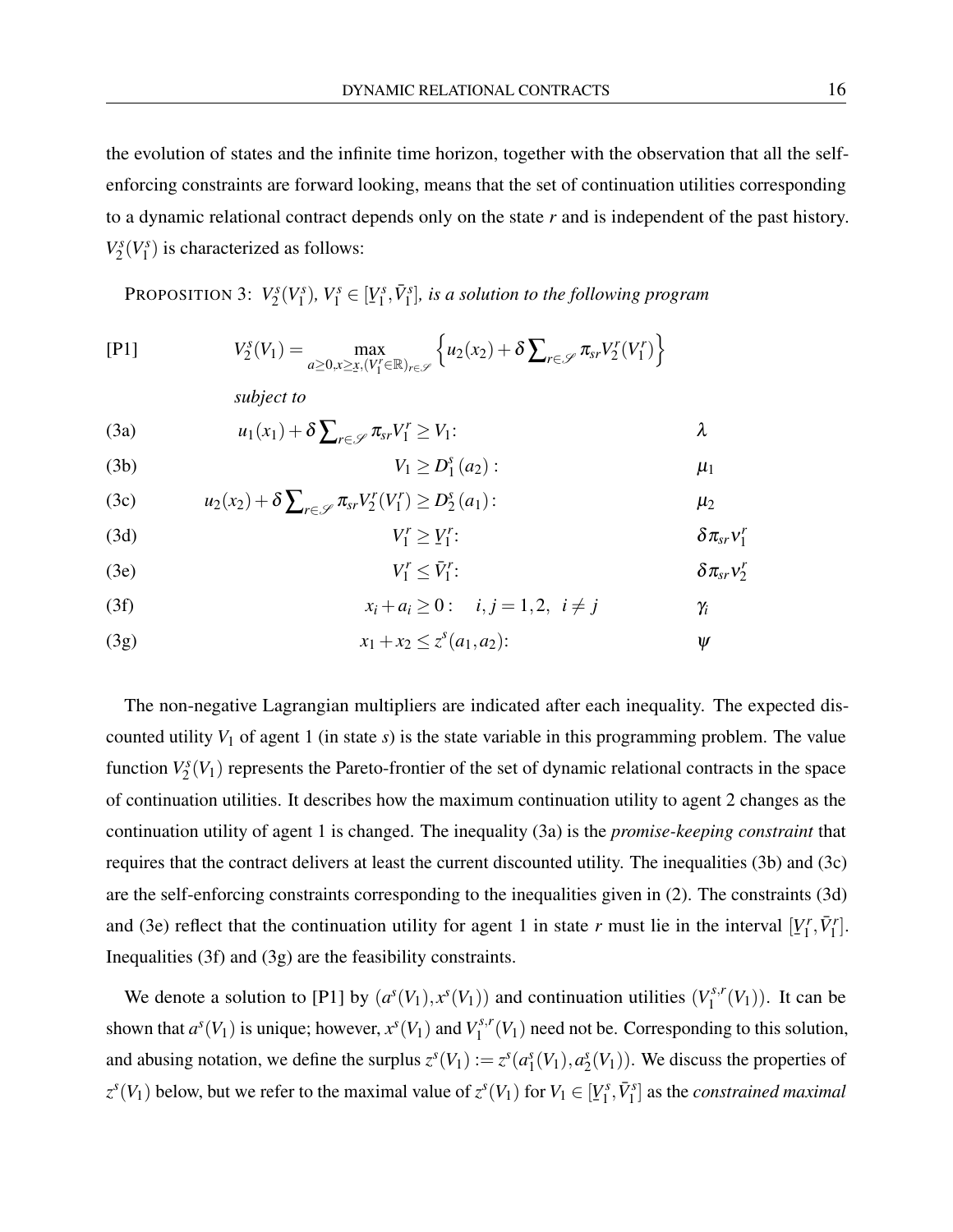the evolution of states and the infinite time horizon, together with the observation that all the self-enforcing constraints are forward looking, means that the set of continuation utilities corresponding to a dynamic relational contract depends only on the state $r$ and is independent of the past history. $V_2^s(V_1^s)$ is characterized as follows:

PROPOSITION 3: *$V_2^s(V_1^s)$, $V_1^s \in [\underline{V}_1^s, \bar{V}_1^s]$, is a solution to the following program*

$$\text{[P1]} \qquad V_2^s(V_1) = \max_{a \geq 0, x \geq \underline{x}, (V_1^r \in \mathbb{R})_{r \in \mathscr{S}}} \left\{ u_2(x_2) + \delta \sum\nolimits_{r \in \mathscr{S}} \pi_{sr} V_2^r(V_1^r) \right\}$$

*subject to*

$$\text{(3a)} \qquad u_1(x_1) + \delta \sum\nolimits_{r \in \mathscr{S}} \pi_{sr} V_1^r \geq V_1: \qquad \lambda$$

$$\text{(3b)} \qquad V_1 \geq D_1^s(a_2): \qquad \mu_1$$

$$\text{(3c)} \qquad u_2(x_2) + \delta \sum\nolimits_{r \in \mathscr{S}} \pi_{sr} V_2^r(V_1^r) \geq D_2^s(a_1): \qquad \mu_2$$

$$\text{(3d)} \qquad V_1^r \geq \underline{V}_1^r: \qquad \delta \pi_{sr} \nu_1^r$$

$$\text{(3e)} \qquad V_1^r \leq \bar{V}_1^r: \qquad \delta \pi_{sr} \nu_2^r$$

$$\text{(3f)} \qquad x_i + a_i \geq 0: \quad i, j = 1, 2, \; i \neq j \qquad \gamma_i$$

$$\text{(3g)} \qquad x_1 + x_2 \leq z^s(a_1, a_2): \qquad \psi$$

The non-negative Lagrangian multipliers are indicated after each inequality. The expected discounted utility $V_1$ of agent 1 (in state $s$) is the state variable in this programming problem. The value function $V_2^s(V_1)$ represents the Pareto-frontier of the set of dynamic relational contracts in the space of continuation utilities. It describes how the maximum continuation utility to agent 2 changes as the continuation utility of agent 1 is changed. The inequality (3a) is the *promise-keeping constraint* that requires that the contract delivers at least the current discounted utility. The inequalities (3b) and (3c) are the self-enforcing constraints corresponding to the inequalities given in (2). The constraints (3d) and (3e) reflect that the continuation utility for agent 1 in state $r$ must lie in the interval $[\underline{V}_1^r, \bar{V}_1^r]$. Inequalities (3f) and (3g) are the feasibility constraints.

We denote a solution to [P1] by $(a^s(V_1), x^s(V_1))$ and continuation utilities $(V_1^{s,r}(V_1))$. It can be shown that $a^s(V_1)$ is unique; however, $x^s(V_1)$ and $V_1^{s,r}(V_1)$ need not be. Corresponding to this solution, and abusing notation, we define the surplus $z^s(V_1) := z^s(a_1^s(V_1), a_2^s(V_1))$. We discuss the properties of $z^s(V_1)$ below, but we refer to the maximal value of $z^s(V_1)$ for $V_1 \in [\underline{V}_1^s, \bar{V}_1^s]$ as the *constrained maximal*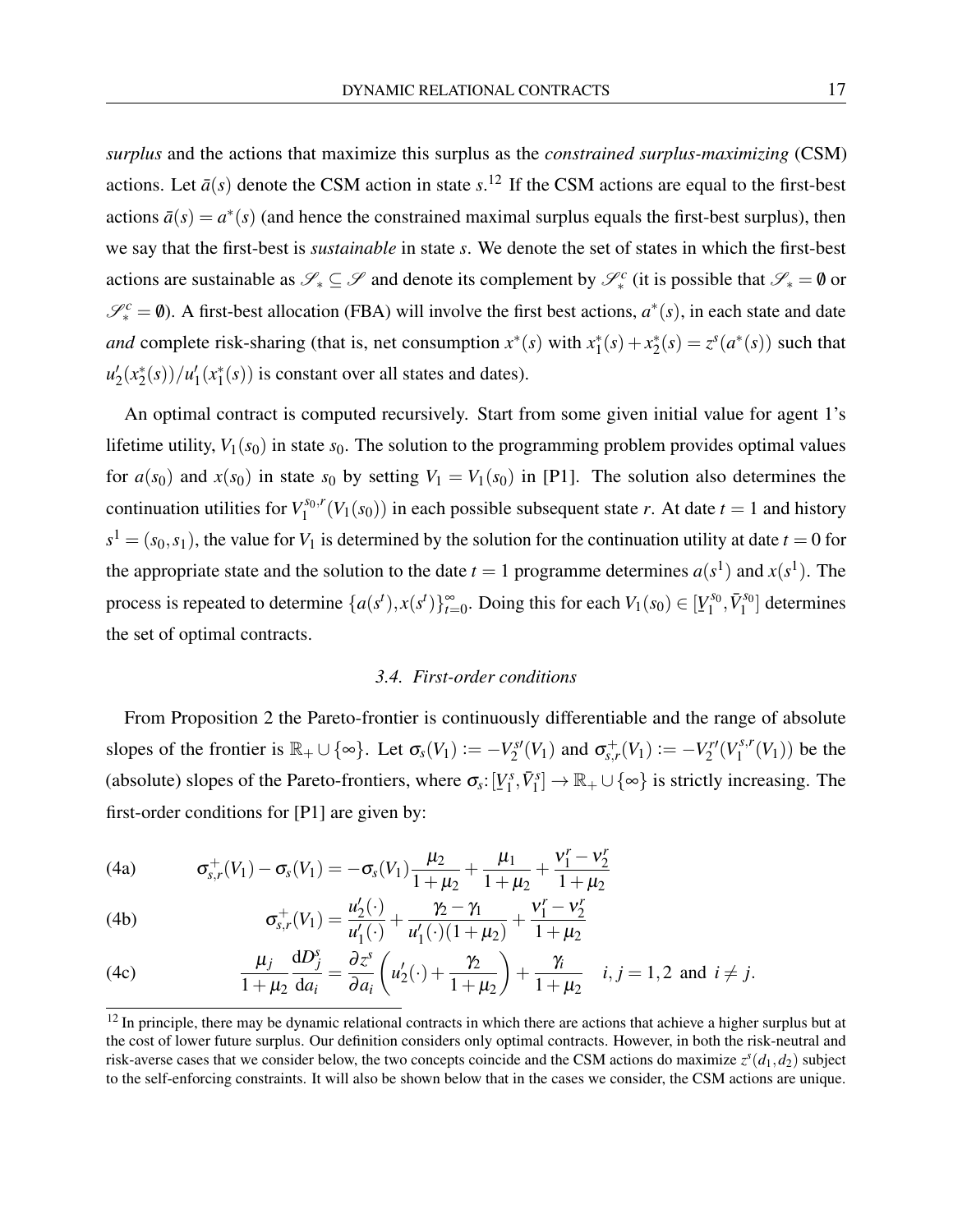*surplus* and the actions that maximize this surplus as the *constrained surplus-maximizing* (CSM) actions. Let $\bar{a}(s)$ denote the CSM action in state $s$.[12] If the CSM actions are equal to the first-best actions $\bar{a}(s) = a^*(s)$ (and hence the constrained maximal surplus equals the first-best surplus), then we say that the first-best is *sustainable* in state $s$. We denote the set of states in which the first-best actions are sustainable as $\mathscr{S}_* \subseteq \mathscr{S}$ and denote its complement by $\mathscr{S}_*^c$ (it is possible that $\mathscr{S}_* = \emptyset$ or $\mathscr{S}_*^c = \emptyset$). A first-best allocation (FBA) will involve the first best actions, $a^*(s)$, in each state and date *and* complete risk-sharing (that is, net consumption $x^*(s)$ with $x_1^*(s) + x_2^*(s) = z^s(a^*(s))$ such that $u_2'(x_2^*(s))/u_1'(x_1^*(s))$ is constant over all states and dates).

An optimal contract is computed recursively. Start from some given initial value for agent 1's lifetime utility, $V_1(s_0)$ in state $s_0$. The solution to the programming problem provides optimal values for $a(s_0)$ and $x(s_0)$ in state $s_0$ by setting $V_1 = V_1(s_0)$ in [P1]. The solution also determines the continuation utilities for $V_1^{s_0,r}(V_1(s_0))$ in each possible subsequent state $r$. At date $t = 1$ and history $s^1 = (s_0, s_1)$, the value for $V_1$ is determined by the solution for the continuation utility at date $t = 0$ for the appropriate state and the solution to the date $t = 1$ programme determines $a(s^1)$ and $x(s^1)$. The process is repeated to determine $\{a(s^t), x(s^t)\}_{t=0}^{\infty}$. Doing this for each $V_1(s_0) \in [\underline{V}_1^{s_0}, \bar{V}_1^{s_0}]$ determines the set of optimal contracts.

### 3.4. First-order conditions

From Proposition 2 the Pareto-frontier is continuously differentiable and the range of absolute slopes of the frontier is $\mathbb{R}_+ \cup \{\infty\}$. Let $\sigma_s(V_1) := -V_2^{s\prime}(V_1)$ and $\sigma_{s,r}^+(V_1) := -V_2^{r\prime}(V_1^{s,r}(V_1))$ be the (absolute) slopes of the Pareto-frontiers, where $\sigma_s \colon [\underline{V}_1^s, \bar{V}_1^s] \to \mathbb{R}_+ \cup \{\infty\}$ is strictly increasing. The first-order conditions for [P1] are given by:

$$\text{(4a)} \qquad \sigma_{s,r}^+(V_1) - \sigma_s(V_1) = -\sigma_s(V_1)\frac{\mu_2}{1+\mu_2} + \frac{\mu_1}{1+\mu_2} + \frac{\nu_1^r - \nu_2^r}{1+\mu_2}$$

$$\text{(4b)} \qquad \sigma_{s,r}^+(V_1) = \frac{u_2'(\cdot)}{u_1'(\cdot)} + \frac{\gamma_2 - \gamma_1}{u_1'(\cdot)(1+\mu_2)} + \frac{\nu_1^r - \nu_2^r}{1+\mu_2}$$

$$\text{(4c)} \qquad \frac{\mu_j}{1+\mu_2}\frac{\mathrm{d}D_j^s}{\mathrm{d}a_i} = \frac{\partial z^s}{\partial a_i}\left(u_2'(\cdot) + \frac{\gamma_2}{1+\mu_2}\right) + \frac{\gamma_i}{1+\mu_2} \quad i,j = 1,2 \text{ and } i \neq j.$$

---

[12] In principle, there may be dynamic relational contracts in which there are actions that achieve a higher surplus but at the cost of lower future surplus. Our definition considers only optimal contracts. However, in both the risk-neutral and risk-averse cases that we consider below, the two concepts coincide and the CSM actions do maximize $z^s(d_1, d_2)$ subject to the self-enforcing constraints. It will also be shown below that in the cases we consider, the CSM actions are unique.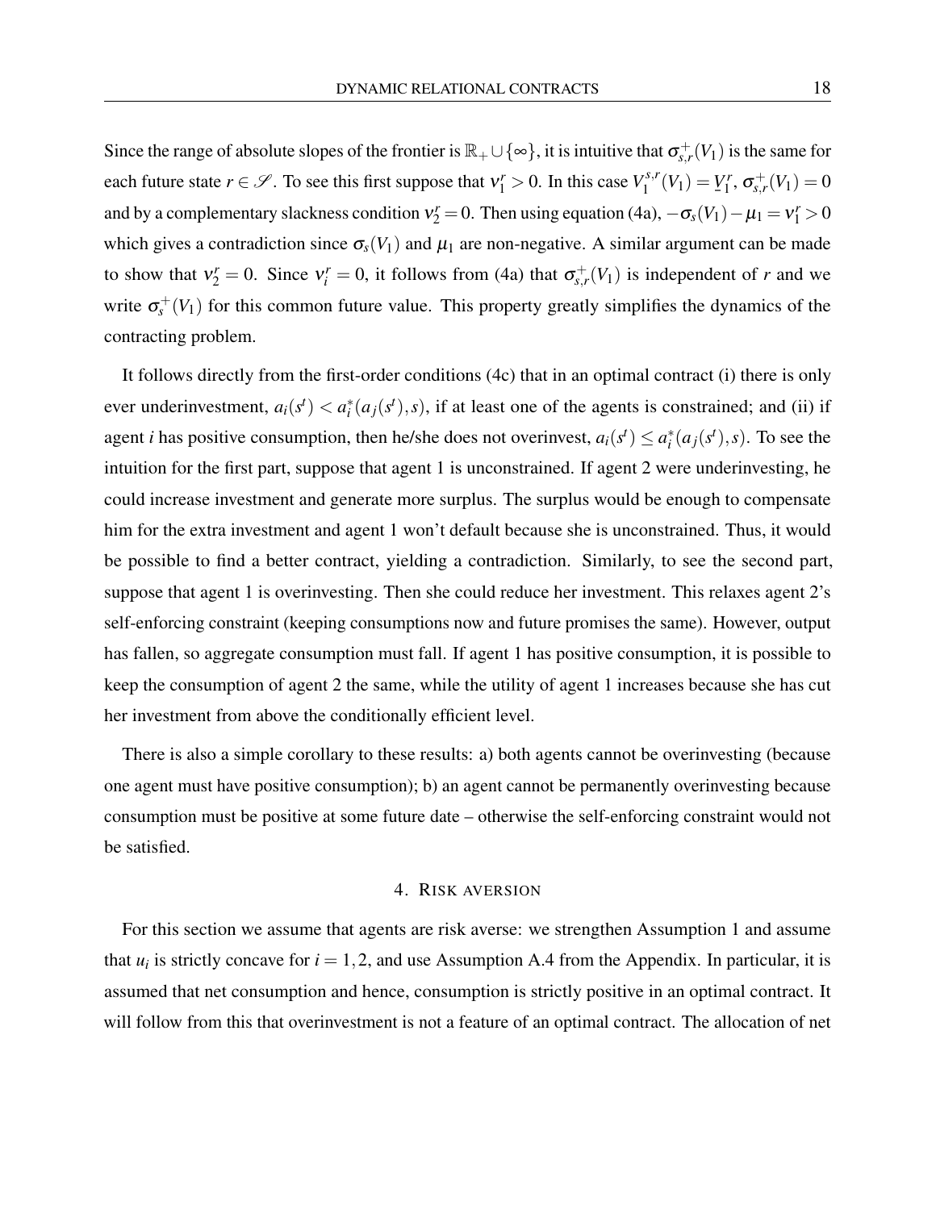Since the range of absolute slopes of the frontier is $\mathbb{R}_+ \cup \{\infty\}$, it is intuitive that $\sigma^+_{s,r}(V_1)$ is the same for each future state $r \in \mathscr{S}$. To see this first suppose that $\nu^r_1 > 0$. In this case $V^{s,r}_1(V_1) = \underline{V}^r_1$, $\sigma^+_{s,r}(V_1) = 0$ and by a complementary slackness condition $\nu^r_2 = 0$. Then using equation (4a), $-\sigma_s(V_1) - \mu_1 = \nu^r_1 > 0$ which gives a contradiction since $\sigma_s(V_1)$ and $\mu_1$ are non-negative. A similar argument can be made to show that $\nu^r_2 = 0$. Since $\nu^r_i = 0$, it follows from (4a) that $\sigma^+_{s,r}(V_1)$ is independent of $r$ and we write $\sigma^+_s(V_1)$ for this common future value. This property greatly simplifies the dynamics of the contracting problem.

It follows directly from the first-order conditions (4c) that in an optimal contract (i) there is only ever underinvestment, $a_i(s^t) < a^*_i(a_j(s^t), s)$, if at least one of the agents is constrained; and (ii) if agent $i$ has positive consumption, then he/she does not overinvest, $a_i(s^t) \leq a^*_i(a_j(s^t), s)$. To see the intuition for the first part, suppose that agent 1 is unconstrained. If agent 2 were underinvesting, he could increase investment and generate more surplus. The surplus would be enough to compensate him for the extra investment and agent 1 won't default because she is unconstrained. Thus, it would be possible to find a better contract, yielding a contradiction. Similarly, to see the second part, suppose that agent 1 is overinvesting. Then she could reduce her investment. This relaxes agent 2's self-enforcing constraint (keeping consumptions now and future promises the same). However, output has fallen, so aggregate consumption must fall. If agent 1 has positive consumption, it is possible to keep the consumption of agent 2 the same, while the utility of agent 1 increases because she has cut her investment from above the conditionally efficient level.

There is also a simple corollary to these results: a) both agents cannot be overinvesting (because one agent must have positive consumption); b) an agent cannot be permanently overinvesting because consumption must be positive at some future date – otherwise the self-enforcing constraint would not be satisfied.

## 4. Risk aversion

For this section we assume that agents are risk averse: we strengthen Assumption 1 and assume that $u_i$ is strictly concave for $i = 1, 2$, and use Assumption A.4 from the Appendix. In particular, it is assumed that net consumption and hence, consumption is strictly positive in an optimal contract. It will follow from this that overinvestment is not a feature of an optimal contract. The allocation of net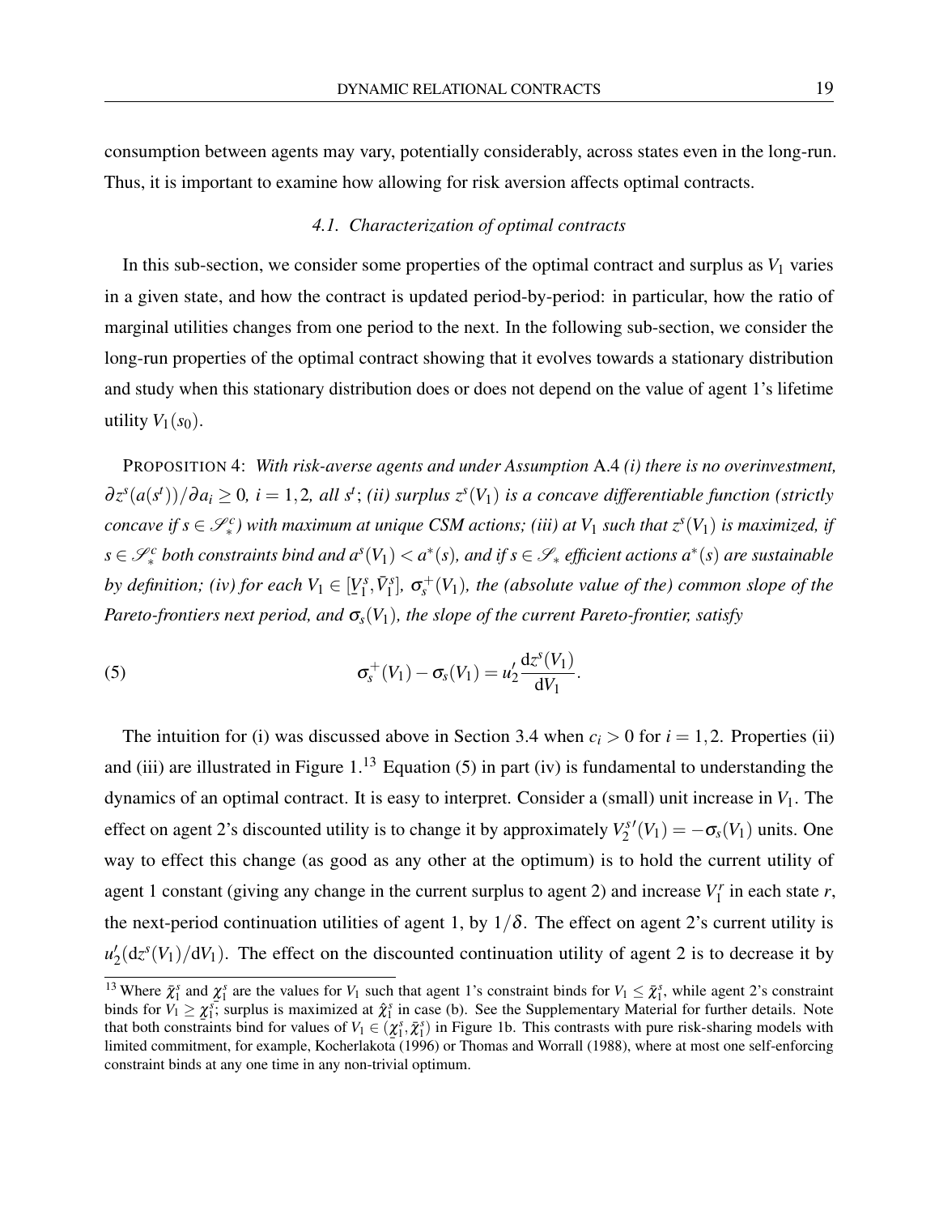consumption between agents may vary, potentially considerably, across states even in the long-run. Thus, it is important to examine how allowing for risk aversion affects optimal contracts.

### *4.1. Characterization of optimal contracts*

In this sub-section, we consider some properties of the optimal contract and surplus as $V_1$ varies in a given state, and how the contract is updated period-by-period: in particular, how the ratio of marginal utilities changes from one period to the next. In the following sub-section, we consider the long-run properties of the optimal contract showing that it evolves towards a stationary distribution and study when this stationary distribution does or does not depend on the value of agent 1's lifetime utility $V_1(s_0)$.

PROPOSITION 4: *With risk-averse agents and under Assumption* A.4 *(i) there is no overinvestment,* $\partial z^s(a(s^t))/\partial a_i \geq 0$*,* $i = 1,2$*, all* $s^t$*; (ii) surplus* $z^s(V_1)$ *is a concave differentiable function (strictly concave if* $s \in \mathscr{S}_*^c$*) with maximum at unique CSM actions; (iii) at* $V_1$ *such that* $z^s(V_1)$ *is maximized, if* $s \in \mathscr{S}_*^c$ *both constraints bind and* $a^s(V_1) < a^*(s)$*, and if* $s \in \mathscr{S}_*$ *efficient actions* $a^*(s)$ *are sustainable by definition; (iv) for each* $V_1 \in [\underline{V}_1^s, \bar{V}_1^s]$*,* $\sigma_s^+(V_1)$*, (the absolute value of the) common slope of the Pareto-frontiers next period, and* $\sigma_s(V_1)$*, the slope of the current Pareto-frontier, satisfy*

$$\sigma_s^+(V_1) - \sigma_s(V_1) = u_2' \frac{\mathrm{d}z^s(V_1)}{\mathrm{d}V_1}. \tag{5}$$

The intuition for (i) was discussed above in Section 3.4 when $c_i > 0$ for $i = 1,2$. Properties (ii) and (iii) are illustrated in Figure 1.[13] Equation (5) in part (iv) is fundamental to understanding the dynamics of an optimal contract. It is easy to interpret. Consider a (small) unit increase in $V_1$. The effect on agent 2's discounted utility is to change it by approximately $V_2^{s\prime}(V_1) = -\sigma_s(V_1)$ units. One way to effect this change (as good as any other at the optimum) is to hold the current utility of agent 1 constant (giving any change in the current surplus to agent 2) and increase $V_1^r$ in each state $r$, the next-period continuation utilities of agent 1, by $1/\delta$. The effect on agent 2's current utility is $u_2'(\mathrm{d}z^s(V_1)/\mathrm{d}V_1)$. The effect on the discounted continuation utility of agent 2 is to decrease it by

[13] Where $\bar{\chi}_1^s$ and $\underline{\chi}_1^s$ are the values for $V_1$ such that agent 1's constraint binds for $V_1 \leq \bar{\chi}_1^s$, while agent 2's constraint binds for $V_1 \geq \underline{\chi}_1^s$; surplus is maximized at $\hat{\chi}_1^s$ in case (b). See the Supplementary Material for further details. Note that both constraints bind for values of $V_1 \in (\underline{\chi}_1^s, \bar{\chi}_1^s)$ in Figure 1b. This contrasts with pure risk-sharing models with limited commitment, for example, Kocherlakota (1996) or Thomas and Worrall (1988), where at most one self-enforcing constraint binds at any one time in any non-trivial optimum.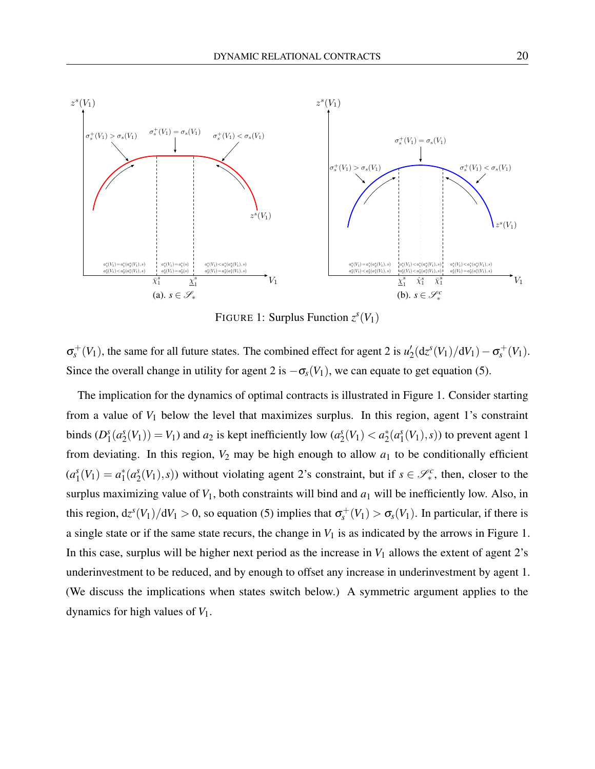FIGURE 1: Surplus Function $z^s(V_1)$

$\sigma_s^+(V_1)$, the same for all future states. The combined effect for agent 2 is $u_2'(\mathrm{d}z^s(V_1)/\mathrm{d}V_1) - \sigma_s^+(V_1)$. Since the overall change in utility for agent 2 is $-\sigma_s(V_1)$, we can equate to get equation (5).

The implication for the dynamics of optimal contracts is illustrated in Figure 1. Consider starting from a value of $V_1$ below the level that maximizes surplus. In this region, agent 1's constraint binds ($D_1^s(a_2^s(V_1)) = V_1$) and $a_2$ is kept inefficiently low ($a_2^s(V_1) < a_2^*(a_1^s(V_1), s)$) to prevent agent 1 from deviating. In this region, $V_2$ may be high enough to allow $a_1$ to be conditionally efficient ($a_1^s(V_1) = a_1^*(a_2^s(V_1), s)$) without violating agent 2's constraint, but if $s \in \mathscr{S}_*^c$, then, closer to the surplus maximizing value of $V_1$, both constraints will bind and $a_1$ will be inefficiently low. Also, in this region, $\mathrm{d}z^s(V_1)/\mathrm{d}V_1 > 0$, so equation (5) implies that $\sigma_s^+(V_1) > \sigma_s(V_1)$. In particular, if there is a single state or if the same state recurs, the change in $V_1$ is as indicated by the arrows in Figure 1. In this case, surplus will be higher next period as the increase in $V_1$ allows the extent of agent 2's underinvestment to be reduced, and by enough to offset any increase in underinvestment by agent 1. (We discuss the implications when states switch below.) A symmetric argument applies to the dynamics for high values of $V_1$.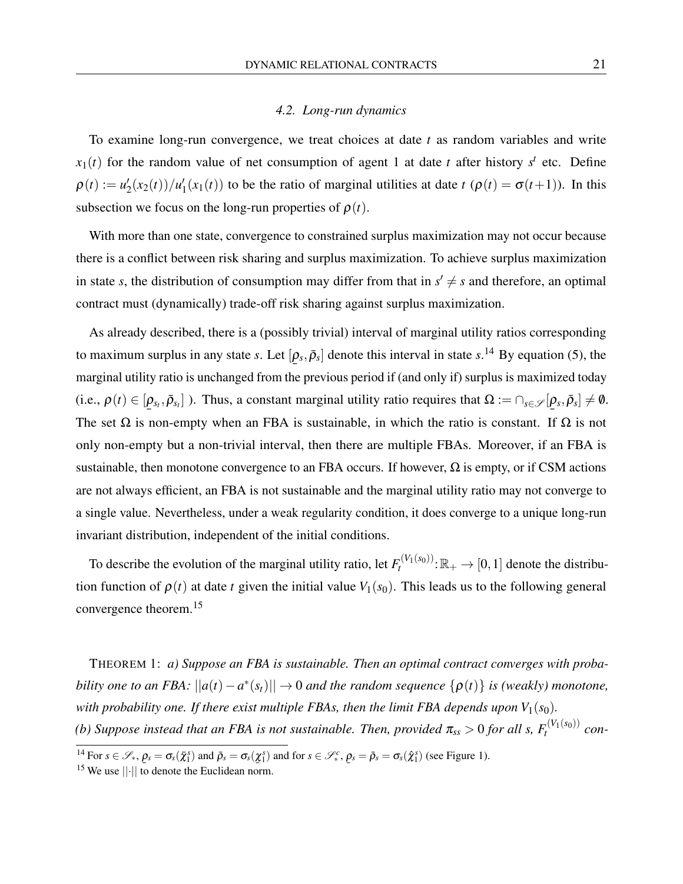### 4.2. Long-run dynamics

To examine long-run convergence, we treat choices at date $t$ as random variables and write $x_1(t)$ for the random value of net consumption of agent 1 at date $t$ after history $s^t$ etc. Define $\rho(t) := u_2'(x_2(t))/u_1'(x_1(t))$ to be the ratio of marginal utilities at date $t$ ($\rho(t) = \sigma(t+1)$). In this subsection we focus on the long-run properties of $\rho(t)$.

With more than one state, convergence to constrained surplus maximization may not occur because there is a conflict between risk sharing and surplus maximization. To achieve surplus maximization in state $s$, the distribution of consumption may differ from that in $s' \neq s$ and therefore, an optimal contract must (dynamically) trade-off risk sharing against surplus maximization.

As already described, there is a (possibly trivial) interval of marginal utility ratios corresponding to maximum surplus in any state $s$. Let $[\underline{\rho}_s, \bar{\rho}_s]$ denote this interval in state $s$.[14] By equation (5), the marginal utility ratio is unchanged from the previous period if (and only if) surplus is maximized today (i.e., $\rho(t) \in [\underline{\rho}_{s_t}, \bar{\rho}_{s_t}]$ ). Thus, a constant marginal utility ratio requires that $\Omega := \cap_{s \in \mathscr{S}} [\underline{\rho}_s, \bar{\rho}_s] \neq \emptyset$. The set $\Omega$ is non-empty when an FBA is sustainable, in which the ratio is constant. If $\Omega$ is not only non-empty but a non-trivial interval, then there are multiple FBAs. Moreover, if an FBA is sustainable, then monotone convergence to an FBA occurs. If however, $\Omega$ is empty, or if CSM actions are not always efficient, an FBA is not sustainable and the marginal utility ratio may not converge to a single value. Nevertheless, under a weak regularity condition, it does converge to a unique long-run invariant distribution, independent of the initial conditions.

To describe the evolution of the marginal utility ratio, let $F_t^{(V_1(s_0))} : \mathbb{R}_+ \rightarrow [0, 1]$ denote the distribution function of $\rho(t)$ at date $t$ given the initial value $V_1(s_0)$. This leads us to the following general convergence theorem.[15]

THEOREM 1: *a) Suppose an FBA is sustainable. Then an optimal contract converges with probability one to an FBA: $||a(t) - a^*(s_t)|| \rightarrow 0$ and the random sequence $\{\rho(t)\}$ is (weakly) monotone, with probability one. If there exist multiple FBAs, then the limit FBA depends upon $V_1(s_0)$.*
*(b) Suppose instead that an FBA is not sustainable. Then, provided $\pi_{ss} > 0$ for all s, $F_t^{(V_1(s_0))}$ con-*

[14] For $s \in \mathscr{S}_*$, $\underline{\rho}_s = \sigma_s(\bar{\chi}_1^s)$ and $\bar{\rho}_s = \sigma_s(\underline{\chi}_1^s)$ and for $s \in \mathscr{S}_*^c$, $\underline{\rho}_s = \bar{\rho}_s = \sigma_s(\hat{\chi}_1^s)$ (see Figure 1).

[15] We use $||\cdot||$ to denote the Euclidean norm.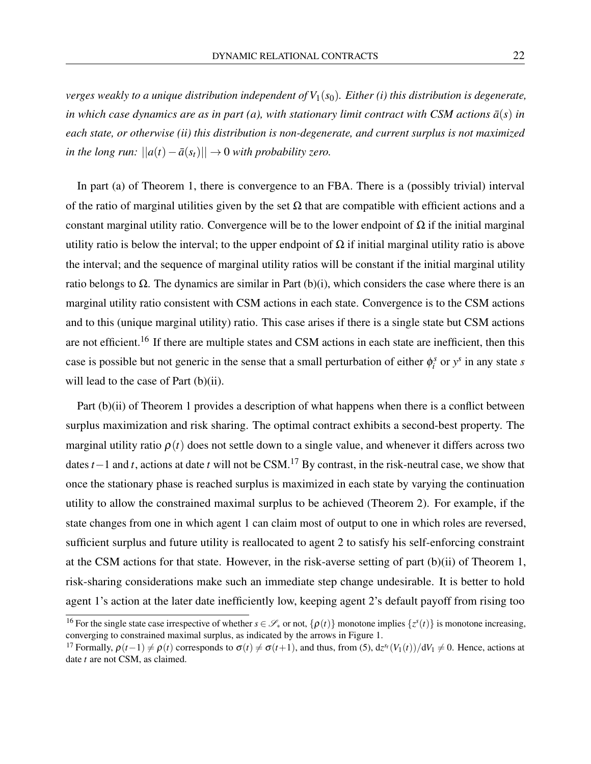*verges weakly to a unique distribution independent of $V_1(s_0)$. Either (i) this distribution is degenerate, in which case dynamics are as in part (a), with stationary limit contract with CSM actions $\bar{a}(s)$ in each state, or otherwise (ii) this distribution is non-degenerate, and current surplus is not maximized in the long run: $||a(t) - \bar{a}(s_t)|| \to 0$ with probability zero.*

In part (a) of Theorem 1, there is convergence to an FBA. There is a (possibly trivial) interval of the ratio of marginal utilities given by the set $\Omega$ that are compatible with efficient actions and a constant marginal utility ratio. Convergence will be to the lower endpoint of $\Omega$ if the initial marginal utility ratio is below the interval; to the upper endpoint of $\Omega$ if initial marginal utility ratio is above the interval; and the sequence of marginal utility ratios will be constant if the initial marginal utility ratio belongs to $\Omega$. The dynamics are similar in Part (b)(i), which considers the case where there is an marginal utility ratio consistent with CSM actions in each state. Convergence is to the CSM actions and to this (unique marginal utility) ratio. This case arises if there is a single state but CSM actions are not efficient.[16] If there are multiple states and CSM actions in each state are inefficient, then this case is possible but not generic in the sense that a small perturbation of either $\phi_i^s$ or $y^s$ in any state $s$ will lead to the case of Part (b)(ii).

Part (b)(ii) of Theorem 1 provides a description of what happens when there is a conflict between surplus maximization and risk sharing. The optimal contract exhibits a second-best property. The marginal utility ratio $\rho(t)$ does not settle down to a single value, and whenever it differs across two dates $t-1$ and $t$, actions at date $t$ will not be CSM.[17] By contrast, in the risk-neutral case, we show that once the stationary phase is reached surplus is maximized in each state by varying the continuation utility to allow the constrained maximal surplus to be achieved (Theorem 2). For example, if the state changes from one in which agent 1 can claim most of output to one in which roles are reversed, sufficient surplus and future utility is reallocated to agent 2 to satisfy his self-enforcing constraint at the CSM actions for that state. However, in the risk-averse setting of part (b)(ii) of Theorem 1, risk-sharing considerations make such an immediate step change undesirable. It is better to hold agent 1's action at the later date inefficiently low, keeping agent 2's default payoff from rising too

[16] For the single state case irrespective of whether $s \in \mathscr{S}_*$ or not, $\{\rho(t)\}$ monotone implies $\{z^s(t)\}$ is monotone increasing, converging to constrained maximal surplus, as indicated by the arrows in Figure 1.

[17] Formally, $\rho(t-1) \neq \rho(t)$ corresponds to $\sigma(t) \neq \sigma(t+1)$, and thus, from (5), $\mathrm{d}z^{s_t}(V_1(t))/\mathrm{d}V_1 \neq 0$. Hence, actions at date $t$ are not CSM, as claimed.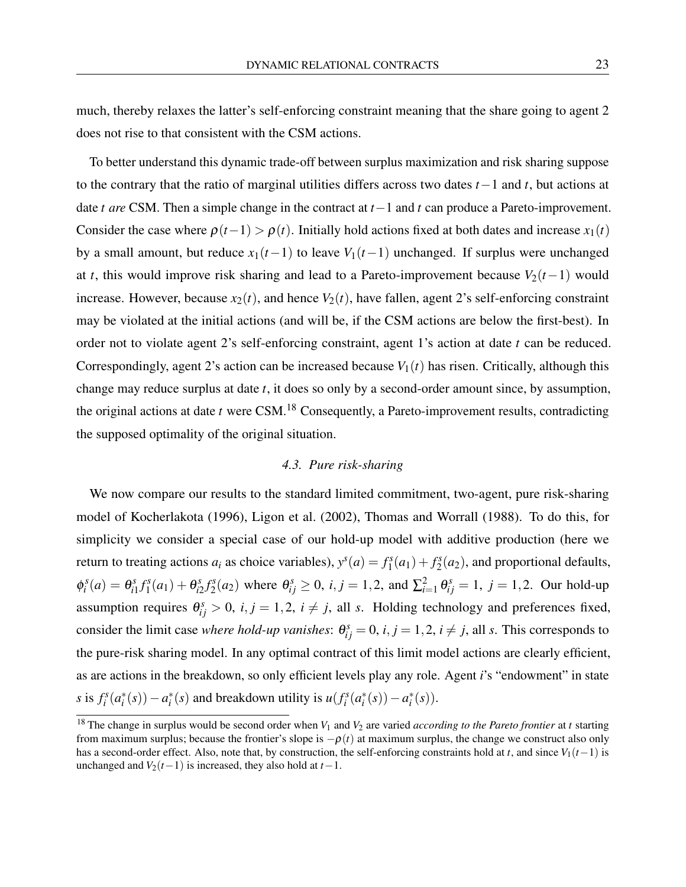much, thereby relaxes the latter's self-enforcing constraint meaning that the share going to agent 2 does not rise to that consistent with the CSM actions.

To better understand this dynamic trade-off between surplus maximization and risk sharing suppose to the contrary that the ratio of marginal utilities differs across two dates $t-1$ and $t$, but actions at date $t$ *are* CSM. Then a simple change in the contract at $t-1$ and $t$ can produce a Pareto-improvement. Consider the case where $\rho(t-1) > \rho(t)$. Initially hold actions fixed at both dates and increase $x_1(t)$ by a small amount, but reduce $x_1(t-1)$ to leave $V_1(t-1)$ unchanged. If surplus were unchanged at $t$, this would improve risk sharing and lead to a Pareto-improvement because $V_2(t-1)$ would increase. However, because $x_2(t)$, and hence $V_2(t)$, have fallen, agent 2's self-enforcing constraint may be violated at the initial actions (and will be, if the CSM actions are below the first-best). In order not to violate agent 2's self-enforcing constraint, agent 1's action at date $t$ can be reduced. Correspondingly, agent 2's action can be increased because $V_1(t)$ has risen. Critically, although this change may reduce surplus at date $t$, it does so only by a second-order amount since, by assumption, the original actions at date $t$ were CSM.[18] Consequently, a Pareto-improvement results, contradicting the supposed optimality of the original situation.

### 4.3. Pure risk-sharing

We now compare our results to the standard limited commitment, two-agent, pure risk-sharing model of Kocherlakota (1996), Ligon et al. (2002), Thomas and Worrall (1988). To do this, for simplicity we consider a special case of our hold-up model with additive production (here we return to treating actions $a_i$ as choice variables), $y^s(a) = f_1^s(a_1) + f_2^s(a_2)$, and proportional defaults, $\phi_i^s(a) = \theta_{i1}^s f_1^s(a_1) + \theta_{i2}^s f_2^s(a_2)$ where $\theta_{ij}^s \geq 0$, $i, j = 1, 2$, and $\sum_{i=1}^2 \theta_{ij}^s = 1$, $j = 1, 2$. Our hold-up assumption requires $\theta_{ij}^s > 0$, $i, j = 1, 2$, $i \neq j$, all $s$. Holding technology and preferences fixed, consider the limit case *where hold-up vanishes*: $\theta_{ij}^s = 0$, $i, j = 1, 2$, $i \neq j$, all $s$. This corresponds to the pure-risk sharing model. In any optimal contract of this limit model actions are clearly efficient, as are actions in the breakdown, so only efficient levels play any role. Agent $i$'s "endowment" in state $s$ is $f_i^s(a_i^*(s)) - a_i^*(s)$ and breakdown utility is $u(f_i^s(a_i^*(s)) - a_i^*(s))$.

[18] The change in surplus would be second order when $V_1$ and $V_2$ are varied *according to the Pareto frontier* at $t$ starting from maximum surplus; because the frontier's slope is $-\rho(t)$ at maximum surplus, the change we construct also only has a second-order effect. Also, note that, by construction, the self-enforcing constraints hold at $t$, and since $V_1(t-1)$ is unchanged and $V_2(t-1)$ is increased, they also hold at $t-1$.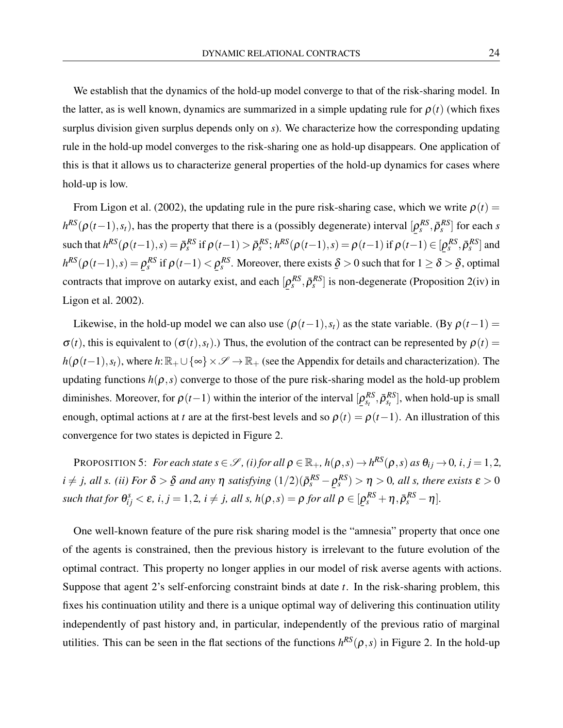We establish that the dynamics of the hold-up model converge to that of the risk-sharing model. In the latter, as is well known, dynamics are summarized in a simple updating rule for $\rho(t)$ (which fixes surplus division given surplus depends only on $s$). We characterize how the corresponding updating rule in the hold-up model converges to the risk-sharing one as hold-up disappears. One application of this is that it allows us to characterize general properties of the hold-up dynamics for cases where hold-up is low.

From Ligon et al. (2002), the updating rule in the pure risk-sharing case, which we write $\rho(t) = h^{RS}(\rho(t-1), s_t)$, has the property that there is a (possibly degenerate) interval $[\underline{\rho}_s^{RS}, \bar{\rho}_s^{RS}]$ for each $s$ such that $h^{RS}(\rho(t-1), s) = \bar{\rho}_s^{RS}$ if $\rho(t-1) > \bar{\rho}_s^{RS}$; $h^{RS}(\rho(t-1), s) = \rho(t-1)$ if $\rho(t-1) \in [\underline{\rho}_s^{RS}, \bar{\rho}_s^{RS}]$ and $h^{RS}(\rho(t-1), s) = \underline{\rho}_s^{RS}$ if $\rho(t-1) < \underline{\rho}_s^{RS}$. Moreover, there exists $\underline{\delta} > 0$ such that for $1 \geq \delta > \underline{\delta}$, optimal contracts that improve on autarky exist, and each $[\underline{\rho}_s^{RS}, \bar{\rho}_s^{RS}]$ is non-degenerate (Proposition 2(iv) in Ligon et al. 2002).

Likewise, in the hold-up model we can also use $(\rho(t-1), s_t)$ as the state variable. (By $\rho(t-1) = \sigma(t)$, this is equivalent to $(\sigma(t), s_t)$.) Thus, the evolution of the contract can be represented by $\rho(t) = h(\rho(t-1), s_t)$, where $h\colon \mathbb{R}_+ \cup \{\infty\} \times \mathscr{S} \to \mathbb{R}_+$ (see the Appendix for details and characterization). The updating functions $h(\rho, s)$ converge to those of the pure risk-sharing model as the hold-up problem diminishes. Moreover, for $\rho(t-1)$ within the interior of the interval $[\underline{\rho}_{s_t}^{RS}, \bar{\rho}_{s_t}^{RS}]$, when hold-up is small enough, optimal actions at $t$ are at the first-best levels and so $\rho(t) = \rho(t-1)$. An illustration of this convergence for two states is depicted in Figure 2.

PROPOSITION 5: *For each state $s \in \mathscr{S}$, (i) for all $\rho \in \mathbb{R}_+$, $h(\rho, s) \to h^{RS}(\rho, s)$ as $\theta_{ij} \to 0$, $i, j = 1, 2$, $i \neq j$, all $s$. (ii) For $\delta > \underline{\delta}$ and any $\eta$ satisfying $(1/2)(\bar{\rho}_s^{RS} - \underline{\rho}_s^{RS}) > \eta > 0$, all $s$, there exists $\varepsilon > 0$ such that for $\theta_{ij}^s < \varepsilon$, $i, j = 1, 2$, $i \neq j$, all $s$, $h(\rho, s) = \rho$ for all $\rho \in [\underline{\rho}_s^{RS} + \eta, \bar{\rho}_s^{RS} - \eta]$.*

One well-known feature of the pure risk sharing model is the "amnesia" property that once one of the agents is constrained, then the previous history is irrelevant to the future evolution of the optimal contract. This property no longer applies in our model of risk averse agents with actions. Suppose that agent 2's self-enforcing constraint binds at date $t$. In the risk-sharing problem, this fixes his continuation utility and there is a unique optimal way of delivering this continuation utility independently of past history and, in particular, independently of the previous ratio of marginal utilities. This can be seen in the flat sections of the functions $h^{RS}(\rho, s)$ in Figure 2. In the hold-up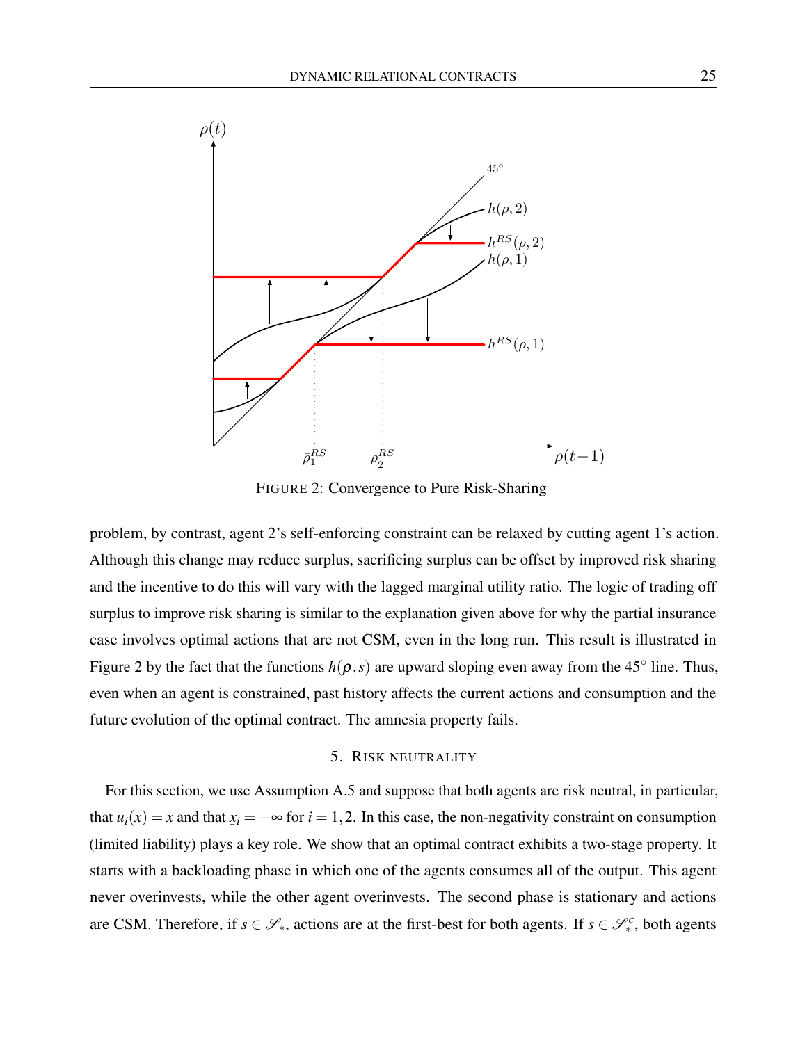FIGURE 2: Convergence to Pure Risk-Sharing

problem, by contrast, agent 2's self-enforcing constraint can be relaxed by cutting agent 1's action. Although this change may reduce surplus, sacrificing surplus can be offset by improved risk sharing and the incentive to do this will vary with the lagged marginal utility ratio. The logic of trading off surplus to improve risk sharing is similar to the explanation given above for why the partial insurance case involves optimal actions that are not CSM, even in the long run. This result is illustrated in Figure 2 by the fact that the functions $h(\rho, s)$ are upward sloping even away from the 45° line. Thus, even when an agent is constrained, past history affects the current actions and consumption and the future evolution of the optimal contract. The amnesia property fails.

## 5. RISK NEUTRALITY

For this section, we use Assumption A.5 and suppose that both agents are risk neutral, in particular, that $u_i(x) = x$ and that $\underline{x}_i = -\infty$ for $i = 1, 2$. In this case, the non-negativity constraint on consumption (limited liability) plays a key role. We show that an optimal contract exhibits a two-stage property. It starts with a backloading phase in which one of the agents consumes all of the output. This agent never overinvests, while the other agent overinvests. The second phase is stationary and actions are CSM. Therefore, if $s \in \mathscr{S}_*$, actions are at the first-best for both agents. If $s \in \mathscr{S}_*^c$, both agents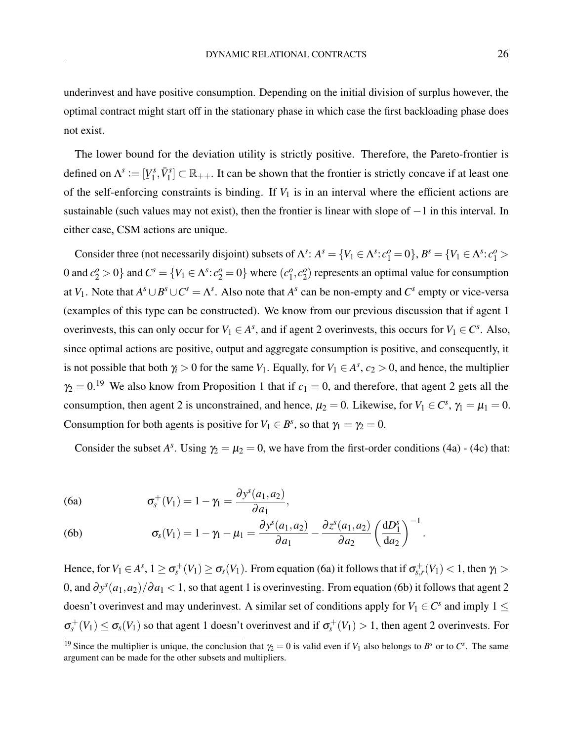underinvest and have positive consumption. Depending on the initial division of surplus however, the optimal contract might start off in the stationary phase in which case the first backloading phase does not exist.

The lower bound for the deviation utility is strictly positive. Therefore, the Pareto-frontier is defined on $\Lambda^s := [\underline{V}_1^s, \bar{V}_1^s] \subset \mathbb{R}_{++}$. It can be shown that the frontier is strictly concave if at least one of the self-enforcing constraints is binding. If $V_1$ is in an interval where the efficient actions are sustainable (such values may not exist), then the frontier is linear with slope of $-1$ in this interval. In either case, CSM actions are unique.

Consider three (not necessarily disjoint) subsets of $\Lambda^s$: $A^s = \{V_1 \in \Lambda^s \colon c_1^o = 0\}$, $B^s = \{V_1 \in \Lambda^s \colon c_1^o > 0 \text{ and } c_2^o > 0\}$ and $C^s = \{V_1 \in \Lambda^s \colon c_2^o = 0\}$ where $(c_1^o, c_2^o)$ represents an optimal value for consumption at $V_1$. Note that $A^s \cup B^s \cup C^s = \Lambda^s$. Also note that $A^s$ can be non-empty and $C^s$ empty or vice-versa (examples of this type can be constructed). We know from our previous discussion that if agent 1 overinvests, this can only occur for $V_1 \in A^s$, and if agent 2 overinvests, this occurs for $V_1 \in C^s$. Also, since optimal actions are positive, output and aggregate consumption is positive, and consequently, it is not possible that both $\gamma_i > 0$ for the same $V_1$. Equally, for $V_1 \in A^s$, $c_2 > 0$, and hence, the multiplier $\gamma_2 = 0$.[19] We also know from Proposition 1 that if $c_1 = 0$, and therefore, that agent 2 gets all the consumption, then agent 2 is unconstrained, and hence, $\mu_2 = 0$. Likewise, for $V_1 \in C^s$, $\gamma_1 = \mu_1 = 0$. Consumption for both agents is positive for $V_1 \in B^s$, so that $\gamma_1 = \gamma_2 = 0$.

Consider the subset $A^s$. Using $\gamma_2 = \mu_2 = 0$, we have from the first-order conditions (4a) - (4c) that:

$$\sigma_s^+(V_1) = 1 - \gamma_1 = \frac{\partial y^s(a_1, a_2)}{\partial a_1}, \tag{6a}$$

$$\sigma_s(V_1) = 1 - \gamma_1 - \mu_1 = \frac{\partial y^s(a_1, a_2)}{\partial a_1} - \frac{\partial z^s(a_1, a_2)}{\partial a_2} \left( \frac{\mathrm{d}D_1^s}{\mathrm{d}a_2} \right)^{-1}. \tag{6b}$$

Hence, for $V_1 \in A^s$, $1 \geq \sigma_s^+(V_1) \geq \sigma_s(V_1)$. From equation (6a) it follows that if $\sigma_{s,r}^+(V_1) < 1$, then $\gamma_1 > 0$, and $\partial y^s(a_1, a_2)/\partial a_1 < 1$, so that agent 1 is overinvesting. From equation (6b) it follows that agent 2 doesn't overinvest and may underinvest. A similar set of conditions apply for $V_1 \in C^s$ and imply $1 \leq \sigma_s^+(V_1) \leq \sigma_s(V_1)$ so that agent 1 doesn't overinvest and if $\sigma_s^+(V_1) > 1$, then agent 2 overinvests. For

[19] Since the multiplier is unique, the conclusion that $\gamma_2 = 0$ is valid even if $V_1$ also belongs to $B^s$ or to $C^s$. The same argument can be made for the other subsets and multipliers.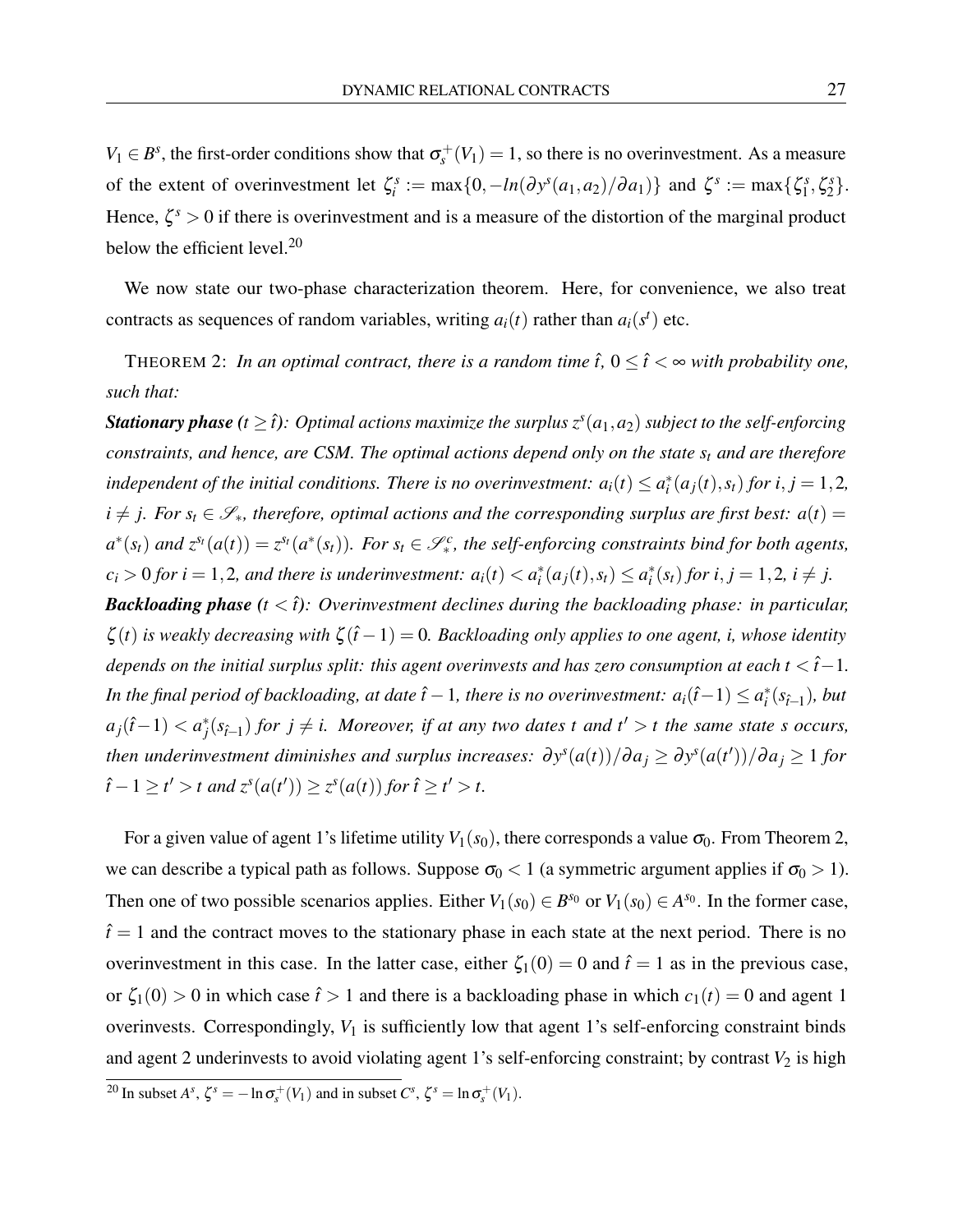$V_1 \in B^s$, the first-order conditions show that $\sigma_s^+(V_1) = 1$, so there is no overinvestment. As a measure of the extent of overinvestment let $\zeta_i^s := \max\{0, -ln(\partial y^s(a_1,a_2)/\partial a_1)\}$ and $\zeta^s := \max\{\zeta_1^s, \zeta_2^s\}$. Hence, $\zeta^s > 0$ if there is overinvestment and is a measure of the distortion of the marginal product below the efficient level.[20]

We now state our two-phase characterization theorem. Here, for convenience, we also treat contracts as sequences of random variables, writing $a_i(t)$ rather than $a_i(s^t)$ etc.

THEOREM 2: *In an optimal contract, there is a random time $\hat{t}$, $0 \leq \hat{t} < \infty$ with probability one, such that:*

***Stationary phase ($t \geq \hat{t}$):*** *Optimal actions maximize the surplus $z^s(a_1,a_2)$ subject to the self-enforcing constraints, and hence, are CSM. The optimal actions depend only on the state $s_t$ and are therefore independent of the initial conditions. There is no overinvestment: $a_i(t) \leq a_i^*(a_j(t), s_t)$ for $i,j = 1,2$, $i \neq j$. For $s_t \in \mathscr{S}_*$, therefore, optimal actions and the corresponding surplus are first best: $a(t) = a^*(s_t)$ and $z^{s_t}(a(t)) = z^{s_t}(a^*(s_t))$. For $s_t \in \mathscr{S}_*^c$, the self-enforcing constraints bind for both agents, $c_i > 0$ for $i = 1,2$, and there is underinvestment: $a_i(t) < a_i^*(a_j(t), s_t) \leq a_i^*(s_t)$ for $i,j = 1,2$, $i \neq j$.*

***Backloading phase ($t < \hat{t}$):*** *Overinvestment declines during the backloading phase: in particular, $\zeta(t)$ is weakly decreasing with $\zeta(\hat{t}-1) = 0$. Backloading only applies to one agent, $i$, whose identity depends on the initial surplus split: this agent overinvests and has zero consumption at each $t < \hat{t}-1$. In the final period of backloading, at date $\hat{t}-1$, there is no overinvestment: $a_i(\hat{t}-1) \leq a_i^*(s_{\hat{t}-1})$, but $a_j(\hat{t}-1) < a_j^*(s_{\hat{t}-1})$ for $j \neq i$. Moreover, if at any two dates $t$ and $t' > t$ the same state $s$ occurs, then underinvestment diminishes and surplus increases: $\partial y^s(a(t))/\partial a_j \geq \partial y^s(a(t'))/\partial a_j \geq 1$ for $\hat{t}-1 \geq t' > t$ and $z^s(a(t')) \geq z^s(a(t))$ for $\hat{t} \geq t' > t$.*

For a given value of agent 1's lifetime utility $V_1(s_0)$, there corresponds a value $\sigma_0$. From Theorem 2, we can describe a typical path as follows. Suppose $\sigma_0 < 1$ (a symmetric argument applies if $\sigma_0 > 1$). Then one of two possible scenarios applies. Either $V_1(s_0) \in B^{s_0}$ or $V_1(s_0) \in A^{s_0}$. In the former case, $\hat{t} = 1$ and the contract moves to the stationary phase in each state at the next period. There is no overinvestment in this case. In the latter case, either $\zeta_1(0) = 0$ and $\hat{t} = 1$ as in the previous case, or $\zeta_1(0) > 0$ in which case $\hat{t} > 1$ and there is a backloading phase in which $c_1(t) = 0$ and agent 1 overinvests. Correspondingly, $V_1$ is sufficiently low that agent 1's self-enforcing constraint binds and agent 2 underinvests to avoid violating agent 1's self-enforcing constraint; by contrast $V_2$ is high

[20] In subset $A^s$, $\zeta^s = -\ln \sigma_s^+(V_1)$ and in subset $C^s$, $\zeta^s = \ln \sigma_s^+(V_1)$.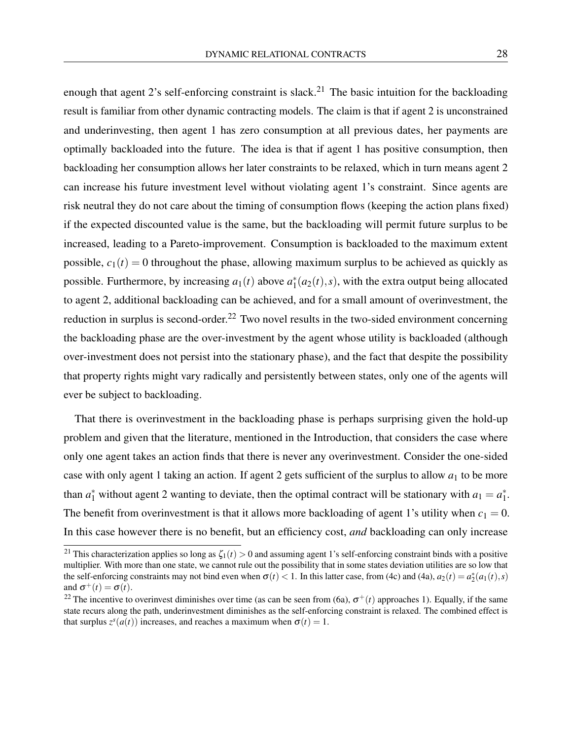enough that agent 2's self-enforcing constraint is slack.[21] The basic intuition for the backloading result is familiar from other dynamic contracting models. The claim is that if agent 2 is unconstrained and underinvesting, then agent 1 has zero consumption at all previous dates, her payments are optimally backloaded into the future. The idea is that if agent 1 has positive consumption, then backloading her consumption allows her later constraints to be relaxed, which in turn means agent 2 can increase his future investment level without violating agent 1's constraint. Since agents are risk neutral they do not care about the timing of consumption flows (keeping the action plans fixed) if the expected discounted value is the same, but the backloading will permit future surplus to be increased, leading to a Pareto-improvement. Consumption is backloaded to the maximum extent possible, $c_1(t) = 0$ throughout the phase, allowing maximum surplus to be achieved as quickly as possible. Furthermore, by increasing $a_1(t)$ above $a_1^*(a_2(t), s)$, with the extra output being allocated to agent 2, additional backloading can be achieved, and for a small amount of overinvestment, the reduction in surplus is second-order.[22] Two novel results in the two-sided environment concerning the backloading phase are the over-investment by the agent whose utility is backloaded (although over-investment does not persist into the stationary phase), and the fact that despite the possibility that property rights might vary radically and persistently between states, only one of the agents will ever be subject to backloading.

That there is overinvestment in the backloading phase is perhaps surprising given the hold-up problem and given that the literature, mentioned in the Introduction, that considers the case where only one agent takes an action finds that there is never any overinvestment. Consider the one-sided case with only agent 1 taking an action. If agent 2 gets sufficient of the surplus to allow $a_1$ to be more than $a_1^*$ without agent 2 wanting to deviate, then the optimal contract will be stationary with $a_1 = a_1^*$. The benefit from overinvestment is that it allows more backloading of agent 1's utility when $c_1 = 0$. In this case however there is no benefit, but an efficiency cost, *and* backloading can only increase

[21] This characterization applies so long as $\zeta_1(t) > 0$ and assuming agent 1's self-enforcing constraint binds with a positive multiplier. With more than one state, we cannot rule out the possibility that in some states deviation utilities are so low that the self-enforcing constraints may not bind even when $\sigma(t) < 1$. In this latter case, from (4c) and (4a), $a_2(t) = a_2^*(a_1(t), s)$ and $\sigma^+(t) = \sigma(t)$.

[22] The incentive to overinvest diminishes over time (as can be seen from (6a), $\sigma^+(t)$ approaches 1). Equally, if the same state recurs along the path, underinvestment diminishes as the self-enforcing constraint is relaxed. The combined effect is that surplus $z^s(a(t))$ increases, and reaches a maximum when $\sigma(t) = 1$.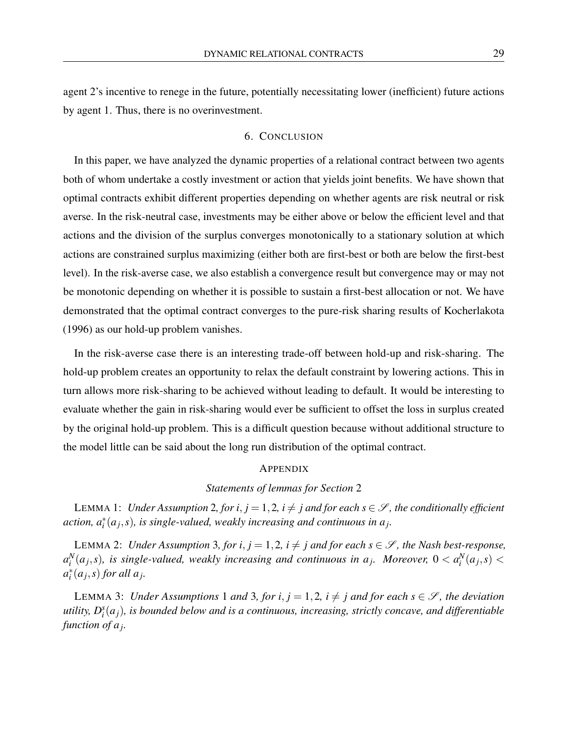agent 2's incentive to renege in the future, potentially necessitating lower (inefficient) future actions by agent 1. Thus, there is no overinvestment.

## 6. CONCLUSION

In this paper, we have analyzed the dynamic properties of a relational contract between two agents both of whom undertake a costly investment or action that yields joint benefits. We have shown that optimal contracts exhibit different properties depending on whether agents are risk neutral or risk averse. In the risk-neutral case, investments may be either above or below the efficient level and that actions and the division of the surplus converges monotonically to a stationary solution at which actions are constrained surplus maximizing (either both are first-best or both are below the first-best level). In the risk-averse case, we also establish a convergence result but convergence may or may not be monotonic depending on whether it is possible to sustain a first-best allocation or not. We have demonstrated that the optimal contract converges to the pure-risk sharing results of Kocherlakota (1996) as our hold-up problem vanishes.

In the risk-averse case there is an interesting trade-off between hold-up and risk-sharing. The hold-up problem creates an opportunity to relax the default constraint by lowering actions. This in turn allows more risk-sharing to be achieved without leading to default. It would be interesting to evaluate whether the gain in risk-sharing would ever be sufficient to offset the loss in surplus created by the original hold-up problem. This is a difficult question because without additional structure to the model little can be said about the long run distribution of the optimal contract.

## APPENDIX

### *Statements of lemmas for Section 2*

LEMMA 1: *Under Assumption 2, for $i, j = 1, 2$, $i \neq j$ and for each $s \in \mathscr{S}$, the conditionally efficient action, $a_i^*(a_j, s)$, is single-valued, weakly increasing and continuous in $a_j$.*

LEMMA 2: *Under Assumption 3, for $i, j = 1, 2$, $i \neq j$ and for each $s \in \mathscr{S}$, the Nash best-response, $a_i^N(a_j, s)$, is single-valued, weakly increasing and continuous in $a_j$. Moreover, $0 < a_i^N(a_j, s) < a_i^*(a_j, s)$ for all $a_j$.*

LEMMA 3: *Under Assumptions 1 and 3, for $i, j = 1, 2$, $i \neq j$ and for each $s \in \mathscr{S}$, the deviation utility, $D_i^s(a_j)$, is bounded below and is a continuous, increasing, strictly concave, and differentiable function of $a_j$.*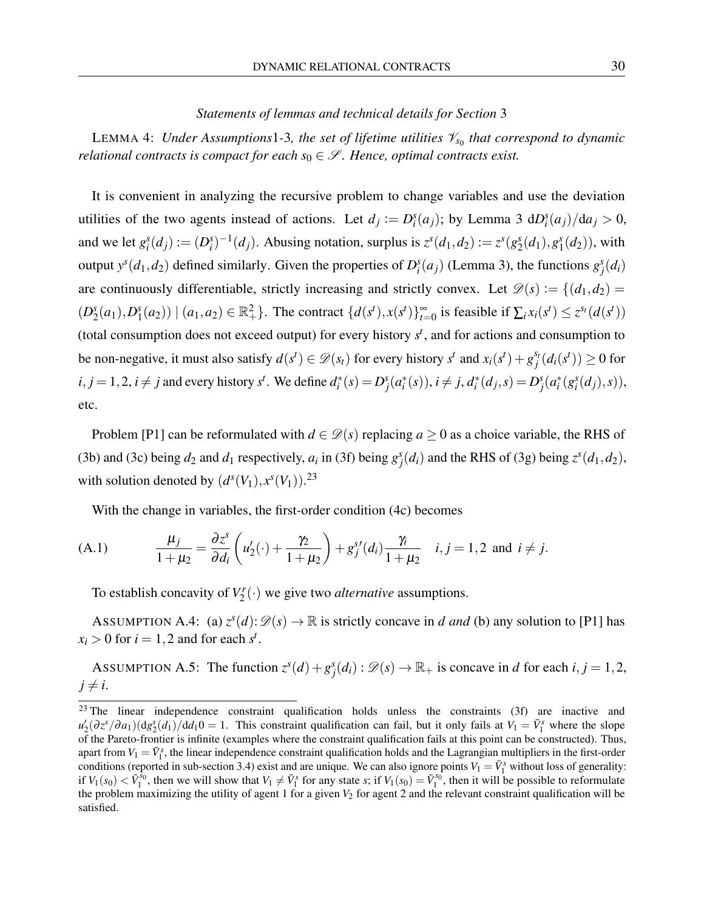*Statements of lemmas and technical details for Section 3*

LEMMA 4: *Under Assumptions1-3, the set of lifetime utilities $\mathscr{V}_{s_0}$ that correspond to dynamic relational contracts is compact for each $s_0 \in \mathscr{S}$. Hence, optimal contracts exist.*

It is convenient in analyzing the recursive problem to change variables and use the deviation utilities of the two agents instead of actions. Let $d_j := D_i^s(a_j)$; by Lemma 3 $\mathrm{d}D_i^s(a_j)/\mathrm{d}a_j > 0$, and we let $g_i^s(d_j) := (D_i^s)^{-1}(d_j)$. Abusing notation, surplus is $z^s(d_1,d_2) := z^s(g_2^s(d_1), g_1^s(d_2))$, with output $y^s(d_1,d_2)$ defined similarly. Given the properties of $D_i^s(a_j)$ (Lemma 3), the functions $g_j^s(d_i)$ are continuously differentiable, strictly increasing and strictly convex. Let $\mathscr{D}(s) := \{(d_1,d_2) = (D_2^s(a_1), D_1^s(a_2)) \mid (a_1,a_2) \in \mathbb{R}_+^2\}$. The contract $\{d(s^t), x(s^t)\}_{t=0}^{\infty}$ is feasible if $\sum_i x_i(s^t) \le z^{s_t}(d(s^t))$ (total consumption does not exceed output) for every history $s^t$, and for actions and consumption to be non-negative, it must also satisfy $d(s^t) \in \mathscr{D}(s_t)$ for every history $s^t$ and $x_i(s^t) + g_j^{s_t}(d_i(s^t)) \ge 0$ for $i,j = 1,2$, $i \neq j$ and every history $s^t$. We define $d_i^*(s) = D_j^s(a_i^*(s))$, $i \neq j$, $d_i^*(d_j,s) = D_j^s(a_i^*(g_i^s(d_j),s))$, etc.

Problem [P1] can be reformulated with $d \in \mathscr{D}(s)$ replacing $a \ge 0$ as a choice variable, the RHS of (3b) and (3c) being $d_2$ and $d_1$ respectively, $a_i$ in (3f) being $g_j^s(d_i)$ and the RHS of (3g) being $z^s(d_1,d_2)$, with solution denoted by $(d^s(V_1), x^s(V_1))$.[23]

With the change in variables, the first-order condition (4c) becomes

$$
\text{(A.1)} \qquad \frac{\mu_j}{1+\mu_2} = \frac{\partial z^s}{\partial d_i}\left(u_2'(\cdot) + \frac{\gamma_2}{1+\mu_2}\right) + g_j^{s\prime}(d_i)\frac{\gamma_i}{1+\mu_2} \quad i,j = 1,2 \text{ and } i \neq j.
$$

To establish concavity of $V_2^r(\cdot)$ we give two *alternative* assumptions.

ASSUMPTION A.4: (a) $z^s(d)\colon \mathscr{D}(s) \to \mathbb{R}$ is strictly concave in $d$ *and* (b) any solution to [P1] has $x_i > 0$ for $i = 1,2$ and for each $s^t$.

ASSUMPTION A.5: The function $z^s(d) + g_j^s(d_i) : \mathscr{D}(s) \to \mathbb{R}_+$ is concave in $d$ for each $i,j = 1,2$, $j \neq i$.

[23] The linear independence constraint qualification holds unless the constraints (3f) are inactive and $u_2'(\partial z^s/\partial a_1)(\mathrm{d}g_2^s(d_1)/\mathrm{d}d_1 0 = 1$. This constraint qualification can fail, but it only fails at $V_1 = \bar{V}_1^s$ where the slope of the Pareto-frontier is infinite (examples where the constraint qualification fails at this point can be constructed). Thus, apart from $V_1 = \bar{V}_1^s$, the linear independence constraint qualification holds and the Lagrangian multipliers in the first-order conditions (reported in sub-section 3.4) exist and are unique. We can also ignore points $V_1 = \bar{V}_1^s$ without loss of generality: if $V_1(s_0) < \bar{V}_1^{s_0}$, then we will show that $V_1 \neq \bar{V}_1^s$ for any state $s$; if $V_1(s_0) = \bar{V}_1^{s_0}$, then it will be possible to reformulate the problem maximizing the utility of agent 1 for a given $V_2$ for agent 2 and the relevant constraint qualification will be satisfied.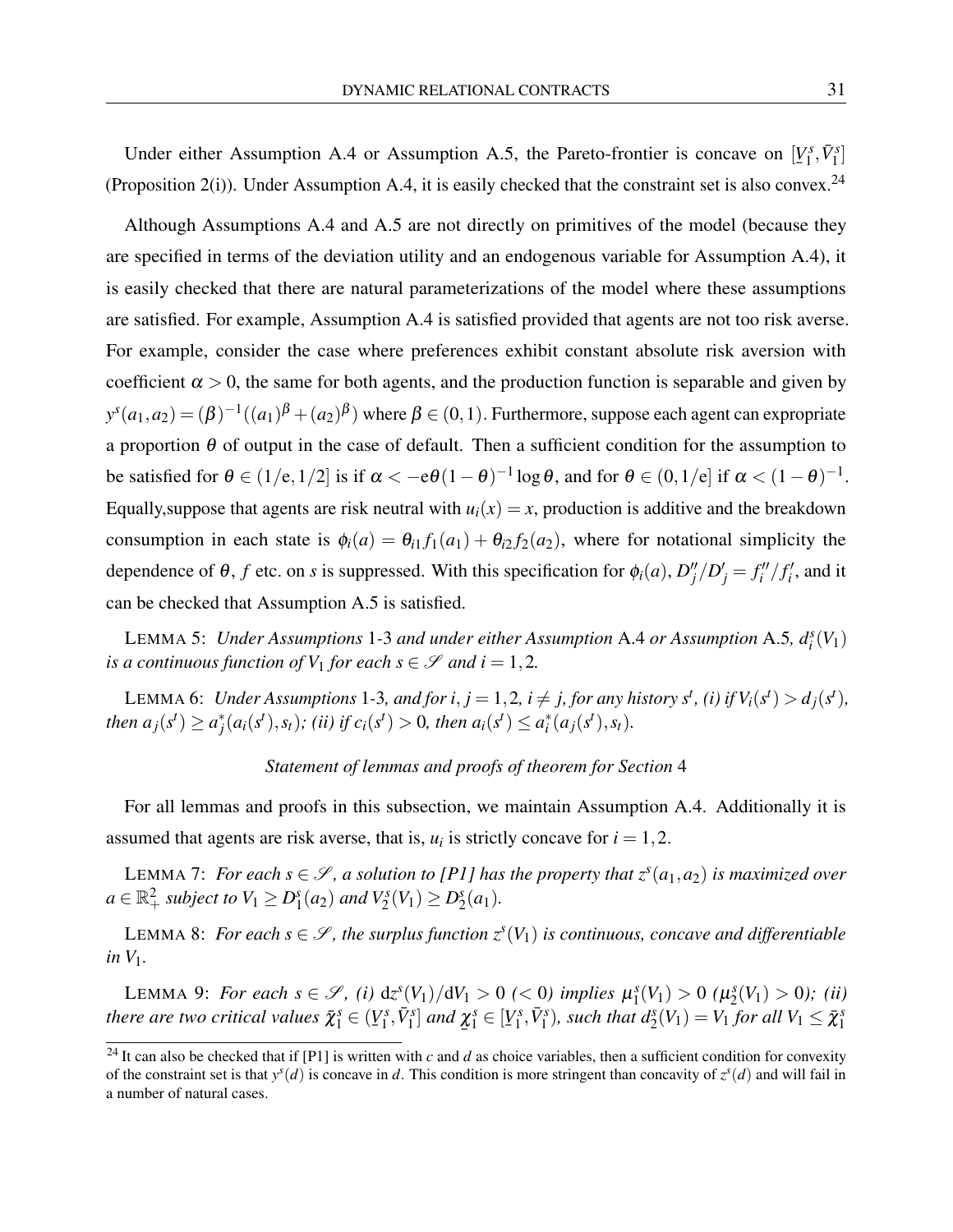Under either Assumption A.4 or Assumption A.5, the Pareto-frontier is concave on $[\underline{V}_1^s, \bar{V}_1^s]$ (Proposition 2(i)). Under Assumption A.4, it is easily checked that the constraint set is also convex.[24]

Although Assumptions A.4 and A.5 are not directly on primitives of the model (because they are specified in terms of the deviation utility and an endogenous variable for Assumption A.4), it is easily checked that there are natural parameterizations of the model where these assumptions are satisfied. For example, Assumption A.4 is satisfied provided that agents are not too risk averse. For example, consider the case where preferences exhibit constant absolute risk aversion with coefficient $\alpha > 0$, the same for both agents, and the production function is separable and given by $y^s(a_1, a_2) = (\beta)^{-1}((a_1)^\beta + (a_2)^\beta)$ where $\beta \in (0,1)$. Furthermore, suppose each agent can expropriate a proportion $\theta$ of output in the case of default. Then a sufficient condition for the assumption to be satisfied for $\theta \in (1/\mathrm{e}, 1/2]$ is if $\alpha < -\mathrm{e}\theta(1-\theta)^{-1}\log\theta$, and for $\theta \in (0, 1/\mathrm{e}]$ if $\alpha < (1-\theta)^{-1}$. Equally,suppose that agents are risk neutral with $u_i(x) = x$, production is additive and the breakdown consumption in each state is $\phi_i(a) = \theta_{i1} f_1(a_1) + \theta_{i2} f_2(a_2)$, where for notational simplicity the dependence of $\theta$, $f$ etc. on $s$ is suppressed. With this specification for $\phi_i(a)$, $D_j''/D_j' = f_i''/f_i'$, and it can be checked that Assumption A.5 is satisfied.

LEMMA 5: *Under Assumptions* 1-3 *and under either Assumption* A.4 *or Assumption* A.5*,* $d_i^s(V_1)$ *is a continuous function of* $V_1$ *for each* $s \in \mathscr{S}$ *and* $i = 1, 2$*.*

LEMMA 6: *Under Assumptions* 1-3*, and for* $i, j = 1, 2$*,* $i \neq j$*, for any history* $s^t$*, (i) if* $V_i(s^t) > d_j(s^t)$*, then* $a_j(s^t) \geq a_j^*(a_i(s^t), s_t)$*; (ii) if* $c_i(s^t) > 0$*, then* $a_i(s^t) \leq a_i^*(a_j(s^t), s_t)$*.*

*Statement of lemmas and proofs of theorem for Section* 4

For all lemmas and proofs in this subsection, we maintain Assumption A.4. Additionally it is assumed that agents are risk averse, that is, $u_i$ is strictly concave for $i = 1, 2$.

LEMMA 7: *For each* $s \in \mathscr{S}$*, a solution to [P1] has the property that* $z^s(a_1, a_2)$ *is maximized over* $a \in \mathbb{R}_+^2$ *subject to* $V_1 \geq D_1^s(a_2)$ *and* $V_2^s(V_1) \geq D_2^s(a_1)$*.*

LEMMA 8: *For each* $s \in \mathscr{S}$*, the surplus function* $z^s(V_1)$ *is continuous, concave and differentiable in* $V_1$*.*

LEMMA 9: *For each* $s \in \mathscr{S}$*, (i)* $\mathrm{d}z^s(V_1)/\mathrm{d}V_1 > 0$ *(*$< 0$*) implies* $\mu_1^s(V_1) > 0$ *(*$\mu_2^s(V_1) > 0$*); (ii) there are two critical values* $\bar{\chi}_1^s \in (\underline{V}_1^s, \bar{V}_1^s]$ *and* $\underline{\chi}_1^s \in [\underline{V}_1^s, \bar{V}_1^s)$*, such that* $d_2^s(V_1) = V_1$ *for all* $V_1 \leq \bar{\chi}_1^s$

---

[24] It can also be checked that if [P1] is written with $c$ and $d$ as choice variables, then a sufficient condition for convexity of the constraint set is that $y^s(d)$ is concave in $d$. This condition is more stringent than concavity of $z^s(d)$ and will fail in a number of natural cases.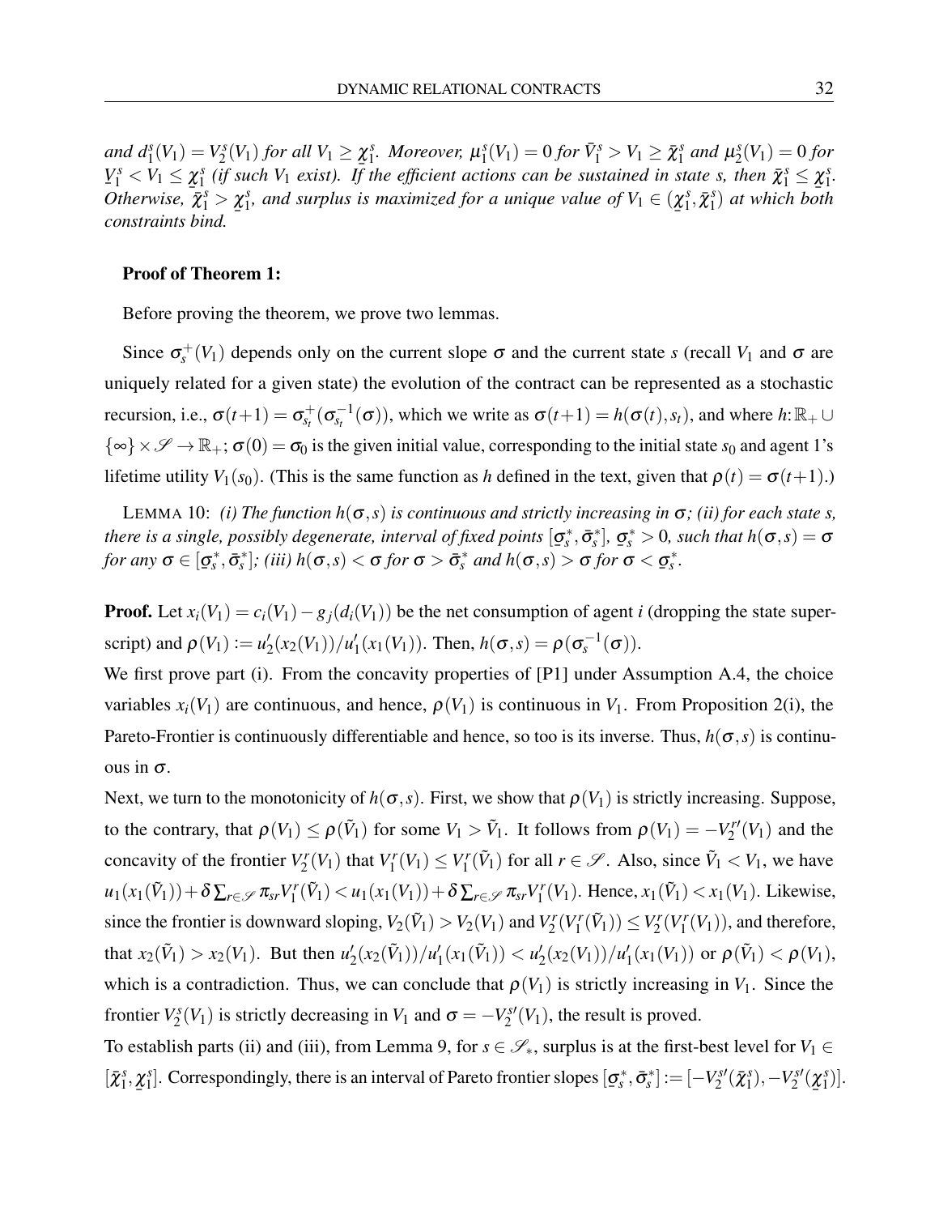*and $d_1^s(V_1) = V_2^s(V_1)$ for all $V_1 \geq \underline{\chi}_1^s$. Moreover, $\mu_1^s(V_1) = 0$ for $\bar{V}_1^s > V_1 \geq \bar{\chi}_1^s$ and $\mu_2^s(V_1) = 0$ for $\underline{V}_1^s < V_1 \leq \underline{\chi}_1^s$ (if such $V_1$ exist). If the efficient actions can be sustained in state s, then $\bar{\chi}_1^s \leq \underline{\chi}_1^s$. Otherwise, $\bar{\chi}_1^s > \underline{\chi}_1^s$, and surplus is maximized for a unique value of $V_1 \in (\underline{\chi}_1^s, \bar{\chi}_1^s)$ at which both constraints bind.*

**Proof of Theorem 1:**

Before proving the theorem, we prove two lemmas.

Since $\sigma_s^+(V_1)$ depends only on the current slope $\sigma$ and the current state $s$ (recall $V_1$ and $\sigma$ are uniquely related for a given state) the evolution of the contract can be represented as a stochastic recursion, i.e., $\sigma(t+1) = \sigma_{s_t}^+(\sigma_{s_t}^{-1}(\sigma))$, which we write as $\sigma(t+1) = h(\sigma(t), s_t)$, and where $h: \mathbb{R}_+ \cup \{\infty\} \times \mathscr{S} \to \mathbb{R}_+$; $\sigma(0) = \sigma_0$ is the given initial value, corresponding to the initial state $s_0$ and agent 1's lifetime utility $V_1(s_0)$. (This is the same function as $h$ defined in the text, given that $\rho(t) = \sigma(t+1)$.)

LEMMA 10: *(i) The function $h(\sigma, s)$ is continuous and strictly increasing in $\sigma$; (ii) for each state s, there is a single, possibly degenerate, interval of fixed points $[\underline{\sigma}_s^*, \bar{\sigma}_s^*]$, $\underline{\sigma}_s^* > 0$, such that $h(\sigma, s) = \sigma$ for any $\sigma \in [\underline{\sigma}_s^*, \bar{\sigma}_s^*]$; (iii) $h(\sigma, s) < \sigma$ for $\sigma > \bar{\sigma}_s^*$ and $h(\sigma, s) > \sigma$ for $\sigma < \underline{\sigma}_s^*$.*

**Proof.** Let $x_i(V_1) = c_i(V_1) - g_j(d_i(V_1))$ be the net consumption of agent $i$ (dropping the state superscript) and $\rho(V_1) := u_2'(x_2(V_1))/u_1'(x_1(V_1))$. Then, $h(\sigma, s) = \rho(\sigma_s^{-1}(\sigma))$.
We first prove part (i). From the concavity properties of [P1] under Assumption A.4, the choice variables $x_i(V_1)$ are continuous, and hence, $\rho(V_1)$ is continuous in $V_1$. From Proposition 2(i), the Pareto-Frontier is continuously differentiable and hence, so too is its inverse. Thus, $h(\sigma, s)$ is continuous in $\sigma$.
Next, we turn to the monotonicity of $h(\sigma, s)$. First, we show that $\rho(V_1)$ is strictly increasing. Suppose, to the contrary, that $\rho(V_1) \leq \rho(\tilde{V}_1)$ for some $V_1 > \tilde{V}_1$. It follows from $\rho(V_1) = -V_2^{r\prime}(V_1)$ and the concavity of the frontier $V_2^r(V_1)$ that $V_1^r(V_1) \leq V_1^r(\tilde{V}_1)$ for all $r \in \mathscr{S}$. Also, since $\tilde{V}_1 < V_1$, we have $u_1(x_1(\tilde{V}_1)) + \delta \sum_{r \in \mathscr{S}} \pi_{sr} V_1^r(\tilde{V}_1) < u_1(x_1(V_1)) + \delta \sum_{r \in \mathscr{S}} \pi_{sr} V_1^r(V_1)$. Hence, $x_1(\tilde{V}_1) < x_1(V_1)$. Likewise, since the frontier is downward sloping, $V_2(\tilde{V}_1) > V_2(V_1)$ and $V_2^r(V_1^r(\tilde{V}_1)) \leq V_2^r(V_1^r(V_1))$, and therefore, that $x_2(\tilde{V}_1) > x_2(V_1)$. But then $u_2'(x_2(\tilde{V}_1))/u_1'(x_1(\tilde{V}_1)) < u_2'(x_2(V_1))/u_1'(x_1(V_1))$ or $\rho(\tilde{V}_1) < \rho(V_1)$, which is a contradiction. Thus, we can conclude that $\rho(V_1)$ is strictly increasing in $V_1$. Since the frontier $V_2^s(V_1)$ is strictly decreasing in $V_1$ and $\sigma = -V_2^{s\prime}(V_1)$, the result is proved.
To establish parts (ii) and (iii), from Lemma 9, for $s \in \mathscr{S}_*$, surplus is at the first-best level for $V_1 \in [\bar{\chi}_1^s, \underline{\chi}_1^s]$. Correspondingly, there is an interval of Pareto frontier slopes $[\underline{\sigma}_s^*, \bar{\sigma}_s^*] := [-V_2^{s\prime}(\bar{\chi}_1^s), -V_2^{s\prime}(\underline{\chi}_1^s)]$.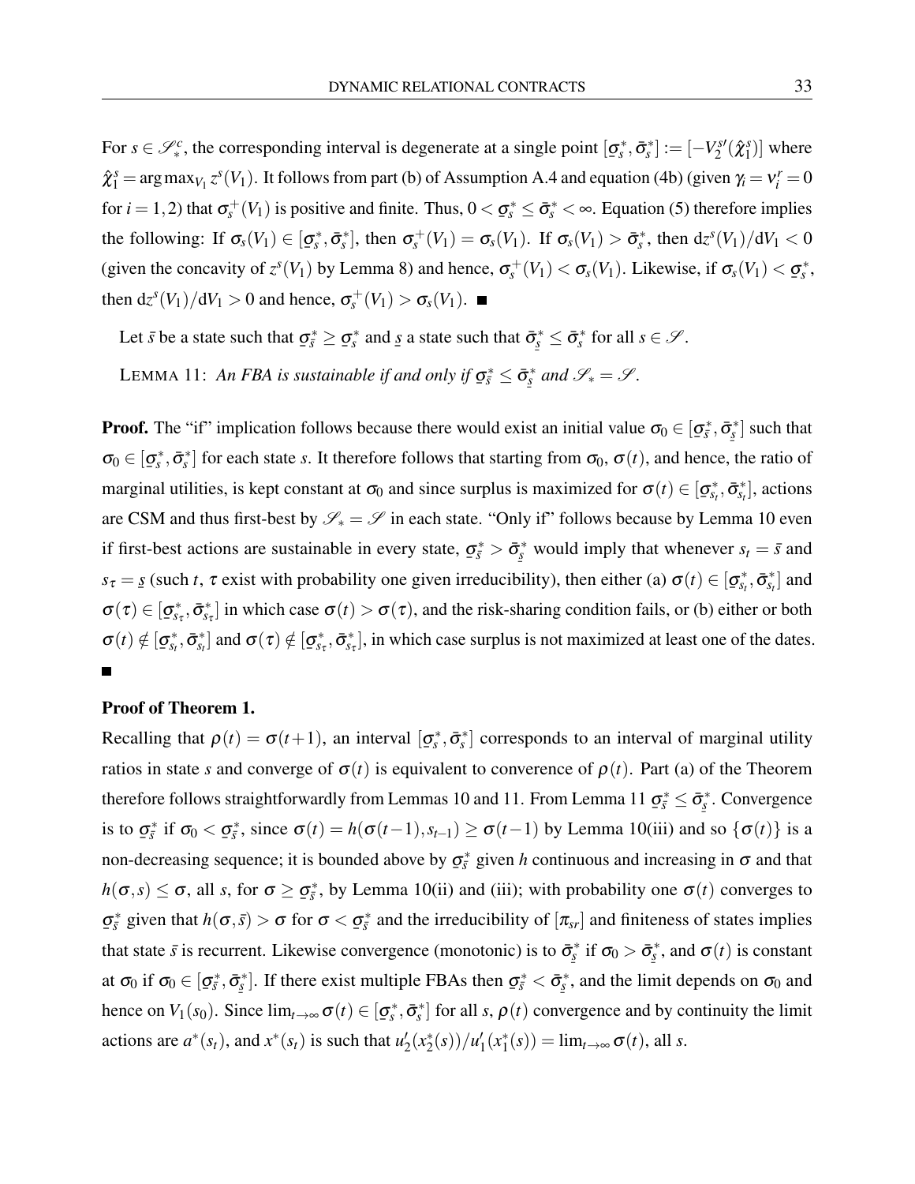For $s \in \mathscr{S}_*^c$, the corresponding interval is degenerate at a single point $[\underline{\sigma}_s^*, \bar{\sigma}_s^*] := [-V_2^{s\prime}(\hat{\chi}_1^s)]$ where $\hat{\chi}_1^s = \arg\max_{V_1} z^s(V_1)$. It follows from part (b) of Assumption A.4 and equation (4b) (given $\gamma_i = \nu_i^r = 0$ for $i = 1, 2$) that $\sigma_s^+(V_1)$ is positive and finite. Thus, $0 < \underline{\sigma}_s^* \leq \bar{\sigma}_s^* < \infty$. Equation (5) therefore implies the following: If $\sigma_s(V_1) \in [\underline{\sigma}_s^*, \bar{\sigma}_s^*]$, then $\sigma_s^+(V_1) = \sigma_s(V_1)$. If $\sigma_s(V_1) > \bar{\sigma}_s^*$, then $\mathrm{d}z^s(V_1)/\mathrm{d}V_1 < 0$ (given the concavity of $z^s(V_1)$ by Lemma 8) and hence, $\sigma_s^+(V_1) < \sigma_s(V_1)$. Likewise, if $\sigma_s(V_1) < \underline{\sigma}_s^*$, then $\mathrm{d}z^s(V_1)/\mathrm{d}V_1 > 0$ and hence, $\sigma_s^+(V_1) > \sigma_s(V_1)$. ■

Let $\bar{s}$ be a state such that $\underline{\sigma}_{\bar{s}}^* \geq \underline{\sigma}_s^*$ and $\underline{s}$ a state such that $\bar{\sigma}_{\underline{s}}^* \leq \bar{\sigma}_s^*$ for all $s \in \mathscr{S}$.

LEMMA 11: *An FBA is sustainable if and only if $\underline{\sigma}_{\bar{s}}^* \leq \bar{\sigma}_{\underline{s}}^*$ and $\mathscr{S}_* = \mathscr{S}$.*

**Proof.** The "if" implication follows because there would exist an initial value $\sigma_0 \in [\underline{\sigma}_{\bar{s}}^*, \bar{\sigma}_{\underline{s}}^*]$ such that $\sigma_0 \in [\underline{\sigma}_s^*, \bar{\sigma}_s^*]$ for each state $s$. It therefore follows that starting from $\sigma_0$, $\sigma(t)$, and hence, the ratio of marginal utilities, is kept constant at $\sigma_0$ and since surplus is maximized for $\sigma(t) \in [\underline{\sigma}_{s_t}^*, \bar{\sigma}_{s_t}^*]$, actions are CSM and thus first-best by $\mathscr{S}_* = \mathscr{S}$ in each state. "Only if" follows because by Lemma 10 even if first-best actions are sustainable in every state, $\underline{\sigma}_{\bar{s}}^* > \bar{\sigma}_{\underline{s}}^*$ would imply that whenever $s_t = \bar{s}$ and $s_\tau = \underline{s}$ (such $t$, $\tau$ exist with probability one given irreducibility), then either (a) $\sigma(t) \in [\underline{\sigma}_{s_t}^*, \bar{\sigma}_{s_t}^*]$ and $\sigma(\tau) \in [\underline{\sigma}_{s_\tau}^*, \bar{\sigma}_{s_\tau}^*]$ in which case $\sigma(t) > \sigma(\tau)$, and the risk-sharing condition fails, or (b) either or both $\sigma(t) \notin [\underline{\sigma}_{s_t}^*, \bar{\sigma}_{s_t}^*]$ and $\sigma(\tau) \notin [\underline{\sigma}_{s_\tau}^*, \bar{\sigma}_{s_\tau}^*]$, in which case surplus is not maximized at least one of the dates. ■

**Proof of Theorem 1.**

Recalling that $\rho(t) = \sigma(t+1)$, an interval $[\underline{\sigma}_s^*, \bar{\sigma}_s^*]$ corresponds to an interval of marginal utility ratios in state $s$ and converge of $\sigma(t)$ is equivalent to converence of $\rho(t)$. Part (a) of the Theorem therefore follows straightforwardly from Lemmas 10 and 11. From Lemma 11 $\underline{\sigma}_{\bar{s}}^* \leq \bar{\sigma}_{\underline{s}}^*$. Convergence is to $\underline{\sigma}_{\bar{s}}^*$ if $\sigma_0 < \underline{\sigma}_{\bar{s}}^*$, since $\sigma(t) = h(\sigma(t-1), s_{t-1}) \geq \sigma(t-1)$ by Lemma 10(iii) and so $\{\sigma(t)\}$ is a non-decreasing sequence; it is bounded above by $\underline{\sigma}_{\bar{s}}^*$ given $h$ continuous and increasing in $\sigma$ and that $h(\sigma, s) \leq \sigma$, all $s$, for $\sigma \geq \underline{\sigma}_{\bar{s}}^*$, by Lemma 10(ii) and (iii); with probability one $\sigma(t)$ converges to $\underline{\sigma}_{\bar{s}}^*$ given that $h(\sigma, \bar{s}) > \sigma$ for $\sigma < \underline{\sigma}_{\bar{s}}^*$ and the irreducibility of $[\pi_{sr}]$ and finiteness of states implies that state $\bar{s}$ is recurrent. Likewise convergence (monotonic) is to $\bar{\sigma}_{\underline{s}}^*$ if $\sigma_0 > \bar{\sigma}_{\underline{s}}^*$, and $\sigma(t)$ is constant at $\sigma_0$ if $\sigma_0 \in [\underline{\sigma}_{\bar{s}}^*, \bar{\sigma}_{\underline{s}}^*]$. If there exist multiple FBAs then $\underline{\sigma}_{\bar{s}}^* < \bar{\sigma}_{\underline{s}}^*$, and the limit depends on $\sigma_0$ and hence on $V_1(s_0)$. Since $\lim_{t \to \infty} \sigma(t) \in [\underline{\sigma}_s^*, \bar{\sigma}_s^*]$ for all $s$, $\rho(t)$ convergence and by continuity the limit actions are $a^*(s_t)$, and $x^*(s_t)$ is such that $u_2'(x_2^*(s))/u_1'(x_1^*(s)) = \lim_{t \to \infty} \sigma(t)$, all $s$.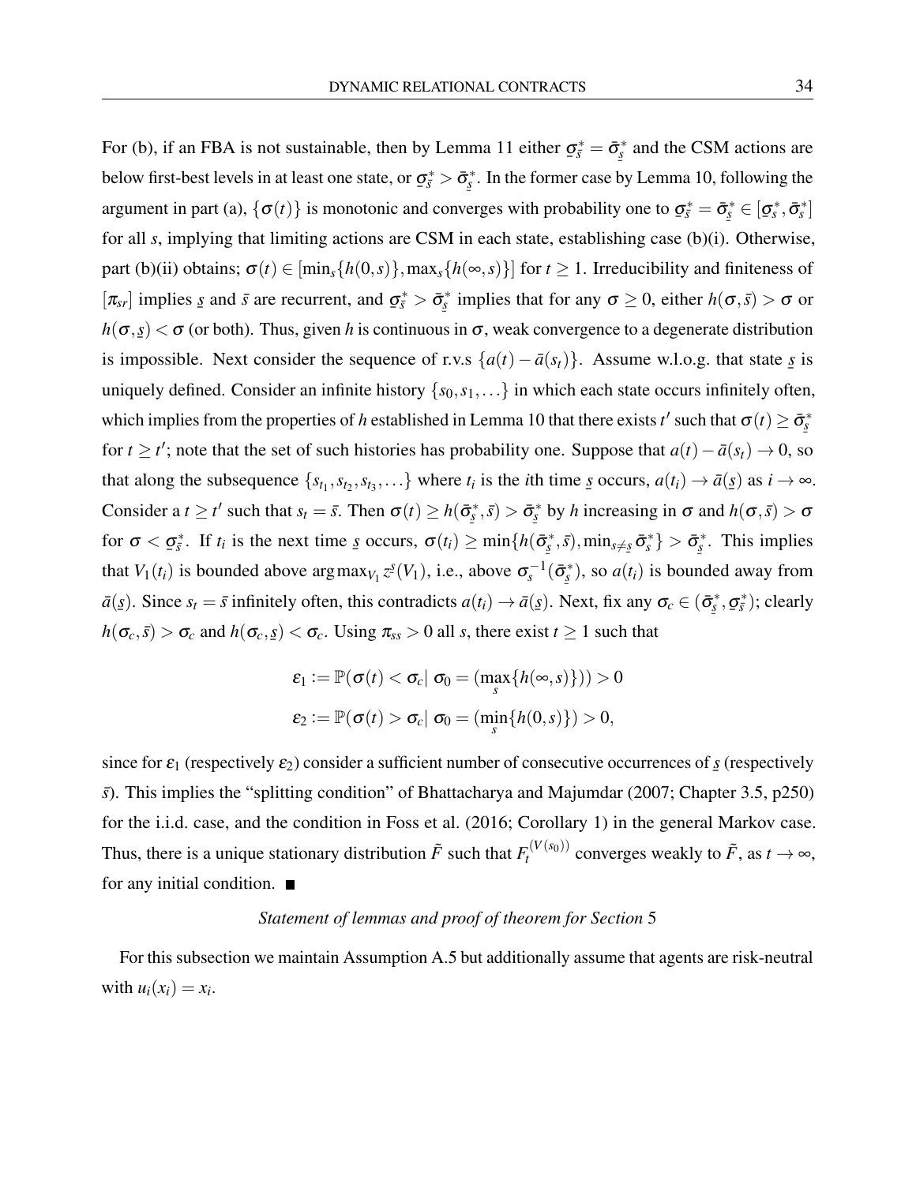For (b), if an FBA is not sustainable, then by Lemma 11 either $\underline{\sigma}_{\bar{s}}^* = \bar{\sigma}_{\underline{s}}^*$ and the CSM actions are below first-best levels in at least one state, or $\underline{\sigma}_{\bar{s}}^* > \bar{\sigma}_{\underline{s}}^*$. In the former case by Lemma 10, following the argument in part (a), $\{\sigma(t)\}$ is monotonic and converges with probability one to $\underline{\sigma}_{\bar{s}}^* = \bar{\sigma}_{\underline{s}}^* \in [\underline{\sigma}_s^*, \bar{\sigma}_s^*]$ for all $s$, implying that limiting actions are CSM in each state, establishing case (b)(i). Otherwise, part (b)(ii) obtains; $\sigma(t) \in [\min_s\{h(0,s)\}, \max_s\{h(\infty,s)\}]$ for $t \geq 1$. Irreducibility and finiteness of $[\pi_{sr}]$ implies $\underline{s}$ and $\bar{s}$ are recurrent, and $\underline{\sigma}_{\bar{s}}^* > \bar{\sigma}_{\underline{s}}^*$ implies that for any $\sigma \geq 0$, either $h(\sigma,\bar{s}) > \sigma$ or $h(\sigma,\underline{s}) < \sigma$ (or both). Thus, given $h$ is continuous in $\sigma$, weak convergence to a degenerate distribution is impossible. Next consider the sequence of r.v.s $\{a(t) - \bar{a}(s_t)\}$. Assume w.l.o.g. that state $\underline{s}$ is uniquely defined. Consider an infinite history $\{s_0, s_1, \ldots\}$ in which each state occurs infinitely often, which implies from the properties of $h$ established in Lemma 10 that there exists $t'$ such that $\sigma(t) \geq \bar{\sigma}_{\underline{s}}^*$ for $t \geq t'$; note that the set of such histories has probability one. Suppose that $a(t) - \bar{a}(s_t) \to 0$, so that along the subsequence $\{s_{t_1}, s_{t_2}, s_{t_3}, \ldots\}$ where $t_i$ is the $i$th time $\underline{s}$ occurs, $a(t_i) \to \bar{a}(\underline{s})$ as $i \to \infty$. Consider a $t \geq t'$ such that $s_t = \bar{s}$. Then $\sigma(t) \geq h(\bar{\sigma}_{\underline{s}}^*, \bar{s}) > \bar{\sigma}_{\underline{s}}^*$ by $h$ increasing in $\sigma$ and $h(\sigma,\bar{s}) > \sigma$ for $\sigma < \underline{\sigma}_{\bar{s}}^*$. If $t_i$ is the next time $\underline{s}$ occurs, $\sigma(t_i) \geq \min\{h(\bar{\sigma}_{\underline{s}}^*, \bar{s}), \min_{s \neq \underline{s}} \bar{\sigma}_s^*\} > \bar{\sigma}_{\underline{s}}^*$. This implies that $V_1(t_i)$ is bounded above $\arg\max_{V_1} z^{\underline{s}}(V_1)$, i.e., above $\sigma_s^{-1}(\bar{\sigma}_{\underline{s}}^*)$, so $a(t_i)$ is bounded away from $\bar{a}(\underline{s})$. Since $s_t = \bar{s}$ infinitely often, this contradicts $a(t_i) \to \bar{a}(\underline{s})$. Next, fix any $\sigma_c \in (\bar{\sigma}_{\underline{s}}^*, \underline{\sigma}_{\bar{s}}^*)$; clearly $h(\sigma_c, \bar{s}) > \sigma_c$ and $h(\sigma_c, \underline{s}) < \sigma_c$. Using $\pi_{ss} > 0$ all $s$, there exist $t \geq 1$ such that

$$\varepsilon_1 := \mathbb{P}(\sigma(t) < \sigma_c | \ \sigma_0 = (\max_s\{h(\infty,s)\})) > 0$$

$$\varepsilon_2 := \mathbb{P}(\sigma(t) > \sigma_c | \ \sigma_0 = (\min_s\{h(0,s)\}) > 0,$$

since for $\varepsilon_1$ (respectively $\varepsilon_2$) consider a sufficient number of consecutive occurrences of $\underline{s}$ (respectively $\bar{s}$). This implies the "splitting condition" of Bhattacharya and Majumdar (2007; Chapter 3.5, p250) for the i.i.d. case, and the condition in Foss et al. (2016; Corollary 1) in the general Markov case. Thus, there is a unique stationary distribution $\tilde{F}$ such that $F_t^{(V(s_0))}$ converges weakly to $\tilde{F}$, as $t \to \infty$, for any initial condition. ■

*Statement of lemmas and proof of theorem for Section* 5

For this subsection we maintain Assumption A.5 but additionally assume that agents are risk-neutral with $u_i(x_i) = x_i$.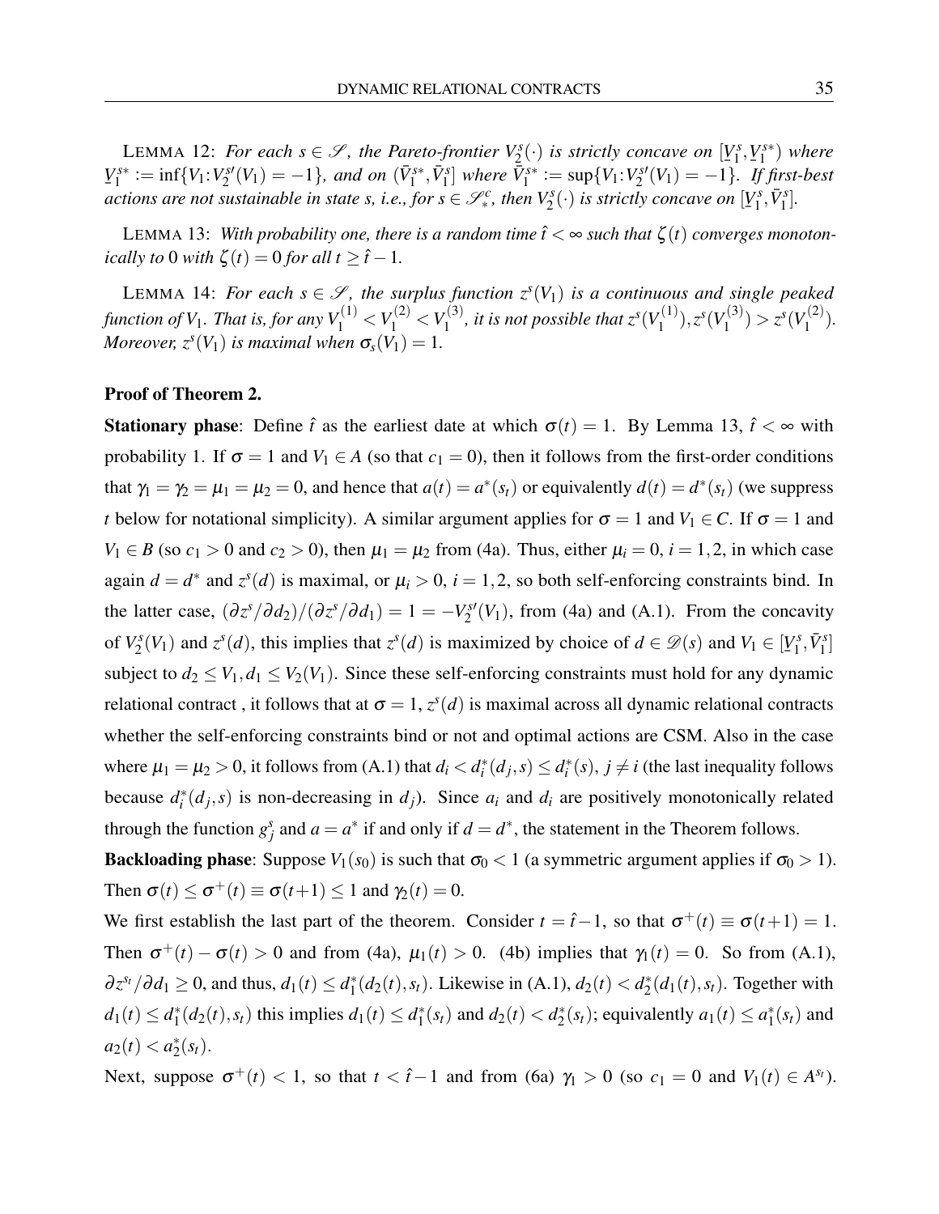LEMMA 12: *For each $s \in \mathscr{S}$, the Pareto-frontier $V_2^s(\cdot)$ is strictly concave on $[\underline{V}_1^s, \underline{V}_1^{s*})$ where $\underline{V}_1^{s*} := \inf\{V_1 : V_2^{s\prime}(V_1) = -1\}$, and on $(\bar{V}_1^{s*}, \bar{V}_1^s]$ where $\bar{V}_1^{s*} := \sup\{V_1 : V_2^{s\prime}(V_1) = -1\}$. If first-best actions are not sustainable in state s, i.e., for $s \in \mathscr{S}_*^c$, then $V_2^s(\cdot)$ is strictly concave on $[\underline{V}_1^s, \bar{V}_1^s]$.*

LEMMA 13: *With probability one, there is a random time $\hat{t} < \infty$ such that $\zeta(t)$ converges monotonically to 0 with $\zeta(t) = 0$ for all $t \geq \hat{t} - 1$.*

LEMMA 14: *For each $s \in \mathscr{S}$, the surplus function $z^s(V_1)$ is a continuous and single peaked function of $V_1$. That is, for any $V_1^{(1)} < V_1^{(2)} < V_1^{(3)}$, it is not possible that $z^s(V_1^{(1)}), z^s(V_1^{(3)}) > z^s(V_1^{(2)})$. Moreover, $z^s(V_1)$ is maximal when $\sigma_s(V_1) = 1$.*

**Proof of Theorem 2.**

**Stationary phase**: Define $\hat{t}$ as the earliest date at which $\sigma(t) = 1$. By Lemma 13, $\hat{t} < \infty$ with probability 1. If $\sigma = 1$ and $V_1 \in A$ (so that $c_1 = 0$), then it follows from the first-order conditions that $\gamma_1 = \gamma_2 = \mu_1 = \mu_2 = 0$, and hence that $a(t) = a^*(s_t)$ or equivalently $d(t) = d^*(s_t)$ (we suppress $t$ below for notational simplicity). A similar argument applies for $\sigma = 1$ and $V_1 \in C$. If $\sigma = 1$ and $V_1 \in B$ (so $c_1 > 0$ and $c_2 > 0$), then $\mu_1 = \mu_2$ from (4a). Thus, either $\mu_i = 0$, $i = 1, 2$, in which case again $d = d^*$ and $z^s(d)$ is maximal, or $\mu_i > 0$, $i = 1, 2$, so both self-enforcing constraints bind. In the latter case, $(\partial z^s/\partial d_2)/(\partial z^s/\partial d_1) = 1 = -V_2^{s\prime}(V_1)$, from (4a) and (A.1). From the concavity of $V_2^s(V_1)$ and $z^s(d)$, this implies that $z^s(d)$ is maximized by choice of $d \in \mathscr{D}(s)$ and $V_1 \in [\underline{V}_1^s, \bar{V}_1^s]$ subject to $d_2 \leq V_1, d_1 \leq V_2(V_1)$. Since these self-enforcing constraints must hold for any dynamic relational contract , it follows that at $\sigma = 1$, $z^s(d)$ is maximal across all dynamic relational contracts whether the self-enforcing constraints bind or not and optimal actions are CSM. Also in the case where $\mu_1 = \mu_2 > 0$, it follows from (A.1) that $d_i < d_i^*(d_j, s) \leq d_i^*(s)$, $j \neq i$ (the last inequality follows because $d_i^*(d_j, s)$ is non-decreasing in $d_j$). Since $a_i$ and $d_i$ are positively monotonically related through the function $g_j^s$ and $a = a^*$ if and only if $d = d^*$, the statement in the Theorem follows.

**Backloading phase**: Suppose $V_1(s_0)$ is such that $\sigma_0 < 1$ (a symmetric argument applies if $\sigma_0 > 1$). Then $\sigma(t) \leq \sigma^+(t) \equiv \sigma(t+1) \leq 1$ and $\gamma_2(t) = 0$.

We first establish the last part of the theorem. Consider $t = \hat{t} - 1$, so that $\sigma^+(t) \equiv \sigma(t+1) = 1$. Then $\sigma^+(t) - \sigma(t) > 0$ and from (4a), $\mu_1(t) > 0$. (4b) implies that $\gamma_1(t) = 0$. So from (A.1), $\partial z^{s_t}/\partial d_1 \geq 0$, and thus, $d_1(t) \leq d_1^*(d_2(t), s_t)$. Likewise in (A.1), $d_2(t) < d_2^*(d_1(t), s_t)$. Together with $d_1(t) \leq d_1^*(d_2(t), s_t)$ this implies $d_1(t) \leq d_1^*(s_t)$ and $d_2(t) < d_2^*(s_t)$; equivalently $a_1(t) \leq a_1^*(s_t)$ and $a_2(t) < a_2^*(s_t)$.

Next, suppose $\sigma^+(t) < 1$, so that $t < \hat{t} - 1$ and from (6a) $\gamma_1 > 0$ (so $c_1 = 0$ and $V_1(t) \in A^{s_t}$).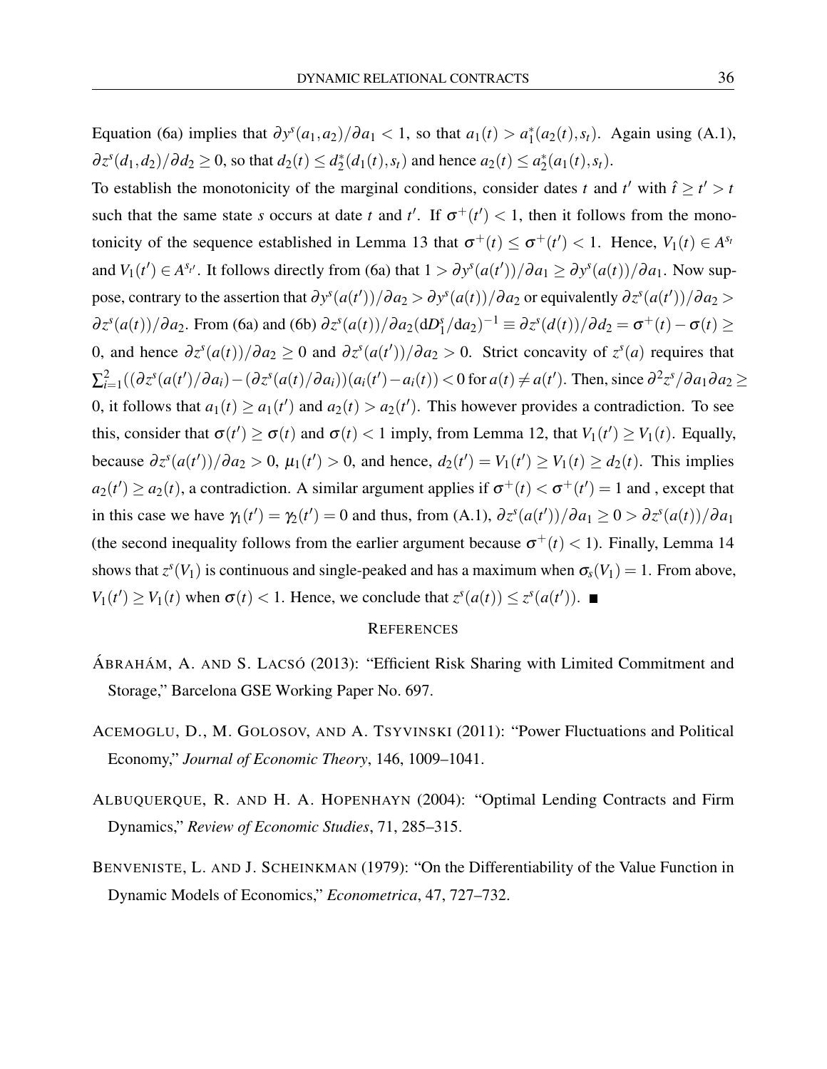Equation (6a) implies that $\partial y^s(a_1,a_2)/\partial a_1 < 1$, so that $a_1(t) > a_1^*(a_2(t),s_t)$. Again using (A.1), $\partial z^s(d_1,d_2)/\partial d_2 \geq 0$, so that $d_2(t) \leq d_2^*(d_1(t),s_t)$ and hence $a_2(t) \leq a_2^*(a_1(t),s_t)$.

To establish the monotonicity of the marginal conditions, consider dates $t$ and $t'$ with $\hat{t} \geq t' > t$ such that the same state $s$ occurs at date $t$ and $t'$. If $\sigma^+(t') < 1$, then it follows from the monotonicity of the sequence established in Lemma 13 that $\sigma^+(t) \leq \sigma^+(t') < 1$. Hence, $V_1(t) \in A^{s_t}$ and $V_1(t') \in A^{s_{t'}}$. It follows directly from (6a) that $1 > \partial y^s(a(t'))/\partial a_1 \geq \partial y^s(a(t))/\partial a_1$. Now suppose, contrary to the assertion that $\partial y^s(a(t'))/\partial a_2 > \partial y^s(a(t))/\partial a_2$ or equivalently $\partial z^s(a(t'))/\partial a_2 > \partial z^s(a(t))/\partial a_2$. From (6a) and (6b) $\partial z^s(a(t))/\partial a_2(\mathrm{d}D_1^s/\mathrm{d}a_2)^{-1} \equiv \partial z^s(d(t))/\partial d_2 = \sigma^+(t) - \sigma(t) \geq 0$, and hence $\partial z^s(a(t))/\partial a_2 \geq 0$ and $\partial z^s(a(t'))/\partial a_2 > 0$. Strict concavity of $z^s(a)$ requires that $\sum_{i=1}^2((\partial z^s(a(t')/\partial a_i) - (\partial z^s(a(t)/\partial a_i))(a_i(t') - a_i(t)) < 0$ for $a(t) \neq a(t')$. Then, since $\partial^2 z^s/\partial a_1 \partial a_2 \geq 0$, it follows that $a_1(t) \geq a_1(t')$ and $a_2(t) > a_2(t')$. This however provides a contradiction. To see this, consider that $\sigma(t') \geq \sigma(t)$ and $\sigma(t) < 1$ imply, from Lemma 12, that $V_1(t') \geq V_1(t)$. Equally, because $\partial z^s(a(t'))/\partial a_2 > 0$, $\mu_1(t') > 0$, and hence, $d_2(t') = V_1(t') \geq V_1(t) \geq d_2(t)$. This implies $a_2(t') \geq a_2(t)$, a contradiction. A similar argument applies if $\sigma^+(t) < \sigma^+(t') = 1$ and , except that in this case we have $\gamma_1(t') = \gamma_2(t') = 0$ and thus, from (A.1), $\partial z^s(a(t'))/\partial a_1 \geq 0 > \partial z^s(a(t))/\partial a_1$ (the second inequality follows from the earlier argument because $\sigma^+(t) < 1$). Finally, Lemma 14 shows that $z^s(V_1)$ is continuous and single-peaked and has a maximum when $\sigma_s(V_1) = 1$. From above, $V_1(t') \geq V_1(t)$ when $\sigma(t) < 1$. Hence, we conclude that $z^s(a(t)) \leq z^s(a(t'))$. ■

## REFERENCES

ÁBRAHÁM, A. AND S. LACSÓ (2013): "Efficient Risk Sharing with Limited Commitment and Storage," Barcelona GSE Working Paper No. 697.

ACEMOGLU, D., M. GOLOSOV, AND A. TSYVINSKI (2011): "Power Fluctuations and Political Economy," *Journal of Economic Theory*, 146, 1009–1041.

ALBUQUERQUE, R. AND H. A. HOPENHAYN (2004): "Optimal Lending Contracts and Firm Dynamics," *Review of Economic Studies*, 71, 285–315.

BENVENISTE, L. AND J. SCHEINKMAN (1979): "On the Differentiability of the Value Function in Dynamic Models of Economics," *Econometrica*, 47, 727–732.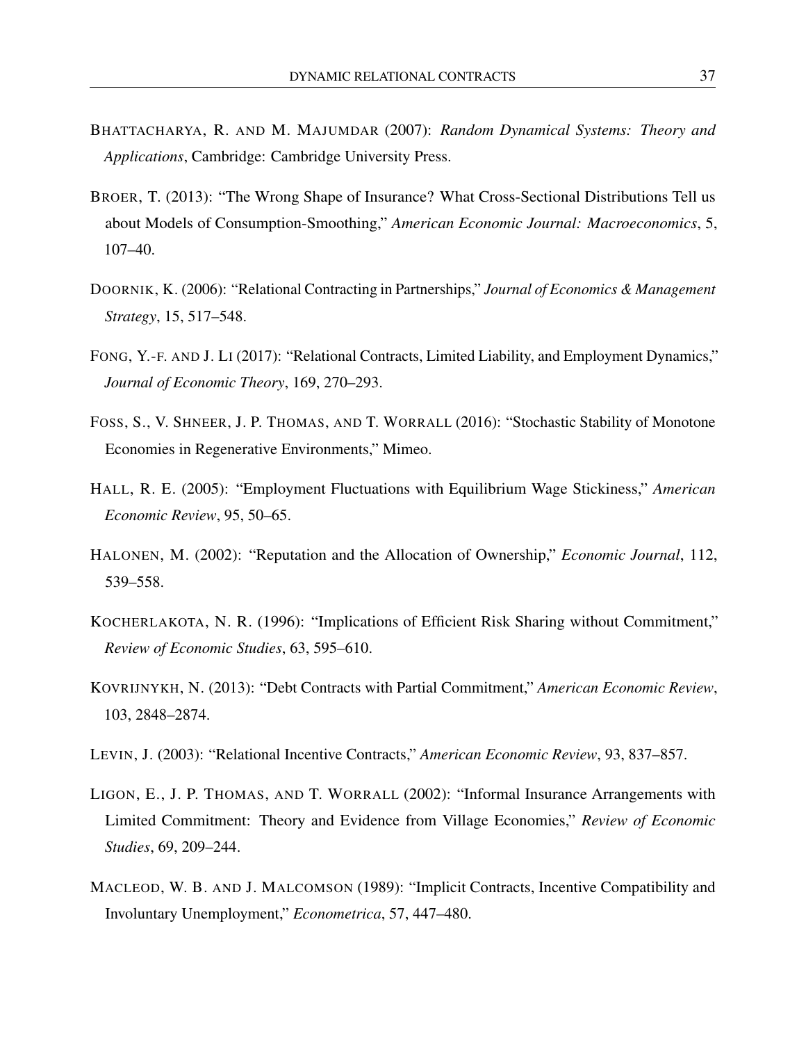BHATTACHARYA, R. AND M. MAJUMDAR (2007): *Random Dynamical Systems: Theory and Applications*, Cambridge: Cambridge University Press.

BROER, T. (2013): "The Wrong Shape of Insurance? What Cross-Sectional Distributions Tell us about Models of Consumption-Smoothing," *American Economic Journal: Macroeconomics*, 5, 107–40.

DOORNIK, K. (2006): "Relational Contracting in Partnerships," *Journal of Economics & Management Strategy*, 15, 517–548.

FONG, Y.-F. AND J. LI (2017): "Relational Contracts, Limited Liability, and Employment Dynamics," *Journal of Economic Theory*, 169, 270–293.

FOSS, S., V. SHNEER, J. P. THOMAS, AND T. WORRALL (2016): "Stochastic Stability of Monotone Economies in Regenerative Environments," Mimeo.

HALL, R. E. (2005): "Employment Fluctuations with Equilibrium Wage Stickiness," *American Economic Review*, 95, 50–65.

HALONEN, M. (2002): "Reputation and the Allocation of Ownership," *Economic Journal*, 112, 539–558.

KOCHERLAKOTA, N. R. (1996): "Implications of Efficient Risk Sharing without Commitment," *Review of Economic Studies*, 63, 595–610.

KOVRIJNYKH, N. (2013): "Debt Contracts with Partial Commitment," *American Economic Review*, 103, 2848–2874.

LEVIN, J. (2003): "Relational Incentive Contracts," *American Economic Review*, 93, 837–857.

LIGON, E., J. P. THOMAS, AND T. WORRALL (2002): "Informal Insurance Arrangements with Limited Commitment: Theory and Evidence from Village Economies," *Review of Economic Studies*, 69, 209–244.

MACLEOD, W. B. AND J. MALCOMSON (1989): "Implicit Contracts, Incentive Compatibility and Involuntary Unemployment," *Econometrica*, 57, 447–480.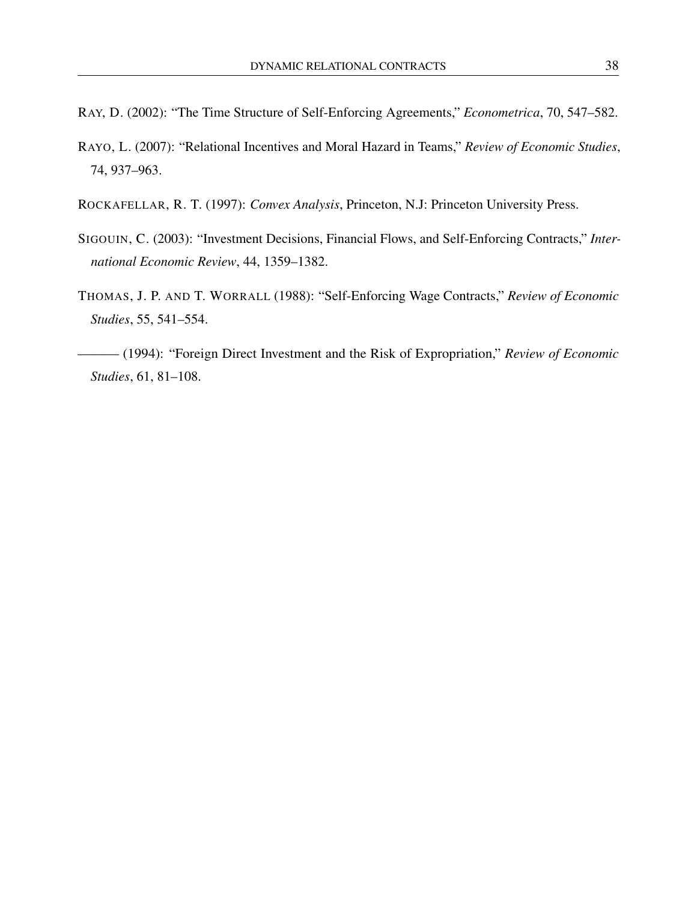RAY, D. (2002): "The Time Structure of Self-Enforcing Agreements," *Econometrica*, 70, 547–582.

RAYO, L. (2007): "Relational Incentives and Moral Hazard in Teams," *Review of Economic Studies*, 74, 937–963.

ROCKAFELLAR, R. T. (1997): *Convex Analysis*, Princeton, N.J: Princeton University Press.

SIGOUIN, C. (2003): "Investment Decisions, Financial Flows, and Self-Enforcing Contracts," *International Economic Review*, 44, 1359–1382.

THOMAS, J. P. AND T. WORRALL (1988): "Self-Enforcing Wage Contracts," *Review of Economic Studies*, 55, 541–554.

——— (1994): "Foreign Direct Investment and the Risk of Expropriation," *Review of Economic Studies*, 61, 81–108.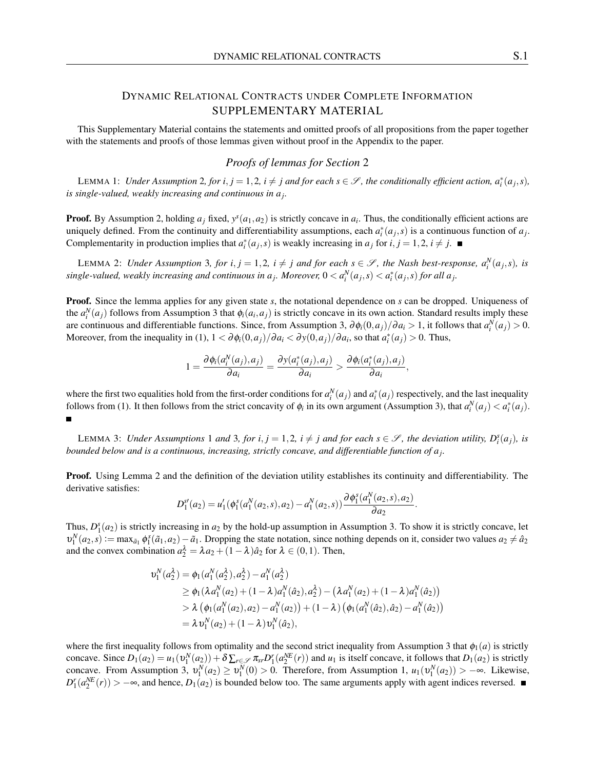# DYNAMIC RELATIONAL CONTRACTS UNDER COMPLETE INFORMATION
## SUPPLEMENTARY MATERIAL

This Supplementary Material contains the statements and omitted proofs of all propositions from the paper together with the statements and proofs of those lemmas given without proof in the Appendix to the paper.

### *Proofs of lemmas for Section 2*

LEMMA 1: *Under Assumption 2, for $i, j = 1,2$, $i \neq j$ and for each $s \in \mathscr{S}$, the conditionally efficient action, $a_i^*(a_j, s)$, is single-valued, weakly increasing and continuous in $a_j$.*

**Proof.** By Assumption 2, holding $a_j$ fixed, $y^s(a_1, a_2)$ is strictly concave in $a_i$. Thus, the conditionally efficient actions are uniquely defined. From the continuity and differentiability assumptions, each $a_i^*(a_j, s)$ is a continuous function of $a_j$. Complementarity in production implies that $a_i^*(a_j, s)$ is weakly increasing in $a_j$ for $i, j = 1,2$, $i \neq j$. ■

LEMMA 2: *Under Assumption 3, for $i, j = 1,2$, $i \neq j$ and for each $s \in \mathscr{S}$, the Nash best-response, $a_i^N(a_j, s)$, is single-valued, weakly increasing and continuous in $a_j$. Moreover, $0 < a_i^N(a_j, s) < a_i^*(a_j, s)$ for all $a_j$.*

**Proof.** Since the lemma applies for any given state $s$, the notational dependence on $s$ can be dropped. Uniqueness of the $a_i^N(a_j)$ follows from Assumption 3 that $\phi_i(a_i, a_j)$ is strictly concave in its own action. Standard results imply these are continuous and differentiable functions. Since, from Assumption 3, $\partial \phi_i(0, a_j)/\partial a_i > 1$, it follows that $a_i^N(a_j) > 0$. Moreover, from the inequality in (1), $1 < \partial \phi_i(0, a_j)/\partial a_i < \partial y(0, a_j)/\partial a_i$, so that $a_i^*(a_j) > 0$. Thus,

$$1 = \frac{\partial \phi_i(a_i^N(a_j), a_j)}{\partial a_i} = \frac{\partial y(a_i^*(a_j), a_j)}{\partial a_i} > \frac{\partial \phi_i(a_i^*(a_j), a_j)}{\partial a_i},$$

where the first two equalities hold from the first-order conditions for $a_i^N(a_j)$ and $a_i^*(a_j)$ respectively, and the last inequality follows from (1). It then follows from the strict concavity of $\phi_i$ in its own argument (Assumption 3), that $a_i^N(a_j) < a_i^*(a_j)$. ■

LEMMA 3: *Under Assumptions 1 and 3, for $i, j = 1,2$, $i \neq j$ and for each $s \in \mathscr{S}$, the deviation utility, $D_i^s(a_j)$, is bounded below and is a continuous, increasing, strictly concave, and differentiable function of $a_j$.*

**Proof.** Using Lemma 2 and the definition of the deviation utility establishes its continuity and differentiability. The derivative satisfies:

$$D_1^{s\prime}(a_2) = u_1'(\phi_1^s(a_1^N(a_2, s), a_2) - a_1^N(a_2, s)) \frac{\partial \phi_1^s(a_1^N(a_2, s), a_2)}{\partial a_2}.$$

Thus, $D_1^s(a_2)$ is strictly increasing in $a_2$ by the hold-up assumption in Assumption 3. To show it is strictly concave, let $\upsilon_1^N(a_2, s) := \max_{\tilde{a}_1} \phi_1^s(\tilde{a}_1, a_2) - \tilde{a}_1$. Dropping the state notation, since nothing depends on it, consider two values $a_2 \neq \hat{a}_2$ and the convex combination $a_2^\lambda = \lambda a_2 + (1-\lambda)\hat{a}_2$ for $\lambda \in (0,1)$. Then,

$$\begin{aligned}
\upsilon_1^N(a_2^\lambda) &= \phi_1(a_1^N(a_2^\lambda), a_2^\lambda) - a_1^N(a_2^\lambda) \\
&\geq \phi_1(\lambda a_1^N(a_2) + (1-\lambda) a_1^N(\hat{a}_2), a_2^\lambda) - \left(\lambda a_1^N(a_2) + (1-\lambda) a_1^N(\hat{a}_2)\right) \\
&> \lambda \left(\phi_1(a_1^N(a_2), a_2) - a_1^N(a_2)\right) + (1-\lambda)\left(\phi_1(a_1^N(\hat{a}_2), \hat{a}_2) - a_1^N(\hat{a}_2)\right) \\
&= \lambda \upsilon_1^N(a_2) + (1-\lambda) \upsilon_1^N(\hat{a}_2),
\end{aligned}$$

where the first inequality follows from optimality and the second strict inequality from Assumption 3 that $\phi_1(a)$ is strictly concave. Since $D_1(a_2) = u_1(\upsilon_1^N(a_2)) + \delta \sum_{r \in \mathscr{S}} \pi_{sr} D_1^r(a_2^{NE}(r))$ and $u_1$ is itself concave, it follows that $D_1(a_2)$ is strictly concave. From Assumption 3, $\upsilon_1^N(a_2) \geq \upsilon_1^N(0) > 0$. Therefore, from Assumption 1, $u_1(\upsilon_1^N(a_2)) > -\infty$. Likewise, $D_1^r(a_2^{NE}(r)) > -\infty$, and hence, $D_1(a_2)$ is bounded below too. The same arguments apply with agent indices reversed. ■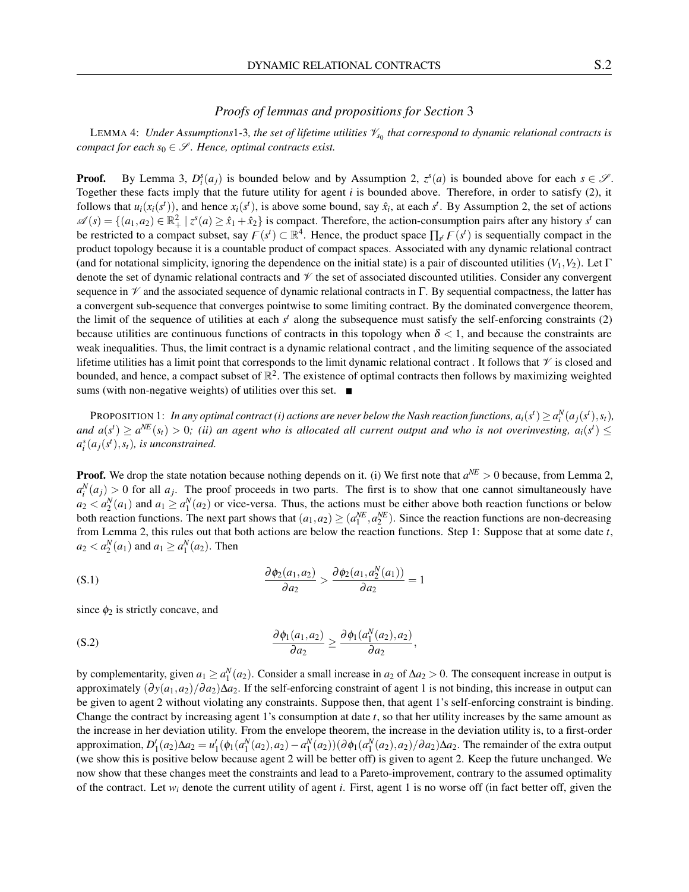*Proofs of lemmas and propositions for Section* 3

LEMMA 4: *Under Assumptions*1-3*, the set of lifetime utilities* $\mathscr{V}_{s_0}$ *that correspond to dynamic relational contracts is compact for each* $s_0 \in \mathscr{S}$*. Hence, optimal contracts exist.*

**Proof.** By Lemma 3, $D_i^s(a_j)$ is bounded below and by Assumption 2, $z^s(a)$ is bounded above for each $s \in \mathscr{S}$. Together these facts imply that the future utility for agent $i$ is bounded above. Therefore, in order to satisfy (2), it follows that $u_i(x_i(s^t))$, and hence $x_i(s^t)$, is above some bound, say $\hat{x}_i$, at each $s^t$. By Assumption 2, the set of actions $\mathscr{A}(s) = \{(a_1,a_2) \in \mathbb{R}_+^2 \mid z^s(a) \geq \hat{x}_1 + \hat{x}_2\}$ is compact. Therefore, the action-consumption pairs after any history $s^t$ can be restricted to a compact subset, say $\digamma(s^t) \subset \mathbb{R}^4$. Hence, the product space $\prod_{s^t} \digamma(s^t)$ is sequentially compact in the product topology because it is a countable product of compact spaces. Associated with any dynamic relational contract (and for notational simplicity, ignoring the dependence on the initial state) is a pair of discounted utilities $(V_1,V_2)$. Let $\Gamma$ denote the set of dynamic relational contracts and $\mathscr{V}$ the set of associated discounted utilities. Consider any convergent sequence in $\mathscr{V}$ and the associated sequence of dynamic relational contracts in $\Gamma$. By sequential compactness, the latter has a convergent sub-sequence that converges pointwise to some limiting contract. By the dominated convergence theorem, the limit of the sequence of utilities at each $s^t$ along the subsequence must satisfy the self-enforcing constraints (2) because utilities are continuous functions of contracts in this topology when $\delta < 1$, and because the constraints are weak inequalities. Thus, the limit contract is a dynamic relational contract , and the limiting sequence of the associated lifetime utilities has a limit point that corresponds to the limit dynamic relational contract . It follows that $\mathscr{V}$ is closed and bounded, and hence, a compact subset of $\mathbb{R}^2$. The existence of optimal contracts then follows by maximizing weighted sums (with non-negative weights) of utilities over this set. ■

PROPOSITION 1: *In any optimal contract (i) actions are never below the Nash reaction functions,* $a_i(s^t) \geq a_i^N(a_j(s^t),s_t)$*, and* $a(s^t) \geq a^{NE}(s_t) > 0$*; (ii) an agent who is allocated all current output and who is not overinvesting,* $a_i(s^t) \leq a_i^*(a_j(s^t),s_t)$*, is unconstrained.*

**Proof.** We drop the state notation because nothing depends on it. (i) We first note that $a^{NE} > 0$ because, from Lemma 2, $a_i^N(a_j) > 0$ for all $a_j$. The proof proceeds in two parts. The first is to show that one cannot simultaneously have $a_2 < a_2^N(a_1)$ and $a_1 \geq a_1^N(a_2)$ or vice-versa. Thus, the actions must be either above both reaction functions or below both reaction functions. The next part shows that $(a_1,a_2) \geq (a_1^{NE},a_2^{NE})$. Since the reaction functions are non-decreasing from Lemma 2, this rules out that both actions are below the reaction functions. Step 1: Suppose that at some date $t$, $a_2 < a_2^N(a_1)$ and $a_1 \geq a_1^N(a_2)$. Then

$$\frac{\partial \phi_2(a_1,a_2)}{\partial a_2} > \frac{\partial \phi_2(a_1,a_2^N(a_1))}{\partial a_2} = 1 \tag{S.1}$$

since $\phi_2$ is strictly concave, and

$$\frac{\partial \phi_1(a_1,a_2)}{\partial a_2} \geq \frac{\partial \phi_1(a_1^N(a_2),a_2)}{\partial a_2}, \tag{S.2}$$

by complementarity, given $a_1 \geq a_1^N(a_2)$. Consider a small increase in $a_2$ of $\Delta a_2 > 0$. The consequent increase in output is approximately $(\partial y(a_1,a_2)/\partial a_2)\Delta a_2$. If the self-enforcing constraint of agent 1 is not binding, this increase in output can be given to agent 2 without violating any constraints. Suppose then, that agent 1's self-enforcing constraint is binding. Change the contract by increasing agent 1's consumption at date $t$, so that her utility increases by the same amount as the increase in her deviation utility. From the envelope theorem, the increase in the deviation utility is, to a first-order approximation, $D_1'(a_2)\Delta a_2 = u_1'(\phi_1(a_1^N(a_2),a_2) - a_1^N(a_2))(\partial \phi_1(a_1^N(a_2),a_2)/\partial a_2)\Delta a_2$. The remainder of the extra output (we show this is positive below because agent 2 will be better off) is given to agent 2. Keep the future unchanged. We now show that these changes meet the constraints and lead to a Pareto-improvement, contrary to the assumed optimality of the contract. Let $w_i$ denote the current utility of agent $i$. First, agent 1 is no worse off (in fact better off, given the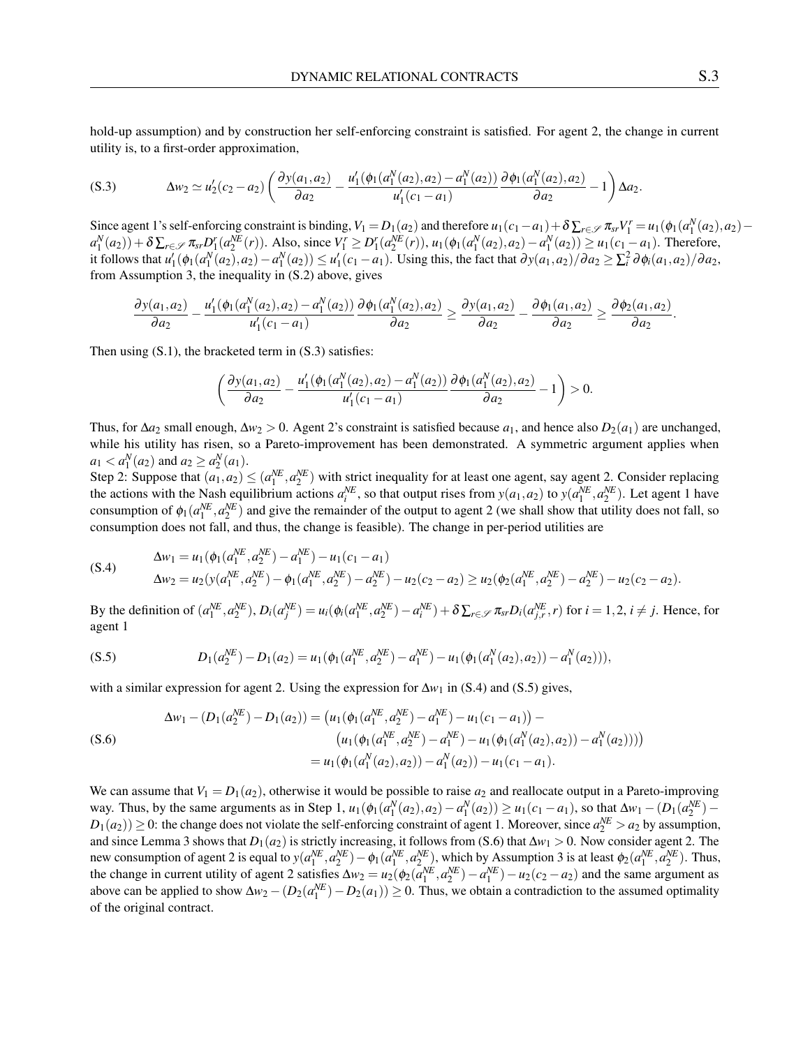hold-up assumption) and by construction her self-enforcing constraint is satisfied. For agent 2, the change in current utility is, to a first-order approximation,

$$\Delta w_2 \simeq u_2'(c_2 - a_2)\left(\frac{\partial y(a_1,a_2)}{\partial a_2} - \frac{u_1'(\phi_1(a_1^N(a_2),a_2) - a_1^N(a_2))}{u_1'(c_1 - a_1)}\frac{\partial \phi_1(a_1^N(a_2),a_2)}{\partial a_2} - 1\right)\Delta a_2. \tag{S.3}$$

Since agent 1's self-enforcing constraint is binding, $V_1 = D_1(a_2)$ and therefore $u_1(c_1 - a_1) + \delta\sum_{r\in\mathscr{S}}\pi_{sr}V_1^r = u_1(\phi_1(a_1^N(a_2),a_2) - a_1^N(a_2)) + \delta\sum_{r\in\mathscr{S}}\pi_{sr}D_1^r(a_2^{NE}(r))$. Also, since $V_1^r \geq D_1^r(a_2^{NE}(r))$, $u_1(\phi_1(a_1^N(a_2),a_2) - a_1^N(a_2)) \geq u_1(c_1 - a_1)$. Therefore, it follows that $u_1'(\phi_1(a_1^N(a_2),a_2) - a_1^N(a_2)) \leq u_1'(c_1 - a_1)$. Using this, the fact that $\partial y(a_1,a_2)/\partial a_2 \geq \sum_i^2 \partial\phi_i(a_1,a_2)/\partial a_2$, from Assumption 3, the inequality in (S.2) above, gives

$$\frac{\partial y(a_1,a_2)}{\partial a_2} - \frac{u_1'(\phi_1(a_1^N(a_2),a_2) - a_1^N(a_2))}{u_1'(c_1 - a_1)}\frac{\partial \phi_1(a_1^N(a_2),a_2)}{\partial a_2} \geq \frac{\partial y(a_1,a_2)}{\partial a_2} - \frac{\partial \phi_1(a_1,a_2)}{\partial a_2} \geq \frac{\partial \phi_2(a_1,a_2)}{\partial a_2}.$$

Then using (S.1), the bracketed term in (S.3) satisfies:

$$\left(\frac{\partial y(a_1,a_2)}{\partial a_2} - \frac{u_1'(\phi_1(a_1^N(a_2),a_2) - a_1^N(a_2))}{u_1'(c_1 - a_1)}\frac{\partial \phi_1(a_1^N(a_2),a_2)}{\partial a_2} - 1\right) > 0.$$

Thus, for $\Delta a_2$ small enough, $\Delta w_2 > 0$. Agent 2's constraint is satisfied because $a_1$, and hence also $D_2(a_1)$ are unchanged, while his utility has risen, so a Pareto-improvement has been demonstrated. A symmetric argument applies when $a_1 < a_1^N(a_2)$ and $a_2 \geq a_2^N(a_1)$.

Step 2: Suppose that $(a_1,a_2) \leq (a_1^{NE},a_2^{NE})$ with strict inequality for at least one agent, say agent 2. Consider replacing the actions with the Nash equilibrium actions $a_i^{NE}$, so that output rises from $y(a_1,a_2)$ to $y(a_1^{NE},a_2^{NE})$. Let agent 1 have consumption of $\phi_1(a_1^{NE},a_2^{NE})$ and give the remainder of the output to agent 2 (we shall show that utility does not fall, so consumption does not fall, and thus, the change is feasible). The change in per-period utilities are

$$\begin{aligned}
\Delta w_1 &= u_1(\phi_1(a_1^{NE},a_2^{NE}) - a_1^{NE}) - u_1(c_1 - a_1) \\
\Delta w_2 &= u_2(y(a_1^{NE},a_2^{NE}) - \phi_1(a_1^{NE},a_2^{NE}) - a_2^{NE}) - u_2(c_2 - a_2) \geq u_2(\phi_2(a_1^{NE},a_2^{NE}) - a_2^{NE}) - u_2(c_2 - a_2).
\end{aligned} \tag{S.4}$$

By the definition of $(a_1^{NE},a_2^{NE})$, $D_i(a_j^{NE}) = u_i(\phi_i(a_1^{NE},a_2^{NE}) - a_i^{NE}) + \delta\sum_{r\in\mathscr{S}}\pi_{sr}D_i(a_{j,r}^{NE},r)$ for $i = 1,2$, $i \neq j$. Hence, for agent 1

$$D_1(a_2^{NE}) - D_1(a_2) = u_1(\phi_1(a_1^{NE},a_2^{NE}) - a_1^{NE}) - u_1(\phi_1(a_1^N(a_2),a_2)) - a_1^N(a_2))), \tag{S.5}$$

with a similar expression for agent 2. Using the expression for $\Delta w_1$ in (S.4) and (S.5) gives,

$$\begin{aligned}
\Delta w_1 - (D_1(a_2^{NE}) - D_1(a_2)) &= \left(u_1(\phi_1(a_1^{NE},a_2^{NE}) - a_1^{NE}) - u_1(c_1 - a_1)\right) - \\
&\quad \left(u_1(\phi_1(a_1^{NE},a_2^{NE}) - a_1^{NE}) - u_1(\phi_1(a_1^N(a_2),a_2)) - a_1^N(a_2)))\right) \\
&= u_1(\phi_1(a_1^N(a_2),a_2)) - a_1^N(a_2)) - u_1(c_1 - a_1).
\end{aligned} \tag{S.6}$$

We can assume that $V_1 = D_1(a_2)$, otherwise it would be possible to raise $a_2$ and reallocate output in a Pareto-improving way. Thus, by the same arguments as in Step 1, $u_1(\phi_1(a_1^N(a_2),a_2) - a_1^N(a_2)) \geq u_1(c_1 - a_1)$, so that $\Delta w_1 - (D_1(a_2^{NE}) - D_1(a_2)) \geq 0$: the change does not violate the self-enforcing constraint of agent 1. Moreover, since $a_2^{NE} > a_2$ by assumption, and since Lemma 3 shows that $D_1(a_2)$ is strictly increasing, it follows from (S.6) that $\Delta w_1 > 0$. Now consider agent 2. The new consumption of agent 2 is equal to $y(a_1^{NE},a_2^{NE}) - \phi_1(a_1^{NE},a_2^{NE})$, which by Assumption 3 is at least $\phi_2(a_1^{NE},a_2^{NE})$. Thus, the change in current utility of agent 2 satisfies $\Delta w_2 = u_2(\phi_2(a_1^{NE},a_2^{NE}) - a_1^{NE}) - u_2(c_2 - a_2)$ and the same argument as above can be applied to show $\Delta w_2 - (D_2(a_1^{NE}) - D_2(a_1)) \geq 0$. Thus, we obtain a contradiction to the assumed optimality of the original contract.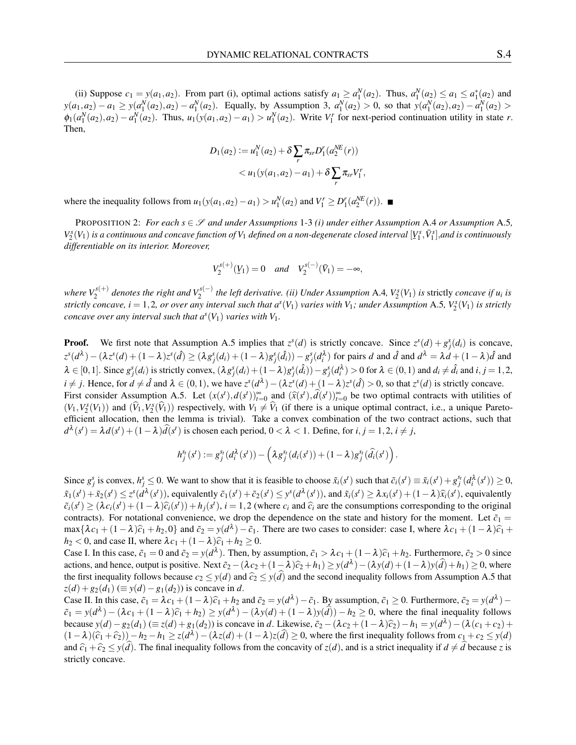(ii) Suppose $c_1 = y(a_1, a_2)$. From part (i), optimal actions satisfy $a_1 \geq a_1^N(a_2)$. Thus, $a_1^N(a_2) \leq a_1 \leq a_1^*(a_2)$ and $y(a_1, a_2) - a_1 \geq y(a_1^N(a_2), a_2) - a_1^N(a_2)$. Equally, by Assumption 3, $a_i^N(a_2) > 0$, so that $y(a_1^N(a_2), a_2) - a_1^N(a_2) > \phi_1(a_1^N(a_2), a_2) - a_1^N(a_2)$. Thus, $u_1(y(a_1, a_2) - a_1) > u_1^N(a_2)$. Write $V_1^r$ for next-period continuation utility in state $r$. Then,

$$D_1(a_2) := u_1^N(a_2) + \delta \sum_r \pi_{sr} D_1^r(a_2^{NE}(r))$$
$$< u_1(y(a_1, a_2) - a_1) + \delta \sum_r \pi_{sr} V_1^r,$$

where the inequality follows from $u_1(y(a_1, a_2) - a_1) > u_1^N(a_2)$ and $V_1^r \geq D_1^r(a_2^{NE}(r))$. ■

PROPOSITION 2: *For each $s \in \mathscr{S}$ and under Assumptions 1-3 (i) under either Assumption A.4 or Assumption A.5, $V_2^s(V_1)$ is a continuous and concave function of $V_1$ defined on a non-degenerate closed interval $[\underline{V}_1^s, \bar{V}_1^s]$, and is continuously differentiable on its interior. Moreover,*

$$V_2^{s(+)}(\underline{V}_1) = 0 \quad \textit{and} \quad V_2^{s(-)}(\bar{V}_1) = -\infty,$$

*where $V_2^{s(+)}$ denotes the right and $V_2^{s(-)}$ the left derivative. (ii) Under Assumption A.4, $V_2^s(V_1)$ is* strictly *concave if $u_i$ is strictly concave, $i = 1, 2$, or over any interval such that $a^s(V_1)$ varies with $V_1$; under Assumption A.5, $V_2^s(V_1)$ is strictly concave over any interval such that $a^s(V_1)$ varies with $V_1$.*

**Proof.** We first note that Assumption A.5 implies that $z^s(d)$ is strictly concave. Since $z^s(d) + g_j^s(d_i)$ is concave, $z^s(d^\lambda) - (\lambda z^s(d) + (1-\lambda) z^s(\hat{d}) \geq (\lambda g_j^s(d_i) + (1-\lambda) g_j^s(\hat{d}_i)) - g_j^s(d_i^\lambda)$ for pairs $d$ and $\hat{d}$ and $d^\lambda = \lambda d + (1-\lambda)\hat{d}$ and $\lambda \in [0,1]$. Since $g_j^s(d_i)$ is strictly convex, $(\lambda g_j^s(d_i) + (1-\lambda) g_j^s(\hat{d}_i)) - g_j^s(d_i^\lambda) > 0$ for $\lambda \in (0,1)$ and $d_i \neq \hat{d}_i$ and $i, j = 1, 2$, $i \neq j$. Hence, for $d \neq \hat{d}$ and $\lambda \in (0,1)$, we have $z^s(d^\lambda) - (\lambda z^s(d) + (1-\lambda) z^s(\hat{d}) > 0$, so that $z^s(d)$ is strictly concave.

First consider Assumption A.5. Let $(x(s^t), d(s^t))_{t=0}^\infty$ and $(\widehat{x}(s^t), \widehat{d}(s^t))_{t=0}^\infty$ be two optimal contracts with utilities of $(V_1, V_2^s(V_1))$ and $(\widehat{V}_1, V_2^s(\widehat{V}_1))$ respectively, with $V_1 \neq \widehat{V}_1$ (if there is a unique optimal contract, i.e., a unique Pareto-efficient allocation, then the lemma is trivial). Take a convex combination of the two contract actions, such that $d^\lambda(s^t) = \lambda d(s^t) + (1-\lambda)\widehat{d}(s^t)$ is chosen each period, $0 < \lambda < 1$. Define, for $i, j = 1, 2$, $i \neq j$,

$$h_j^{s_t}(s^t) := g_j^{s_t}(d_i^\lambda(s^t)) - \left(\lambda g_j^{s_t}(d_i(s^t)) + (1-\lambda) g_j^{s_t}(\widehat{d}_i(s^t)\right).$$

Since $g_j^s$ is convex, $h_j^s \leq 0$. We want to show that it is feasible to choose $\tilde{x}_i(s^t)$ such that $\tilde{c}_i(s^t) \equiv \tilde{x}_i(s^t) + g_j^{s_t}(d_i^\lambda(s^t)) \geq 0$, $\tilde{x}_1(s^t) + \tilde{x}_2(s^t) \leq z^s(d^\lambda(s^t))$, equivalently $\tilde{c}_1(s^t) + \tilde{c}_2(s^t) \leq y^s(d^\lambda(s^t))$, and $\tilde{x}_i(s^t) \geq \lambda x_i(s^t) + (1-\lambda)\widehat{x}_i(s^t)$, equivalently $\tilde{c}_i(s^t) \geq (\lambda c_i(s^t) + (1-\lambda)\widehat{c}_i(s^t)) + h_j(s^t)$, $i = 1, 2$ (where $c_i$ and $\widehat{c}_i$ are the consumptions corresponding to the original contracts). For notational convenience, we drop the dependence on the state and history for the moment. Let $\tilde{c}_1 = \max\{\lambda c_1 + (1-\lambda)\widehat{c}_1 + h_2, 0\}$ and $\tilde{c}_2 = y(d^\lambda) - \tilde{c}_1$. There are two cases to consider: case I, where $\lambda c_1 + (1-\lambda)\widehat{c}_1 + h_2 < 0$, and case II, where $\lambda c_1 + (1-\lambda)\widehat{c}_1 + h_2 \geq 0$.

Case I. In this case, $\tilde{c}_1 = 0$ and $\tilde{c}_2 = y(d^\lambda)$. Then, by assumption, $\tilde{c}_1 > \lambda c_1 + (1-\lambda)\widehat{c}_1 + h_2$. Furthermore, $\tilde{c}_2 > 0$ since actions, and hence, output is positive. Next $\tilde{c}_2 - (\lambda c_2 + (1-\lambda)\widehat{c}_2 + h_1) \geq y(d^\lambda) - (\lambda y(d) + (1-\lambda) y(\widehat{d}) + h_1) \geq 0$, where the first inequality follows because $c_2 \leq y(d)$ and $\widehat{c}_2 \leq y(\widehat{d})$ and the second inequality follows from Assumption A.5 that $z(d) + g_2(d_1)$ ($\equiv y(d) - g_1(d_2)$) is concave in $d$.

Case II. In this case, $\tilde{c}_1 = \lambda c_1 + (1-\lambda)\widehat{c}_1 + h_2$ and $\tilde{c}_2 = y(d^\lambda) - \tilde{c}_1$. By assumption, $\tilde{c}_1 \geq 0$. Furthermore, $\tilde{c}_2 = y(d^\lambda) - \tilde{c}_1 = y(d^\lambda) - (\lambda c_1 + (1-\lambda)\widehat{c}_1 + h_2) \geq y(d^\lambda) - (\lambda y(d) + (1-\lambda) y(\widehat{d})) - h_2 \geq 0$, where the final inequality follows because $y(d) - g_2(d_1)$ ($\equiv z(d) + g_1(d_2)$) is concave in $d$. Likewise, $\tilde{c}_2 - (\lambda c_2 + (1-\lambda)\widehat{c}_2) - h_1 = y(d^\lambda) - (\lambda(c_1 + c_2) + (1-\lambda)(\widehat{c}_1 + \widehat{c}_2)) - h_2 - h_1 \geq z(d^\lambda) - (\lambda z(d) + (1-\lambda) z(\widehat{d}) \geq 0$, where the first inequality follows from $c_1 + c_2 \leq y(d)$ and $\widehat{c}_1 + \widehat{c}_2 \leq y(\widehat{d})$. The final inequality follows from the concavity of $z(d)$, and is a strict inequality if $d \neq \widehat{d}$ because $z$ is strictly concave.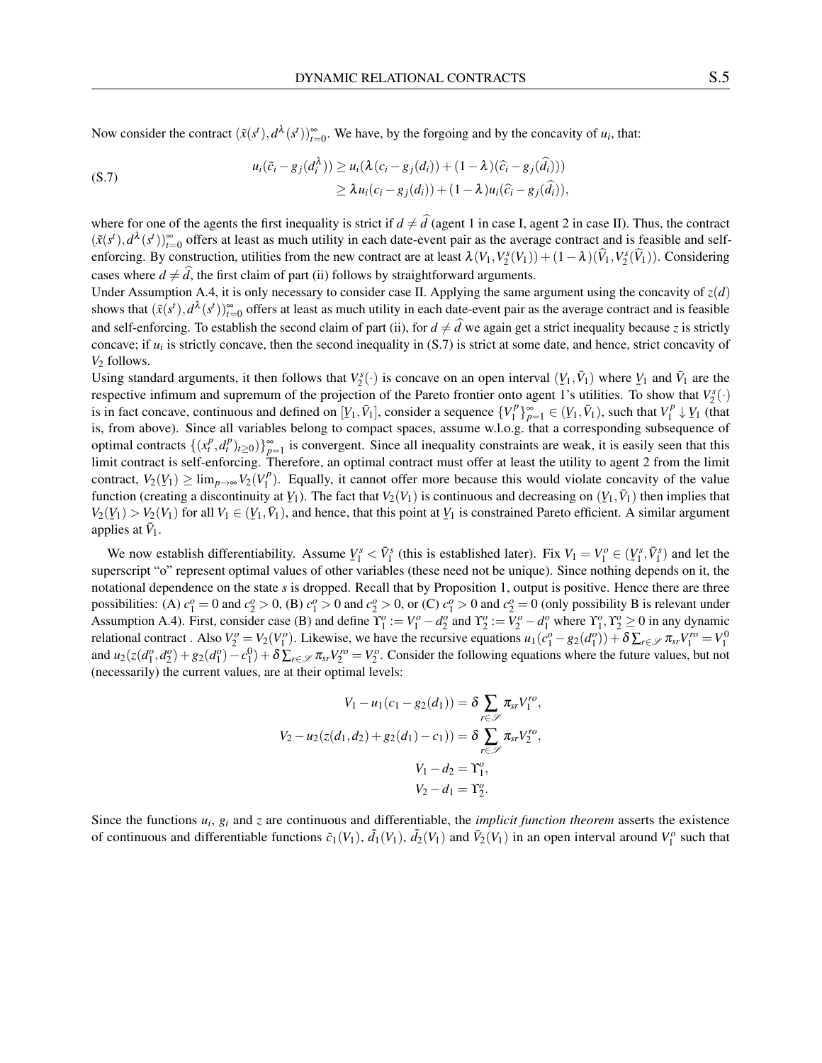Now consider the contract $(\tilde{x}(s^t), d^\lambda(s^t))_{t=0}^\infty$. We have, by the forgoing and by the concavity of $u_i$, that:

$$
\begin{aligned}
u_i(\tilde{c}_i - g_j(d_i^\lambda)) &\geq u_i(\lambda(c_i - g_j(d_i)) + (1-\lambda)(\widehat{c}_i - g_j(\widehat{d}_i))) \\
&\geq \lambda u_i(c_i - g_j(d_i)) + (1-\lambda) u_i(\widehat{c}_i - g_j(\widehat{d}_i)),
\end{aligned}
\tag{S.7}
$$

where for one of the agents the first inequality is strict if $d \neq \widehat{d}$ (agent 1 in case I, agent 2 in case II). Thus, the contract $(\tilde{x}(s^t), d^\lambda(s^t))_{t=0}^\infty$ offers at least as much utility in each date-event pair as the average contract and is feasible and self-enforcing. By construction, utilities from the new contract are at least $\lambda(V_1, V_2^s(V_1)) + (1-\lambda)(\widehat{V}_1, V_2^s(\widehat{V}_1))$. Considering cases where $d \neq \widehat{d}$, the first claim of part (ii) follows by straightforward arguments.

Under Assumption A.4, it is only necessary to consider case II. Applying the same argument using the concavity of $z(d)$ shows that $(\tilde{x}(s^t), d^\lambda(s^t))_{t=0}^\infty$ offers at least as much utility in each date-event pair as the average contract and is feasible and self-enforcing. To establish the second claim of part (ii), for $d \neq \widehat{d}$ we again get a strict inequality because $z$ is strictly concave; if $u_i$ is strictly concave, then the second inequality in (S.7) is strict at some date, and hence, strict concavity of $V_2$ follows.

Using standard arguments, it then follows that $V_2^s(\cdot)$ is concave on an open interval $(\underline{V}_1, \bar{V}_1)$ where $\underline{V}_1$ and $\bar{V}_1$ are the respective infimum and supremum of the projection of the Pareto frontier onto agent 1's utilities. To show that $V_2^s(\cdot)$ is in fact concave, continuous and defined on $[\underline{V}_1, \bar{V}_1]$, consider a sequence $\{V_1^p\}_{p=1}^\infty \in (\underline{V}_1, \bar{V}_1)$, such that $V_1^p \downarrow \underline{V}_1$ (that is, from above). Since all variables belong to compact spaces, assume w.l.o.g. that a corresponding subsequence of optimal contracts $\{(x_t^p, d_t^p)_{t\geq 0})\}_{p=1}^\infty$ is convergent. Since all inequality constraints are weak, it is easily seen that this limit contract is self-enforcing. Therefore, an optimal contract must offer at least the utility to agent 2 from the limit contract, $V_2(\underline{V}_1) \geq \lim_{p\to\infty} V_2(V_1^p)$. Equally, it cannot offer more because this would violate concavity of the value function (creating a discontinuity at $\underline{V}_1$). The fact that $V_2(V_1)$ is continuous and decreasing on $(\underline{V}_1, \bar{V}_1)$ then implies that $V_2(\underline{V}_1) > V_2(V_1)$ for all $V_1 \in (\underline{V}_1, \bar{V}_1)$, and hence, that this point at $\underline{V}_1$ is constrained Pareto efficient. A similar argument applies at $\bar{V}_1$.

We now establish differentiability. Assume $\underline{V}_1^s < \bar{V}_1^s$ (this is established later). Fix $V_1 = V_1^o \in (\underline{V}_1^s, \bar{V}_1^s)$ and let the superscript "o" represent optimal values of other variables (these need not be unique). Since nothing depends on it, the notational dependence on the state $s$ is dropped. Recall that by Proposition 1, output is positive. Hence there are three possibilities: (A) $c_1^o = 0$ and $c_2^o > 0$, (B) $c_1^o > 0$ and $c_2^o > 0$, or (C) $c_1^o > 0$ and $c_2^o = 0$ (only possibility B is relevant under Assumption A.4). First, consider case (B) and define $\Upsilon_1^o := V_1^o - d_2^o$ and $\Upsilon_2^o := V_2^o - d_1^o$ where $\Upsilon_1^o, \Upsilon_2^o \geq 0$ in any dynamic relational contract . Also $V_2^o = V_2(V_1^o)$. Likewise, we have the recursive equations $u_1(c_1^o - g_2(d_1^o)) + \delta \sum_{r\in\mathscr{S}} \pi_{sr} V_1^{ro} = V_1^0$ and $u_2(z(d_1^o, d_2^o) + g_2(d_1^o) - c_1^0) + \delta \sum_{r\in\mathscr{S}} \pi_{sr} V_2^{ro} = V_2^o$. Consider the following equations where the future values, but not (necessarily) the current values, are at their optimal levels:

$$
\begin{aligned}
V_1 - u_1(c_1 - g_2(d_1)) &= \delta \sum_{r\in\mathscr{S}} \pi_{sr} V_1^{ro}, \\
V_2 - u_2(z(d_1, d_2) + g_2(d_1) - c_1)) &= \delta \sum_{r\in\mathscr{S}} \pi_{sr} V_2^{ro}, \\
V_1 - d_2 &= \Upsilon_1^o, \\
V_2 - d_1 &= \Upsilon_2^o.
\end{aligned}
$$

Since the functions $u_i$, $g_i$ and $z$ are continuous and differentiable, the *implicit function theorem* asserts the existence of continuous and differentiable functions $\tilde{c}_1(V_1)$, $\tilde{d}_1(V_1)$, $\tilde{d}_2(V_1)$ and $\tilde{V}_2(V_1)$ in an open interval around $V_1^o$ such that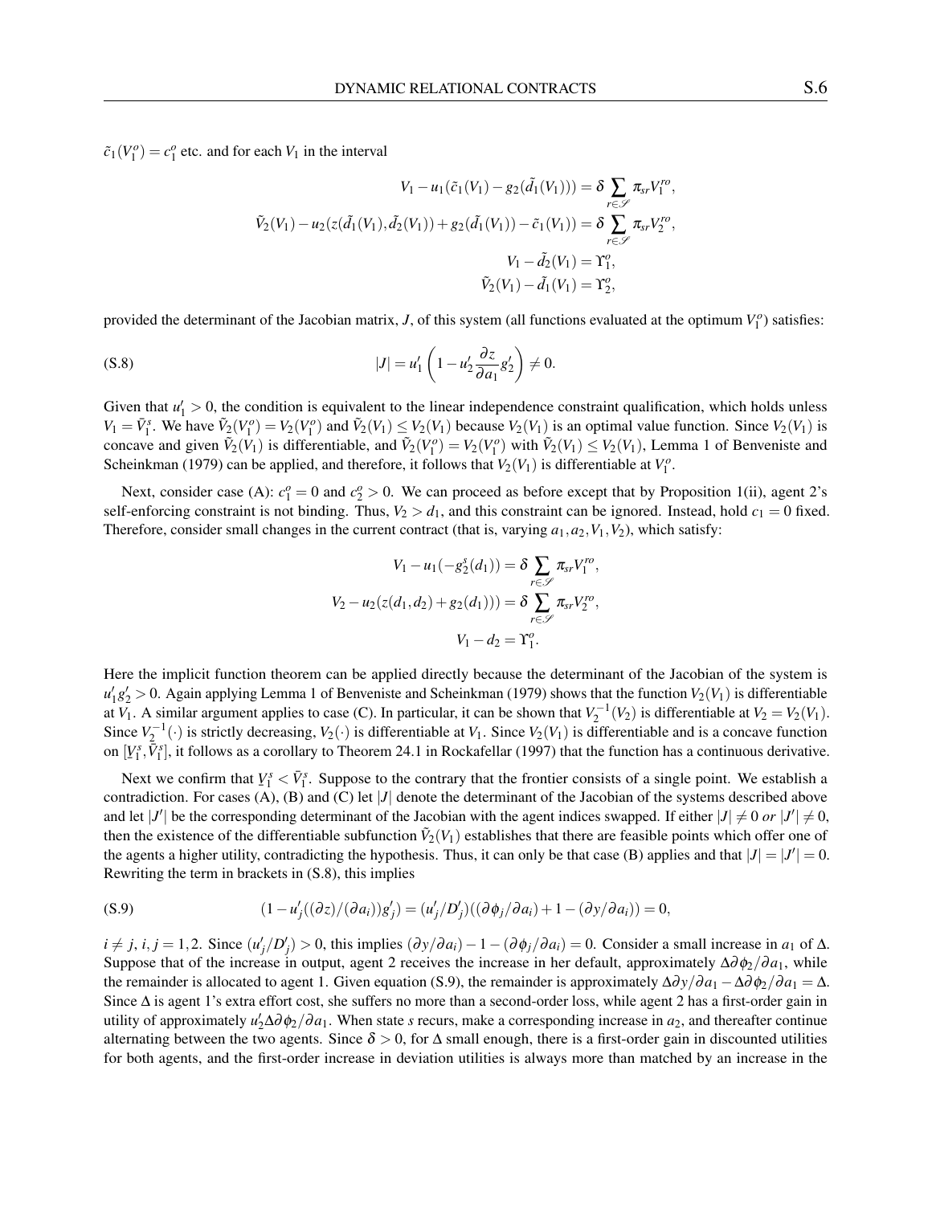$\tilde{c}_1(V_1^o) = c_1^o$ etc. and for each $V_1$ in the interval

$$V_1 - u_1(\tilde{c}_1(V_1) - g_2(\tilde{d}_1(V_1))) = \delta \sum_{r \in \mathscr{S}} \pi_{sr} V_1^{ro},$$
$$\tilde{V}_2(V_1) - u_2(z(\tilde{d}_1(V_1), \tilde{d}_2(V_1)) + g_2(\tilde{d}_1(V_1)) - \tilde{c}_1(V_1)) = \delta \sum_{r \in \mathscr{S}} \pi_{sr} V_2^{ro},$$
$$V_1 - \tilde{d}_2(V_1) = \Upsilon_1^o,$$
$$\tilde{V}_2(V_1) - \tilde{d}_1(V_1) = \Upsilon_2^o,$$

provided the determinant of the Jacobian matrix, $J$, of this system (all functions evaluated at the optimum $V_1^o$) satisfies:

$$|J| = u_1' \left(1 - u_2' \frac{\partial z}{\partial a_1} g_2'\right) \neq 0. \tag{S.8}$$

Given that $u_1' > 0$, the condition is equivalent to the linear independence constraint qualification, which holds unless $V_1 = \bar{V}_1^s$. We have $\tilde{V}_2(V_1^o) = V_2(V_1^o)$ and $\tilde{V}_2(V_1) \leq V_2(V_1)$ because $V_2(V_1)$ is an optimal value function. Since $V_2(V_1)$ is concave and given $\tilde{V}_2(V_1)$ is differentiable, and $\tilde{V}_2(V_1^o) = V_2(V_1^o)$ with $\tilde{V}_2(V_1) \leq V_2(V_1)$, Lemma 1 of Benveniste and Scheinkman (1979) can be applied, and therefore, it follows that $V_2(V_1)$ is differentiable at $V_1^o$.

Next, consider case (A): $c_1^o = 0$ and $c_2^o > 0$. We can proceed as before except that by Proposition 1(ii), agent 2's self-enforcing constraint is not binding. Thus, $V_2 > d_1$, and this constraint can be ignored. Instead, hold $c_1 = 0$ fixed. Therefore, consider small changes in the current contract (that is, varying $a_1, a_2, V_1, V_2$), which satisfy:

$$V_1 - u_1(-g_2^s(d_1)) = \delta \sum_{r \in \mathscr{S}} \pi_{sr} V_1^{ro},$$
$$V_2 - u_2(z(d_1, d_2) + g_2(d_1))) = \delta \sum_{r \in \mathscr{S}} \pi_{sr} V_2^{ro},$$
$$V_1 - d_2 = \Upsilon_1^o.$$

Here the implicit function theorem can be applied directly because the determinant of the Jacobian of the system is $u_1' g_2' > 0$. Again applying Lemma 1 of Benveniste and Scheinkman (1979) shows that the function $V_2(V_1)$ is differentiable at $V_1$. A similar argument applies to case (C). In particular, it can be shown that $V_2^{-1}(V_2)$ is differentiable at $V_2 = V_2(V_1)$. Since $V_2^{-1}(\cdot)$ is strictly decreasing, $V_2(\cdot)$ is differentiable at $V_1$. Since $V_2(V_1)$ is differentiable and is a concave function on $[\underline{V}_1^s, \bar{V}_1^s]$, it follows as a corollary to Theorem 24.1 in Rockafellar (1997) that the function has a continuous derivative.

Next we confirm that $\underline{V}_1^s < \bar{V}_1^s$. Suppose to the contrary that the frontier consists of a single point. We establish a contradiction. For cases (A), (B) and (C) let $|J|$ denote the determinant of the Jacobian of the systems described above and let $|J'|$ be the corresponding determinant of the Jacobian with the agent indices swapped. If either $|J| \neq 0$ *or* $|J'| \neq 0$, then the existence of the differentiable subfunction $\tilde{V}_2(V_1)$ establishes that there are feasible points which offer one of the agents a higher utility, contradicting the hypothesis. Thus, it can only be that case (B) applies and that $|J| = |J'| = 0$. Rewriting the term in brackets in (S.8), this implies

$$(1 - u_j'((\partial z)/(\partial a_i))g_j') = (u_j'/D_j')((\partial \phi_j/\partial a_i) + 1 - (\partial y/\partial a_i)) = 0, \tag{S.9}$$

$i \neq j$, $i, j = 1, 2$. Since $(u_j'/D_j') > 0$, this implies $(\partial y/\partial a_i) - 1 - (\partial \phi_j/\partial a_i) = 0$. Consider a small increase in $a_1$ of $\Delta$. Suppose that of the increase in output, agent 2 receives the increase in her default, approximately $\Delta \partial \phi_2/\partial a_1$, while the remainder is allocated to agent 1. Given equation (S.9), the remainder is approximately $\Delta \partial y/\partial a_1 - \Delta \partial \phi_2/\partial a_1 = \Delta$. Since $\Delta$ is agent 1's extra effort cost, she suffers no more than a second-order loss, while agent 2 has a first-order gain in utility of approximately $u_2' \Delta \partial \phi_2/\partial a_1$. When state $s$ recurs, make a corresponding increase in $a_2$, and thereafter continue alternating between the two agents. Since $\delta > 0$, for $\Delta$ small enough, there is a first-order gain in discounted utilities for both agents, and the first-order increase in deviation utilities is always more than matched by an increase in the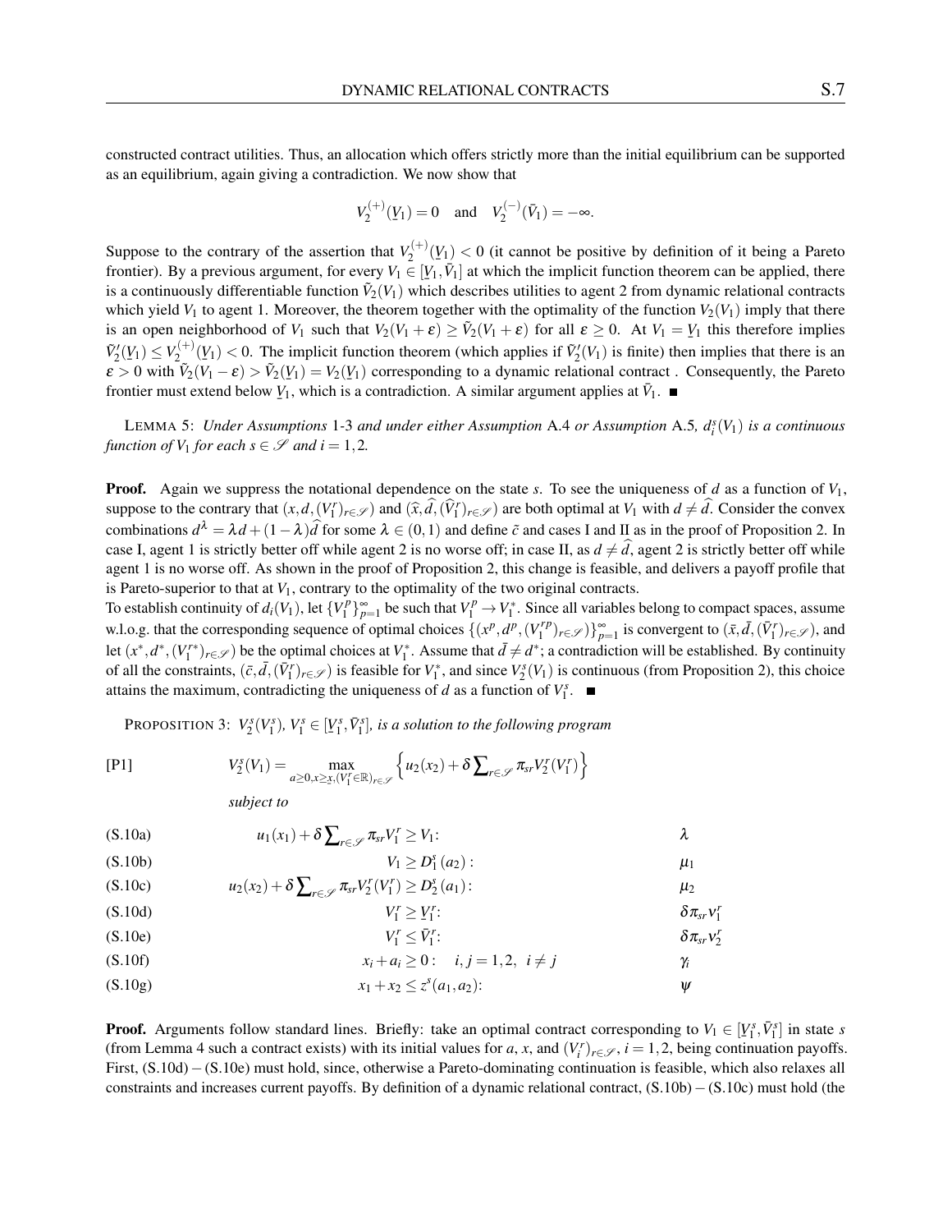constructed contract utilities. Thus, an allocation which offers strictly more than the initial equilibrium can be supported as an equilibrium, again giving a contradiction. We now show that

$$V_2^{(+)}(\underline{V}_1) = 0 \quad \text{and} \quad V_2^{(-)}(\bar{V}_1) = -\infty.$$

Suppose to the contrary of the assertion that $V_2^{(+)}(\underline{V}_1) < 0$ (it cannot be positive by definition of it being a Pareto frontier). By a previous argument, for every $V_1 \in [\underline{V}_1, \bar{V}_1]$ at which the implicit function theorem can be applied, there is a continuously differentiable function $\tilde{V}_2(V_1)$ which describes utilities to agent 2 from dynamic relational contracts which yield $V_1$ to agent 1. Moreover, the theorem together with the optimality of the function $V_2(V_1)$ imply that there is an open neighborhood of $V_1$ such that $V_2(V_1+\varepsilon) \geq \tilde{V}_2(V_1+\varepsilon)$ for all $\varepsilon \geq 0$. At $V_1 = \underline{V}_1$ this therefore implies $\tilde{V}_2'(\underline{V}_1) \leq V_2^{(+)}(\underline{V}_1) < 0$. The implicit function theorem (which applies if $\tilde{V}_2'(V_1)$ is finite) then implies that there is an $\varepsilon > 0$ with $\tilde{V}_2(V_1 - \varepsilon) > \tilde{V}_2(\underline{V}_1) = V_2(\underline{V}_1)$ corresponding to a dynamic relational contract . Consequently, the Pareto frontier must extend below $\underline{V}_1$, which is a contradiction. A similar argument applies at $\bar{V}_1$. ■

LEMMA 5: *Under Assumptions* 1-3 *and under either Assumption* A.4 *or Assumption* A.5, $d_i^s(V_1)$ *is a continuous function of* $V_1$ *for each* $s \in \mathscr{S}$ *and* $i = 1,2$.

**Proof.** Again we suppress the notational dependence on the state $s$. To see the uniqueness of $d$ as a function of $V_1$, suppose to the contrary that $(x, d, (V_1^r)_{r\in\mathscr{S}})$ and $(\widehat{x}, \widehat{d}, (\widehat{V}_1^r)_{r\in\mathscr{S}})$ are both optimal at $V_1$ with $d \neq \widehat{d}$. Consider the convex combinations $d^\lambda = \lambda d + (1-\lambda)\widehat{d}$ for some $\lambda \in (0,1)$ and define $\tilde{c}$ and cases I and II as in the proof of Proposition 2. In case I, agent 1 is strictly better off while agent 2 is no worse off; in case II, as $d \neq \widehat{d}$, agent 2 is strictly better off while agent 1 is no worse off. As shown in the proof of Proposition 2, this change is feasible, and delivers a payoff profile that is Pareto-superior to that at $V_1$, contrary to the optimality of the two original contracts.

To establish continuity of $d_i(V_1)$, let $\{V_1^p\}_{p=1}^\infty$ be such that $V_1^p \to V_1^*$. Since all variables belong to compact spaces, assume w.l.o.g. that the corresponding sequence of optimal choices $\{(x^p, d^p, (V_1^{rp})_{r\in\mathscr{S}})\}_{p=1}^\infty$ is convergent to $(\bar{x}, \bar{d}, (\bar{V}_1^r)_{r\in\mathscr{S}})$, and let $(x^*, d^*, (V_1^{r*})_{r\in\mathscr{S}})$ be the optimal choices at $V_1^*$. Assume that $\bar{d} \neq d^*$; a contradiction will be established. By continuity of all the constraints, $(\bar{c}, \bar{d}, (\bar{V}_1^r)_{r\in\mathscr{S}})$ is feasible for $V_1^*$, and since $V_2^s(V_1)$ is continuous (from Proposition 2), this choice attains the maximum, contradicting the uniqueness of $d$ as a function of $V_1^s$. ■

PROPOSITION 3: $V_2^s(V_1^s)$, $V_1^s \in [\underline{V}_1^s, \bar{V}_1^s]$, *is a solution to the following program*

[P1] $$V_2^s(V_1) = \max_{a\geq 0, x\geq \underline{x}, (V_1^r \in \mathbb{R})_{r\in\mathscr{S}}} \left\{ u_2(x_2) + \delta \sum\nolimits_{r\in\mathscr{S}} \pi_{sr} V_2^r(V_1^r) \right\}$$

*subject to*

| | | |
|---|---|---|
| (S.10a) | $u_1(x_1) + \delta \sum_{r\in\mathscr{S}} \pi_{sr} V_1^r \geq V_1$: | $\lambda$ |
| (S.10b) | $V_1 \geq D_1^s(a_2)$: | $\mu_1$ |
| (S.10c) | $u_2(x_2) + \delta \sum_{r\in\mathscr{S}} \pi_{sr} V_2^r(V_1^r) \geq D_2^s(a_1)$: | $\mu_2$ |
| (S.10d) | $V_1^r \geq \underline{V}_1^r$: | $\delta\pi_{sr}\nu_1^r$ |
| (S.10e) | $V_1^r \leq \bar{V}_1^r$: | $\delta\pi_{sr}\nu_2^r$ |
| (S.10f) | $x_i + a_i \geq 0: \quad i,j = 1,2, \;\; i \neq j$ | $\gamma_i$ |
| (S.10g) | $x_1 + x_2 \leq z^s(a_1, a_2)$: | $\psi$ |

**Proof.** Arguments follow standard lines. Briefly: take an optimal contract corresponding to $V_1 \in [\underline{V}_1^s, \bar{V}_1^s]$ in state $s$ (from Lemma 4 such a contract exists) with its initial values for $a$, $x$, and $(V_i^r)_{r\in\mathscr{S}}$, $i = 1,2$, being continuation payoffs. First, (S.10d) – (S.10e) must hold, since, otherwise a Pareto-dominating continuation is feasible, which also relaxes all constraints and increases current payoffs. By definition of a dynamic relational contract, (S.10b) – (S.10c) must hold (the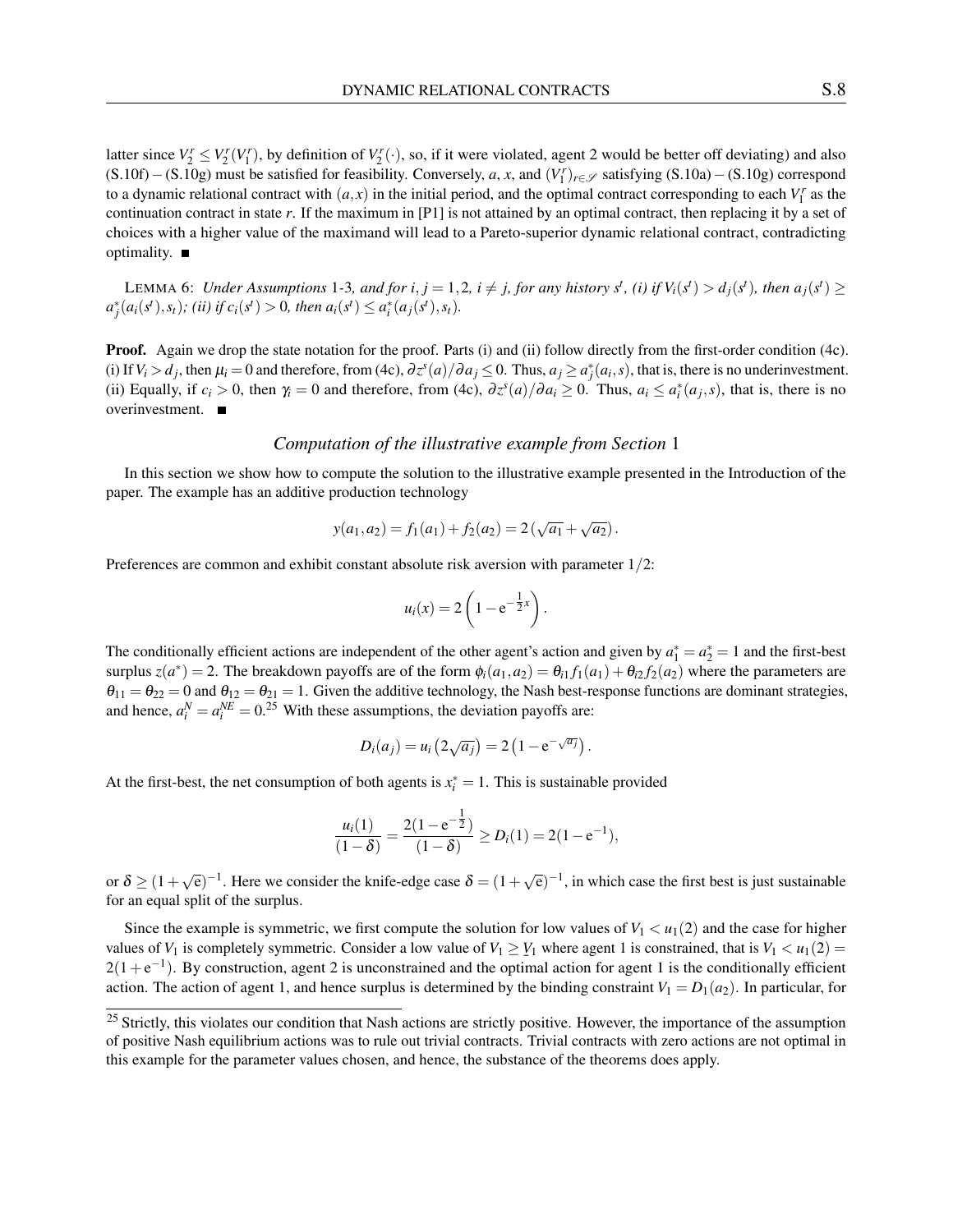latter since $V_2^r \leq V_2^r(V_1^r)$, by definition of $V_2^r(\cdot)$, so, if it were violated, agent 2 would be better off deviating) and also (S.10f) − (S.10g) must be satisfied for feasibility. Conversely, $a$, $x$, and $(V_1^r)_{r\in\mathscr{S}}$ satisfying (S.10a) − (S.10g) correspond to a dynamic relational contract with $(a,x)$ in the initial period, and the optimal contract corresponding to each $V_1^r$ as the continuation contract in state $r$. If the maximum in [P1] is not attained by an optimal contract, then replacing it by a set of choices with a higher value of the maximand will lead to a Pareto-superior dynamic relational contract, contradicting optimality. ■

LEMMA 6: *Under Assumptions* 1-3*, and for $i, j = 1,2$, $i \neq j$, for any history $s^t$, (i) if $V_i(s^t) > d_j(s^t)$, then $a_j(s^t) \geq a_j^*(a_i(s^t), s_t)$; (ii) if $c_i(s^t) > 0$, then $a_i(s^t) \leq a_i^*(a_j(s^t), s_t)$.*

**Proof.** Again we drop the state notation for the proof. Parts (i) and (ii) follow directly from the first-order condition (4c). (i) If $V_i > d_j$, then $\mu_i = 0$ and therefore, from (4c), $\partial z^s(a)/\partial a_j \leq 0$. Thus, $a_j \geq a_j^*(a_i, s)$, that is, there is no underinvestment. (ii) Equally, if $c_i > 0$, then $\gamma_i = 0$ and therefore, from (4c), $\partial z^s(a)/\partial a_i \geq 0$. Thus, $a_i \leq a_i^*(a_j, s)$, that is, there is no overinvestment. ■

### *Computation of the illustrative example from Section* 1

In this section we show how to compute the solution to the illustrative example presented in the Introduction of the paper. The example has an additive production technology

$$y(a_1,a_2) = f_1(a_1) + f_2(a_2) = 2\left(\sqrt{a_1} + \sqrt{a_2}\right).$$

Preferences are common and exhibit constant absolute risk aversion with parameter $1/2$:

$$u_i(x) = 2\left(1 - \mathrm{e}^{-\frac{1}{2}x}\right).$$

The conditionally efficient actions are independent of the other agent's action and given by $a_1^* = a_2^* = 1$ and the first-best surplus $z(a^*) = 2$. The breakdown payoffs are of the form $\phi_i(a_1,a_2) = \theta_{i1}f_1(a_1) + \theta_{i2}f_2(a_2)$ where the parameters are $\theta_{11} = \theta_{22} = 0$ and $\theta_{12} = \theta_{21} = 1$. Given the additive technology, the Nash best-response functions are dominant strategies, and hence, $a_i^N = a_i^{NE} = 0$.[25] With these assumptions, the deviation payoffs are:

$$D_i(a_j) = u_i\left(2\sqrt{a_j}\right) = 2\left(1 - \mathrm{e}^{-\sqrt{a_j}}\right).$$

At the first-best, the net consumption of both agents is $x_i^* = 1$. This is sustainable provided

$$\frac{u_i(1)}{(1-\delta)} = \frac{2(1-\mathrm{e}^{-\frac{1}{2}})}{(1-\delta)} \geq D_i(1) = 2(1-\mathrm{e}^{-1}),$$

or $\delta \geq (1+\sqrt{\mathrm{e}})^{-1}$. Here we consider the knife-edge case $\delta = (1+\sqrt{\mathrm{e}})^{-1}$, in which case the first best is just sustainable for an equal split of the surplus.

Since the example is symmetric, we first compute the solution for low values of $V_1 < u_1(2)$ and the case for higher values of $V_1$ is completely symmetric. Consider a low value of $V_1 \geq \underline{V}_1$ where agent 1 is constrained, that is $V_1 < u_1(2) = 2(1+\mathrm{e}^{-1})$. By construction, agent 2 is unconstrained and the optimal action for agent 1 is the conditionally efficient action. The action of agent 1, and hence surplus is determined by the binding constraint $V_1 = D_1(a_2)$. In particular, for

[25] Strictly, this violates our condition that Nash actions are strictly positive. However, the importance of the assumption of positive Nash equilibrium actions was to rule out trivial contracts. Trivial contracts with zero actions are not optimal in this example for the parameter values chosen, and hence, the substance of the theorems does apply.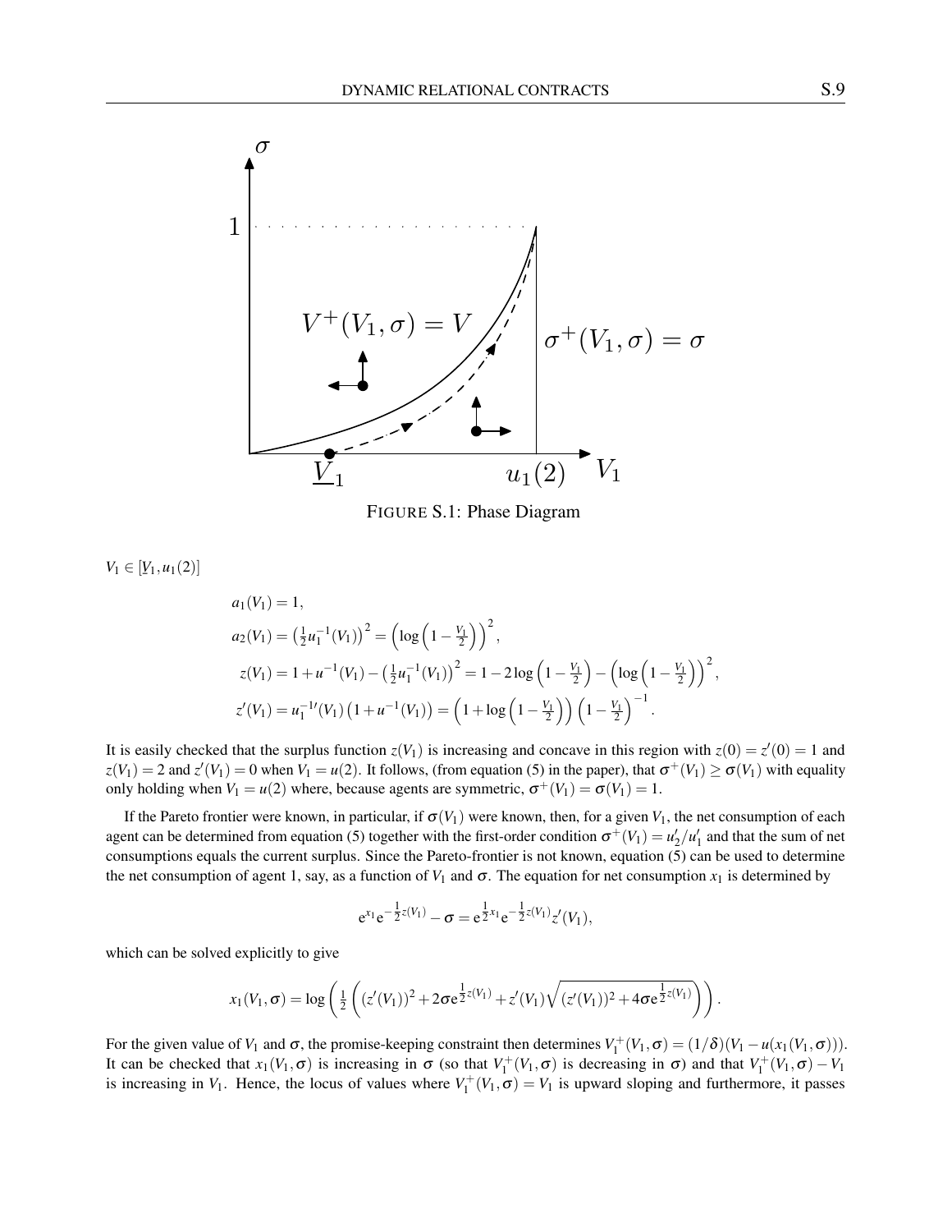FIGURE S.1: Phase Diagram

$V_1 \in [\underline{V}_1, u_1(2)]$

$$
\begin{aligned}
a_1(V_1) &= 1, \\
a_2(V_1) &= \left(\tfrac{1}{2}u_1^{-1}(V_1)\right)^2 = \left(\log\left(1 - \tfrac{V_1}{2}\right)\right)^2, \\
z(V_1) &= 1 + u^{-1}(V_1) - \left(\tfrac{1}{2}u_1^{-1}(V_1)\right)^2 = 1 - 2\log\left(1 - \tfrac{V_1}{2}\right) - \left(\log\left(1 - \tfrac{V_1}{2}\right)\right)^2, \\
z'(V_1) &= u_1^{-1\prime}(V_1)\left(1 + u^{-1}(V_1)\right) = \left(1 + \log\left(1 - \tfrac{V_1}{2}\right)\right)\left(1 - \tfrac{V_1}{2}\right)^{-1}.
\end{aligned}
$$

It is easily checked that the surplus function $z(V_1)$ is increasing and concave in this region with $z(0) = z'(0) = 1$ and $z(V_1) = 2$ and $z'(V_1) = 0$ when $V_1 = u(2)$. It follows, (from equation (5) in the paper), that $\sigma^+(V_1) \geq \sigma(V_1)$ with equality only holding when $V_1 = u(2)$ where, because agents are symmetric, $\sigma^+(V_1) = \sigma(V_1) = 1$.

If the Pareto frontier were known, in particular, if $\sigma(V_1)$ were known, then, for a given $V_1$, the net consumption of each agent can be determined from equation (5) together with the first-order condition $\sigma^+(V_1) = u_2'/u_1'$ and that the sum of net consumptions equals the current surplus. Since the Pareto-frontier is not known, equation (5) can be used to determine the net consumption of agent 1, say, as a function of $V_1$ and $\sigma$. The equation for net consumption $x_1$ is determined by

$$
e^{x_1} e^{-\frac{1}{2}z(V_1)} - \sigma = e^{\frac{1}{2}x_1} e^{-\frac{1}{2}z(V_1)} z'(V_1),
$$

which can be solved explicitly to give

$$
x_1(V_1, \sigma) = \log\left(\tfrac{1}{2}\left((z'(V_1))^2 + 2\sigma e^{\frac{1}{2}z(V_1)} + z'(V_1)\sqrt{(z'(V_1))^2 + 4\sigma e^{\frac{1}{2}z(V_1)}}\right)\right).
$$

For the given value of $V_1$ and $\sigma$, the promise-keeping constraint then determines $V_1^+(V_1, \sigma) = (1/\delta)(V_1 - u(x_1(V_1, \sigma)))$. It can be checked that $x_1(V_1, \sigma)$ is increasing in $\sigma$ (so that $V_1^+(V_1, \sigma)$ is decreasing in $\sigma$) and that $V_1^+(V_1, \sigma) - V_1$ is increasing in $V_1$. Hence, the locus of values where $V_1^+(V_1, \sigma) = V_1$ is upward sloping and furthermore, it passes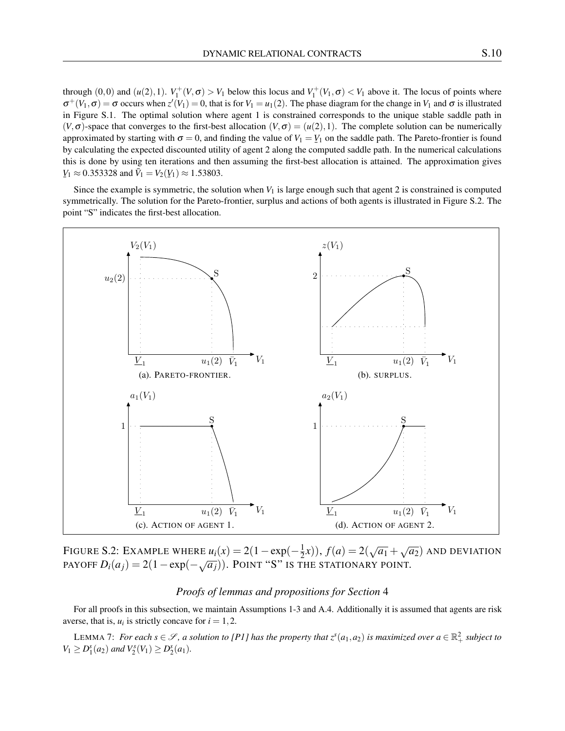through $(0,0)$ and $(u(2),1)$. $V_1^+(V,\sigma) > V_1$ below this locus and $V_1^+(V_1,\sigma) < V_1$ above it. The locus of points where $\sigma^+(V_1,\sigma) = \sigma$ occurs when $z'(V_1) = 0$, that is for $V_1 = u_1(2)$. The phase diagram for the change in $V_1$ and $\sigma$ is illustrated in Figure S.1. The optimal solution where agent 1 is constrained corresponds to the unique stable saddle path in $(V,\sigma)$-space that converges to the first-best allocation $(V,\sigma) = (u(2),1)$. The complete solution can be numerically approximated by starting with $\sigma = 0$, and finding the value of $V_1 = \underline{V}_1$ on the saddle path. The Pareto-frontier is found by calculating the expected discounted utility of agent 2 along the computed saddle path. In the numerical calculations this is done by using ten iterations and then assuming the first-best allocation is attained. The approximation gives $\underline{V}_1 \approx 0.353328$ and $\bar{V}_1 = V_2(\underline{V}_1) \approx 1.53803$.

Since the example is symmetric, the solution when $V_1$ is large enough such that agent 2 is constrained is computed symmetrically. The solution for the Pareto-frontier, surplus and actions of both agents is illustrated in Figure S.2. The point "S" indicates the first-best allocation.

(a). PARETO-FRONTIER.

(b). SURPLUS.

(c). ACTION OF AGENT 1.

(d). ACTION OF AGENT 2.

FIGURE S.2: EXAMPLE WHERE $u_i(x) = 2(1-\exp(-\frac{1}{2}x))$, $f(a) = 2(\sqrt{a_1}+\sqrt{a_2})$ AND DEVIATION PAYOFF $D_i(a_j) = 2(1-\exp(-\sqrt{a_j}))$. POINT "S" IS THE STATIONARY POINT.

### *Proofs of lemmas and propositions for Section* 4

For all proofs in this subsection, we maintain Assumptions 1-3 and A.4. Additionally it is assumed that agents are risk averse, that is, $u_i$ is strictly concave for $i = 1,2$.

LEMMA 7: *For each $s \in \mathscr{S}$, a solution to [P1] has the property that $z^s(a_1,a_2)$ is maximized over $a \in \mathbb{R}^2_+$ subject to $V_1 \geq D_1^s(a_2)$ and $V_2^s(V_1) \geq D_2^s(a_1)$.*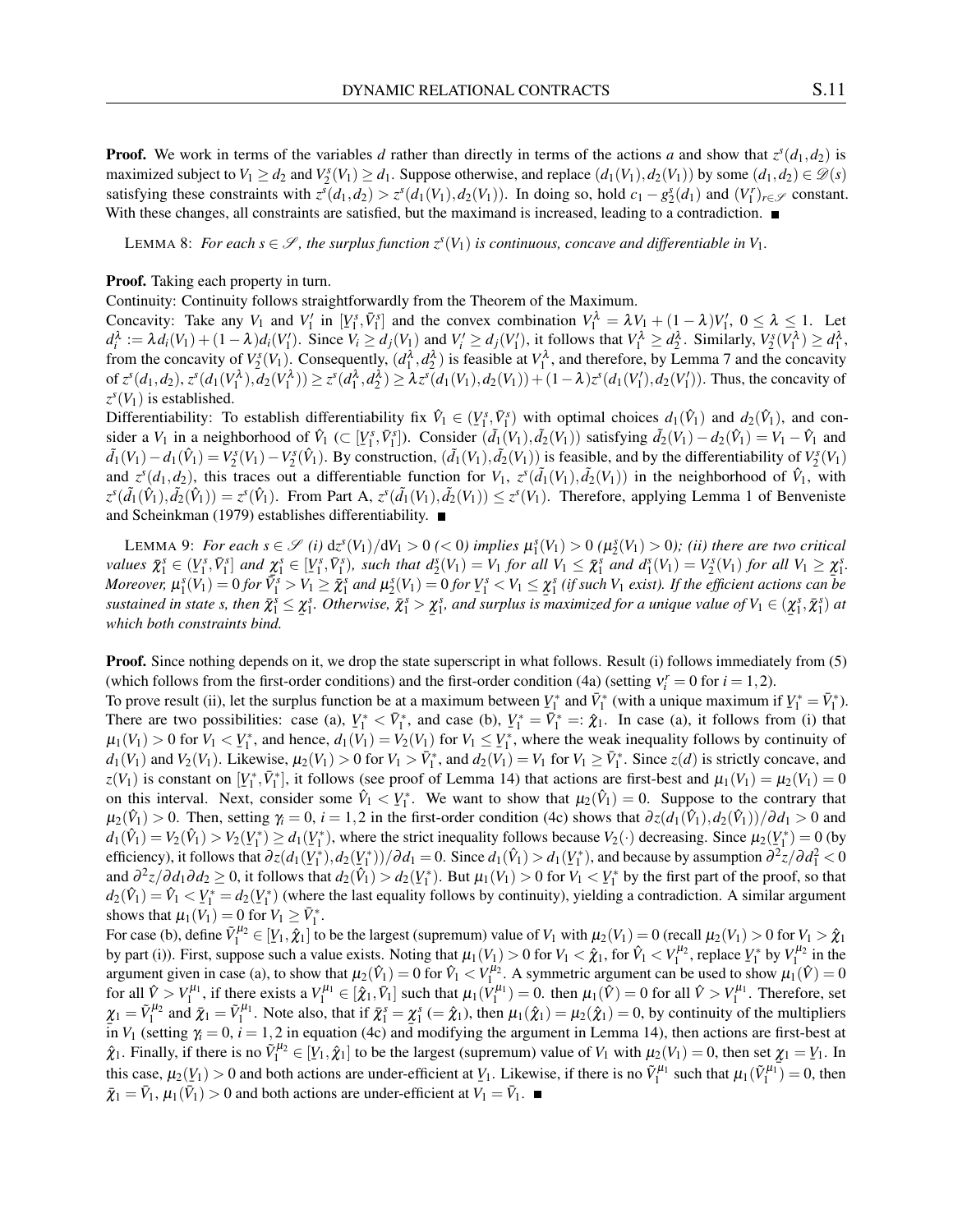**Proof.** We work in terms of the variables $d$ rather than directly in terms of the actions $a$ and show that $z^s(d_1,d_2)$ is maximized subject to $V_1 \geq d_2$ and $V_2^s(V_1) \geq d_1$. Suppose otherwise, and replace $(d_1(V_1), d_2(V_1))$ by some $(d_1,d_2) \in \mathscr{D}(s)$ satisfying these constraints with $z^s(d_1,d_2) > z^s(d_1(V_1),d_2(V_1))$. In doing so, hold $c_1 - g_2^s(d_1)$ and $(V_1^r)_{r\in\mathscr{S}}$ constant. With these changes, all constraints are satisfied, but the maximand is increased, leading to a contradiction. ■

LEMMA 8: *For each $s \in \mathscr{S}$, the surplus function $z^s(V_1)$ is continuous, concave and differentiable in $V_1$.*

**Proof.** Taking each property in turn.

Continuity: Continuity follows straightforwardly from the Theorem of the Maximum.

Concavity: Take any $V_1$ and $V_1'$ in $[\underline{V}_1^s, \bar{V}_1^s]$ and the convex combination $V_1^\lambda = \lambda V_1 + (1-\lambda)V_1'$, $0 \leq \lambda \leq 1$. Let $d_i^\lambda := \lambda d_i(V_1) + (1-\lambda)d_i(V_1')$. Since $V_i \geq d_j(V_1)$ and $V_i' \geq d_j(V_1')$, it follows that $V_1^\lambda \geq d_2^\lambda$. Similarly, $V_2^s(V_1^\lambda) \geq d_1^\lambda$, from the concavity of $V_2^s(V_1)$. Consequently, $(d_1^\lambda, d_2^\lambda)$ is feasible at $V_1^\lambda$, and therefore, by Lemma 7 and the concavity of $z^s(d_1,d_2)$, $z^s(d_1(V_1^\lambda), d_2(V_1^\lambda)) \geq z^s(d_1^\lambda, d_2^\lambda) \geq \lambda z^s(d_1(V_1), d_2(V_1)) + (1-\lambda)z^s(d_1(V_1'), d_2(V_1'))$. Thus, the concavity of $z^s(V_1)$ is established.

Differentiability: To establish differentiability fix $\hat{V}_1 \in (\underline{V}_1^s, \bar{V}_1^s)$ with optimal choices $d_1(\hat{V}_1)$ and $d_2(\hat{V}_1)$, and consider a $V_1$ in a neighborhood of $\hat{V}_1$ ($\subset [\underline{V}_1^s, \bar{V}_1^s]$). Consider $(\tilde{d}_1(V_1), \tilde{d}_2(V_1))$ satisfying $\tilde{d}_2(V_1) - d_2(\hat{V}_1) = V_1 - \hat{V}_1$ and $\tilde{d}_1(V_1) - d_1(\hat{V}_1) = V_2^s(V_1) - V_2^s(\hat{V}_1)$. By construction, $(\tilde{d}_1(V_1), \tilde{d}_2(V_1))$ is feasible, and by the differentiability of $V_2^s(V_1)$ and $z^s(d_1,d_2)$, this traces out a differentiable function for $V_1$, $z^s(\tilde{d}_1(V_1), \tilde{d}_2(V_1))$ in the neighborhood of $\hat{V}_1$, with $z^s(\tilde{d}_1(\hat{V}_1), \tilde{d}_2(\hat{V}_1)) = z^s(\hat{V}_1)$. From Part A, $z^s(\tilde{d}_1(V_1), \tilde{d}_2(V_1)) \leq z^s(V_1)$. Therefore, applying Lemma 1 of Benveniste and Scheinkman (1979) establishes differentiability. ■

LEMMA 9: *For each $s \in \mathscr{S}$ (i) $\mathrm{d}z^s(V_1)/\mathrm{d}V_1 > 0$ ($< 0$) implies $\mu_1^s(V_1) > 0$ ($\mu_2^s(V_1) > 0$); (ii) there are two critical values $\bar{\chi}_1^s \in (\underline{V}_1^s, \bar{V}_1^s]$ and $\underline{\chi}_1^s \in [\underline{V}_1^s, \bar{V}_1^s)$, such that $d_2^s(V_1) = V_1$ for all $V_1 \leq \bar{\chi}_1^s$ and $d_1^s(V_1) = V_2^s(V_1)$ for all $V_1 \geq \underline{\chi}_1^s$. Moreover, $\mu_1^s(V_1) = 0$ for $\bar{V}_1^s > V_1 \geq \bar{\chi}_1^s$ and $\mu_2^s(V_1) = 0$ for $\underline{V}_1^s < V_1 \leq \underline{\chi}_1^s$ (if such $V_1$ exist). If the efficient actions can be sustained in state $s$, then $\bar{\chi}_1^s \leq \underline{\chi}_1^s$. Otherwise, $\bar{\chi}_1^s > \underline{\chi}_1^s$, and surplus is maximized for a unique value of $V_1 \in (\underline{\chi}_1^s, \bar{\chi}_1^s)$ at which both constraints bind.*

**Proof.** Since nothing depends on it, we drop the state superscript in what follows. Result (i) follows immediately from (5) (which follows from the first-order conditions) and the first-order condition (4a) (setting $v_i^r = 0$ for $i = 1,2$).

To prove result (ii), let the surplus function be at a maximum between $\underline{V}_1^*$ and $\bar{V}_1^*$ (with a unique maximum if $\underline{V}_1^* = \bar{V}_1^*$). There are two possibilities: case (a), $\underline{V}_1^* < \bar{V}_1^*$, and case (b), $\underline{V}_1^* = \bar{V}_1^* =: \hat{\chi}_1$. In case (a), it follows from (i) that $\mu_1(V_1) > 0$ for $V_1 < \underline{V}_1^*$, and hence, $d_1(V_1) = V_2(V_1)$ for $V_1 \leq \underline{V}_1^*$, where the weak inequality follows by continuity of $d_1(V_1)$ and $V_2(V_1)$. Likewise, $\mu_2(V_1) > 0$ for $V_1 > \bar{V}_1^*$, and $d_2(V_1) = V_1$ for $V_1 \geq \bar{V}_1^*$. Since $z(d)$ is strictly concave, and $z(V_1)$ is constant on $[\underline{V}_1^*, \bar{V}_1^*]$, it follows (see proof of Lemma 14) that actions are first-best and $\mu_1(V_1) = \mu_2(V_1) = 0$ on this interval. Next, consider some $\hat{V}_1 < \underline{V}_1^*$. We want to show that $\mu_2(\hat{V}_1) = 0$. Suppose to the contrary that $\mu_2(\hat{V}_1) > 0$. Then, setting $\gamma_i = 0$, $i = 1,2$ in the first-order condition (4c) shows that $\partial z(d_1(\hat{V}_1), d_2(\hat{V}_1))/\partial d_1 > 0$ and $d_1(\hat{V}_1) = V_2(\hat{V}_1) > V_2(\underline{V}_1^*) \geq d_1(\underline{V}_1^*)$, where the strict inequality follows because $V_2(\cdot)$ decreasing. Since $\mu_2(\underline{V}_1^*) = 0$ (by efficiency), it follows that $\partial z(d_1(\underline{V}_1^*), d_2(\underline{V}_1^*))/\partial d_1 = 0$. Since $d_1(\hat{V}_1) > d_1(\underline{V}_1^*)$, and because by assumption $\partial^2 z/\partial d_1^2 < 0$ and $\partial^2 z/\partial d_1 \partial d_2 \geq 0$, it follows that $d_2(\hat{V}_1) > d_2(\underline{V}_1^*)$. But $\mu_1(V_1) > 0$ for $V_1 < \underline{V}_1^*$ by the first part of the proof, so that $d_2(\hat{V}_1) = \hat{V}_1 < \underline{V}_1^* = d_2(\underline{V}_1^*)$ (where the last equality follows by continuity), yielding a contradiction. A similar argument shows that $\mu_1(V_1) = 0$ for $V_1 \geq \bar{V}_1^*$.

For case (b), define $\tilde{V}_1^{\mu_2} \in [\underline{V}_1, \hat{\chi}_1]$ to be the largest (supremum) value of $V_1$ with $\mu_2(V_1) = 0$ (recall $\mu_2(V_1) > 0$ for $V_1 > \hat{\chi}_1$ by part (i)). First, suppose such a value exists. Noting that $\mu_1(V_1) > 0$ for $V_1 < \hat{\chi}_1$, for $\hat{V}_1 < V_1^{\mu_2}$, replace $\underline{V}_1^*$ by $V_1^{\mu_2}$ in the argument given in case (a), to show that $\mu_2(\hat{V}_1) = 0$ for $\hat{V}_1 < V_1^{\mu_2}$. A symmetric argument can be used to show $\mu_1(\hat{V}) = 0$ for all $\hat{V} > V_1^{\mu_1}$, if there exists a $V_1^{\mu_1} \in [\hat{\chi}_1, \bar{V}_1]$ such that $\mu_1(V_1^{\mu_1}) = 0$. then $\mu_1(\hat{V}) = 0$ for all $\hat{V} > V_1^{\mu_1}$. Therefore, set $\underline{\chi}_1 = \tilde{V}_1^{\mu_2}$ and $\bar{\chi}_1 = \tilde{V}_1^{\mu_1}$. Note also, that if $\bar{\chi}_1^s = \underline{\chi}_1^s$ ($= \hat{\chi}_1$), then $\mu_1(\hat{\chi}_1) = \mu_2(\hat{\chi}_1) = 0$, by continuity of the multipliers in $V_1$ (setting $\gamma_i = 0$, $i = 1,2$ in equation (4c) and modifying the argument in Lemma 14), then actions are first-best at $\hat{\chi}_1$. Finally, if there is no $\tilde{V}_1^{\mu_2} \in [\underline{V}_1, \hat{\chi}_1]$ to be the largest (supremum) value of $V_1$ with $\mu_2(V_1) = 0$, then set $\underline{\chi}_1 = \underline{V}_1$. In this case, $\mu_2(\underline{V}_1) > 0$ and both actions are under-efficient at $\underline{V}_1$. Likewise, if there is no $\tilde{V}_1^{\mu_1}$ such that $\mu_1(\tilde{V}_1^{\mu_1}) = 0$, then $\bar{\chi}_1 = \bar{V}_1$, $\mu_1(\bar{V}_1) > 0$ and both actions are under-efficient at $V_1 = \bar{V}_1$. ■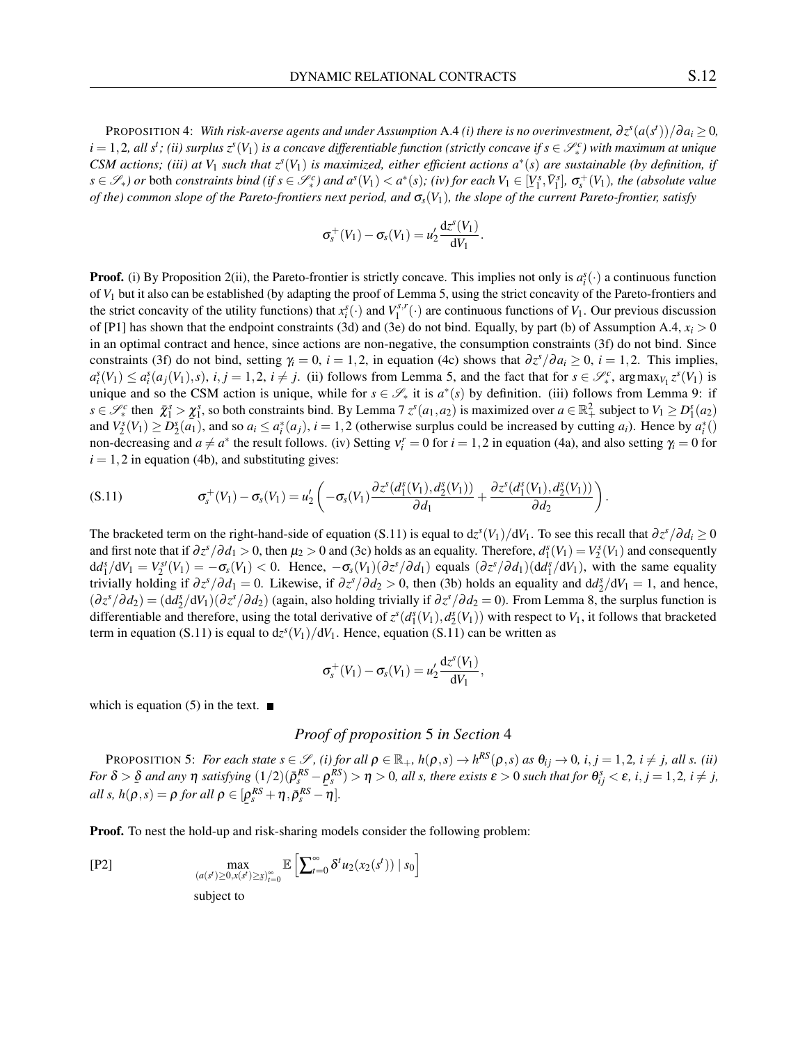PROPOSITION 4: *With risk-averse agents and under Assumption* A.4 *(i) there is no overinvestment, $\partial z^s(a(s^t))/\partial a_i \geq 0$, $i = 1,2$, all $s^t$; (ii) surplus $z^s(V_1)$ is a concave differentiable function (strictly concave if $s \in \mathscr{S}_*^c$) with maximum at unique CSM actions; (iii) at $V_1$ such that $z^s(V_1)$ is maximized, either efficient actions $a^*(s)$ are sustainable (by definition, if $s \in \mathscr{S}_*$) or* both *constraints bind (if $s \in \mathscr{S}_*^c$) and $a^s(V_1) < a^*(s)$; (iv) for each $V_1 \in [\underline{V}_1^s, \bar{V}_1^s]$, $\sigma_s^+(V_1)$, the (absolute value of the) common slope of the Pareto-frontiers next period, and $\sigma_s(V_1)$, the slope of the current Pareto-frontier, satisfy*

$$\sigma_s^+(V_1) - \sigma_s(V_1) = u_2' \frac{\mathrm{d}z^s(V_1)}{\mathrm{d}V_1}.$$

**Proof.** (i) By Proposition 2(ii), the Pareto-frontier is strictly concave. This implies not only is $a_i^s(\cdot)$ a continuous function of $V_1$ but it also can be established (by adapting the proof of Lemma 5, using the strict concavity of the Pareto-frontiers and the strict concavity of the utility functions) that $x_i^s(\cdot)$ and $V_1^{s,r}(\cdot)$ are continuous functions of $V_1$. Our previous discussion of [P1] has shown that the endpoint constraints (3d) and (3e) do not bind. Equally, by part (b) of Assumption A.4, $x_i > 0$ in an optimal contract and hence, since actions are non-negative, the consumption constraints (3f) do not bind. Since constraints (3f) do not bind, setting $\gamma_i = 0$, $i = 1,2$, in equation (4c) shows that $\partial z^s/\partial a_i \geq 0$, $i = 1,2$. This implies, $a_i^s(V_1) \leq a_i^s(a_j(V_1), s)$, $i,j = 1,2$, $i \neq j$. (ii) follows from Lemma 5, and the fact that for $s \in \mathscr{S}_*^c$, $\arg\max_{V_1} z^s(V_1)$ is unique and so the CSM action is unique, while for $s \in \mathscr{S}_*$ it is $a^*(s)$ by definition. (iii) follows from Lemma 9: if $s \in \mathscr{S}_*^c$ then $\bar{\chi}_1^s > \underline{\chi}_1^s$, so both constraints bind. By Lemma 7 $z^s(a_1, a_2)$ is maximized over $a \in \mathbb{R}_+^2$ subject to $V_1 \geq D_1^s(a_2)$ and $V_2^s(V_1) \geq D_2^s(a_1)$, and so $a_i \leq a_i^*(a_j)$, $i = 1,2$ (otherwise surplus could be increased by cutting $a_i$). Hence by $a_i^*()$ non-decreasing and $a \neq a^*$ the result follows. (iv) Setting $\nu_i^r = 0$ for $i = 1,2$ in equation (4a), and also setting $\gamma_i = 0$ for $i = 1,2$ in equation (4b), and substituting gives:

$$\sigma_s^+(V_1) - \sigma_s(V_1) = u_2' \left( -\sigma_s(V_1) \frac{\partial z^s(d_1^s(V_1), d_2^s(V_1))}{\partial d_1} + \frac{\partial z^s(d_1^s(V_1), d_2^s(V_1))}{\partial d_2} \right). \tag{S.11}$$

The bracketed term on the right-hand-side of equation (S.11) is equal to $\mathrm{d}z^s(V_1)/\mathrm{d}V_1$. To see this recall that $\partial z^s/\partial d_i \geq 0$ and first note that if $\partial z^s/\partial d_1 > 0$, then $\mu_2 > 0$ and (3c) holds as an equality. Therefore, $d_1^s(V_1) = V_2^s(V_1)$ and consequently $\mathrm{d}d_1^s/\mathrm{d}V_1 = V_2^{s\prime}(V_1) = -\sigma_s(V_1) < 0$. Hence, $-\sigma_s(V_1)(\partial z^s/\partial d_1)$ equals $(\partial z^s/\partial d_1)(\mathrm{d}d_1^s/\mathrm{d}V_1)$, with the same equality trivially holding if $\partial z^s/\partial d_1 = 0$. Likewise, if $\partial z^s/\partial d_2 > 0$, then (3b) holds an equality and $\mathrm{d}d_2^s/\mathrm{d}V_1 = 1$, and hence, $(\partial z^s/\partial d_2) = (\mathrm{d}d_2^s/\mathrm{d}V_1)(\partial z^s/\partial d_2)$ (again, also holding trivially if $\partial z^s/\partial d_2 = 0$). From Lemma 8, the surplus function is differentiable and therefore, using the total derivative of $z^s(d_1^s(V_1), d_2^s(V_1))$ with respect to $V_1$, it follows that bracketed term in equation (S.11) is equal to $\mathrm{d}z^s(V_1)/\mathrm{d}V_1$. Hence, equation (S.11) can be written as

$$\sigma_s^+(V_1) - \sigma_s(V_1) = u_2' \frac{\mathrm{d}z^s(V_1)}{\mathrm{d}V_1},$$

which is equation (5) in the text. ■

## *Proof of proposition* 5 *in Section* 4

PROPOSITION 5: *For each state $s \in \mathscr{S}$, (i) for all $\rho \in \mathbb{R}_+$, $h(\rho, s) \to h^{RS}(\rho, s)$ as $\theta_{ij} \to 0$, $i,j = 1,2$, $i \neq j$, all $s$. (ii) For $\delta > \underline{\delta}$ and any $\eta$ satisfying $(1/2)(\bar{\rho}_s^{RS} - \underline{\rho}_s^{RS}) > \eta > 0$, all $s$, there exists $\varepsilon > 0$ such that for $\theta_{ij}^s < \varepsilon$, $i,j = 1,2$, $i \neq j$, all $s$, $h(\rho, s) = \rho$ for all $\rho \in [\underline{\rho}_s^{RS} + \eta, \bar{\rho}_s^{RS} - \eta]$.*

**Proof.** To nest the hold-up and risk-sharing models consider the following problem:

$$\text{[P2]} \qquad \max_{(a(s^t) \geq 0, x(s^t) \geq \underline{x})_{t=0}^{\infty}} \mathbb{E}\left[\sum\nolimits_{t=0}^{\infty} \delta^t u_2(x_2(s^t)) \mid s_0\right]$$

subject to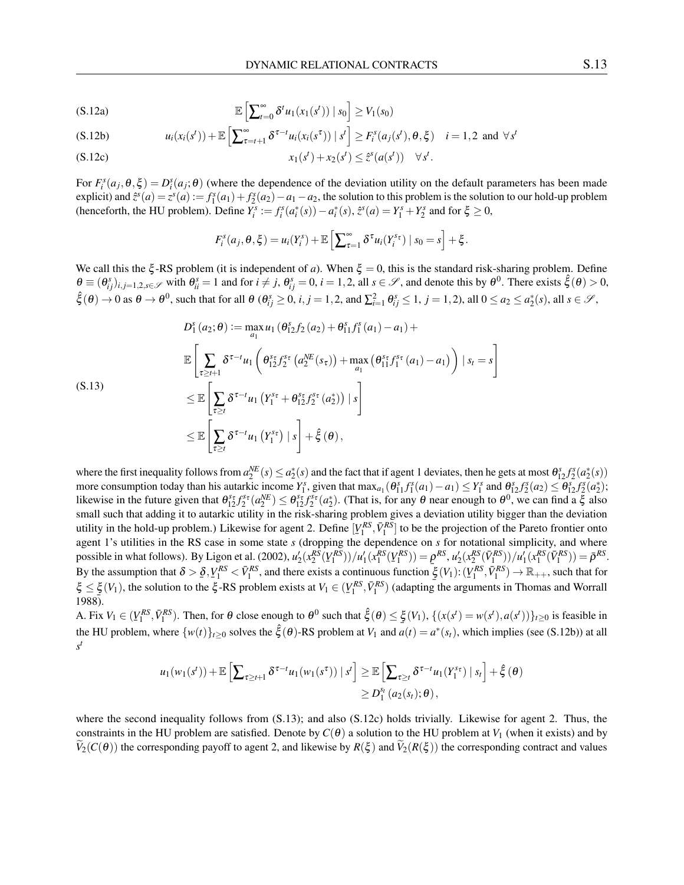$$\mathbb{E}\left[\sum\nolimits_{t=0}^{\infty} \delta^t u_1(x_1(s^t)) \mid s_0\right] \geq V_1(s_0) \tag{S.12a}$$

$$u_i(x_i(s^t)) + \mathbb{E}\left[\sum\nolimits_{\tau=t+1}^{\infty} \delta^{\tau-t} u_i(x_i(s^\tau)) \mid s^t\right] \geq F_i^s(a_j(s^t), \theta, \xi) \quad i = 1,2 \text{ and } \forall s^t \tag{S.12b}$$

$$x_1(s^t) + x_2(s^t) \leq \hat{z}^s(a(s^t)) \quad \forall s^t. \tag{S.12c}$$

For $F_i^s(a_j, \theta, \xi) = D_i^s(a_j; \theta)$ (where the dependence of the deviation utility on the default parameters has been made explicit) and $\hat{z}^s(a) = z^s(a) := f_1^s(a_1) + f_2^s(a_2) - a_1 - a_2$, the solution to this problem is the solution to our hold-up problem (henceforth, the HU problem). Define $Y_i^s := f_i^s(a_i^*(s)) - a_i^*(s)$, $\hat{z}^s(a) = Y_1^s + Y_2^s$ and for $\xi \geq 0$,

$$F_i^s(a_j, \theta, \xi) = u_i(Y_i^s) + \mathbb{E}\left[\sum\nolimits_{\tau=1}^{\infty} \delta^\tau u_i(Y_i^{s_\tau}) \mid s_0 = s\right] + \xi.$$

We call this the $\xi$-RS problem (it is independent of $a$). When $\xi = 0$, this is the standard risk-sharing problem. Define $\theta \equiv (\theta_{ij}^s)_{i,j=1,2,s\in\mathscr{S}}$ with $\theta_{ii}^s = 1$ and for $i \neq j$, $\theta_{ij}^s = 0$, $i = 1,2$, all $s \in \mathscr{S}$, and denote this by $\theta^0$. There exists $\hat{\xi}(\theta) > 0$, $\hat{\xi}(\theta) \to 0$ as $\theta \to \theta^0$, such that for all $\theta$ ($\theta_{ij}^s \geq 0$, $i,j = 1,2$, and $\sum_{i=1}^2 \theta_{ij}^s \leq 1$, $j = 1,2$), all $0 \leq a_2 \leq a_2^*(s)$, all $s \in \mathscr{S}$,

$$\begin{aligned}
D_1^s(a_2; \theta) &:= \max_{a_1} u_1\left(\theta_{12}^s f_2(a_2) + \theta_{11}^s f_1^s(a_1) - a_1\right) + \\
&\mathbb{E}\left[\sum_{\tau \geq t+1} \delta^{\tau-t} u_1\left(\theta_{12}^{s_\tau} f_2^{s_\tau}\left(a_2^{NE}(s_\tau)\right) + \max_{a_1}\left(\theta_{11}^{s_\tau} f_1^{s_\tau}(a_1) - a_1\right)\right) \mid s_t = s\right] \\
&\leq \mathbb{E}\left[\sum_{\tau \geq t} \delta^{\tau-t} u_1\left(Y_1^{s_\tau} + \theta_{12}^{s_\tau} f_2^{s_\tau}(a_2^*)\right) \mid s\right] \\
&\leq \mathbb{E}\left[\sum_{\tau \geq t} \delta^{\tau-t} u_1\left(Y_1^{s_\tau}\right) \mid s\right] + \hat{\xi}(\theta),
\end{aligned} \tag{S.13}$$

where the first inequality follows from $a_2^{NE}(s) \leq a_2^*(s)$ and the fact that if agent 1 deviates, then he gets at most $\theta_{12}^s f_2^s(a_2^*(s))$ more consumption today than his autarkic income $Y_1^s$, given that $\max_{a_1}(\theta_{11}^s f_1^s(a_1) - a_1) \leq Y_1^s$ and $\theta_{12}^s f_2^s(a_2) \leq \theta_{12}^s f_2^s(a_2^*)$; likewise in the future given that $\theta_{12}^{s_\tau} f_2^{s_\tau}(a_2^{NE}) \leq \theta_{12}^{s_\tau} f_2^{s_\tau}(a_2^*)$. (That is, for any $\theta$ near enough to $\theta^0$, we can find a $\hat{\xi}$ also small such that adding it to autarkic utility in the risk-sharing problem gives a deviation utility bigger than the deviation utility in the hold-up problem.) Likewise for agent 2. Define $[\underline{V}_1^{RS}, \bar{V}_1^{RS}]$ to be the projection of the Pareto frontier onto agent 1's utilities in the RS case in some state $s$ (dropping the dependence on $s$ for notational simplicity, and where possible in what follows). By Ligon et al. (2002), $u_2'(x_2^{RS}(\underline{V}_1^{RS}))/u_1'(x_1^{RS}(\underline{V}_1^{RS})) = \underline{\rho}^{RS}$, $u_2'(x_2^{RS}(\bar{V}_1^{RS}))/u_1'(x_1^{RS}(\bar{V}_1^{RS})) = \bar{\rho}^{RS}$. By the assumption that $\delta > \underline{\delta}$, $\underline{V}_1^{RS} < \bar{V}_1^{RS}$, and there exists a continuous function $\underline{\xi}(V_1)\colon (\underline{V}_1^{RS}, \bar{V}_1^{RS}) \to \mathbb{R}_{++}$, such that for $\xi \leq \underline{\xi}(V_1)$, the solution to the $\xi$-RS problem exists at $V_1 \in (\underline{V}_1^{RS}, \bar{V}_1^{RS})$ (adapting the arguments in Thomas and Worrall 1988).

A. Fix $V_1 \in (\underline{V}_1^{RS}, \bar{V}_1^{RS})$. Then, for $\theta$ close enough to $\theta^0$ such that $\hat{\xi}(\theta) \leq \underline{\xi}(V_1)$, $\{(x(s^t) = w(s^t), a(s^t))\}_{t\geq 0}$ is feasible in the HU problem, where $\{w(t)\}_{t\geq 0}$ solves the $\hat{\xi}(\theta)$-RS problem at $V_1$ and $a(t) = a^*(s_t)$, which implies (see (S.12b)) at all $s^t$

$$\begin{aligned}
u_1(w_1(s^t)) + \mathbb{E}\left[\sum\nolimits_{\tau \geq t+1} \delta^{\tau-t} u_1(w_1(s^\tau)) \mid s^t\right] &\geq \mathbb{E}\left[\sum\nolimits_{\tau \geq t} \delta^{\tau-t} u_1(Y_1^{s_\tau}) \mid s_t\right] + \hat{\xi}(\theta) \\
&\geq D_1^{s_t}(a_2(s_t); \theta),
\end{aligned}$$

where the second inequality follows from (S.13); and also (S.12c) holds trivially. Likewise for agent 2. Thus, the constraints in the HU problem are satisfied. Denote by $C(\theta)$ a solution to the HU problem at $V_1$ (when it exists) and by $\widetilde{V}_2(C(\theta))$ the corresponding payoff to agent 2, and likewise by $R(\xi)$ and $\widetilde{V}_2(R(\xi))$ the corresponding contract and values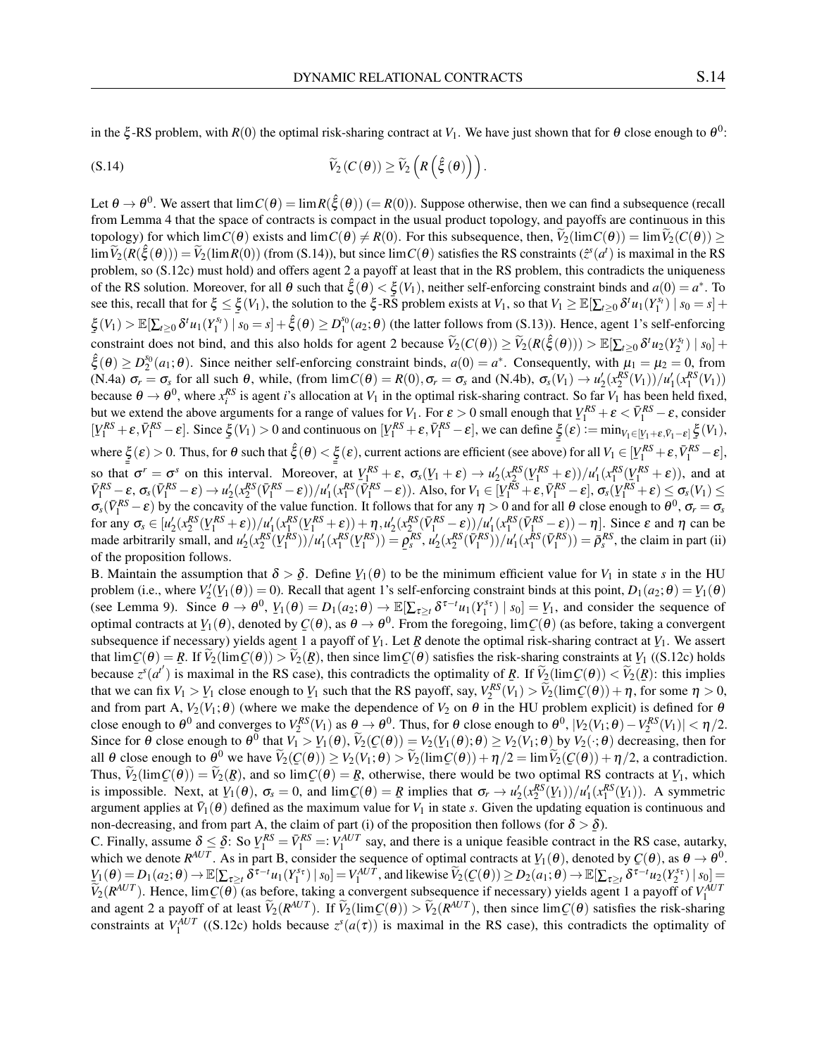in the $\xi$-RS problem, with $R(0)$ the optimal risk-sharing contract at $V_1$. We have just shown that for $\theta$ close enough to $\theta^0$:

$$\widetilde{V}_2(C(\theta)) \geq \widetilde{V}_2\left(R\left(\hat{\xi}(\theta)\right)\right). \tag{S.14}$$

Let $\theta \to \theta^0$. We assert that $\lim C(\theta) = \lim R(\hat{\xi}(\theta))\ (= R(0))$. Suppose otherwise, then we can find a subsequence (recall from Lemma 4 that the space of contracts is compact in the usual product topology, and payoffs are continuous in this topology) for which $\lim C(\theta)$ exists and $\lim C(\theta) \neq R(0)$. For this subsequence, then, $\widetilde{V}_2(\lim C(\theta)) = \lim \widetilde{V}_2(C(\theta)) \geq \lim \widetilde{V}_2(R(\hat{\xi}(\theta))) = \widetilde{V}_2(\lim R(0))$ (from (S.14)), but since $\lim C(\theta)$ satisfies the RS constraints ($\hat{z}^s(a^t)$ is maximal in the RS problem, so (S.12c) must hold) and offers agent 2 a payoff at least that in the RS problem, this contradicts the uniqueness of the RS solution. Moreover, for all $\theta$ such that $\hat{\xi}(\theta) < \underline{\xi}(V_1)$, neither self-enforcing constraint binds and $a(0) = a^*$. To see this, recall that for $\xi \leq \underline{\xi}(V_1)$, the solution to the $\xi$-RS problem exists at $V_1$, so that $V_1 \geq \mathbb{E}[\sum_{t\geq 0}\delta^t u_1(Y_1^{s_t}) \mid s_0 = s] + \underline{\xi}(V_1) > \mathbb{E}[\sum_{t\geq 0}\delta^t u_1(Y_1^{s_t}) \mid s_0 = s] + \hat{\xi}(\theta) \geq D_1^{s_0}(a_2;\theta)$ (the latter follows from (S.13)). Hence, agent 1's self-enforcing constraint does not bind, and this also holds for agent 2 because $\widetilde{V}_2(C(\theta)) \geq \widetilde{V}_2(R(\hat{\xi}(\theta))) > \mathbb{E}[\sum_{t\geq 0}\delta^t u_2(Y_2^{s_t}) \mid s_0] + \hat{\xi}(\theta) \geq D_2^{s_0}(a_1;\theta)$. Since neither self-enforcing constraint binds, $a(0) = a^*$. Consequently, with $\mu_1 = \mu_2 = 0$, from (N.4a) $\sigma_r = \sigma_s$ for all such $\theta$, while, (from $\lim C(\theta) = R(0), \sigma_r = \sigma_s$ and (N.4b), $\sigma_s(V_1) \to u_2'(x_2^{RS}(V_1))/u_1'(x_1^{RS}(V_1))$ because $\theta \to \theta^0$, where $x_i^{RS}$ is agent $i$'s allocation at $V_1$ in the optimal risk-sharing contract. So far $V_1$ has been held fixed, but we extend the above arguments for a range of values for $V_1$. For $\varepsilon > 0$ small enough that $\underline{V}_1^{RS} + \varepsilon < \bar{V}_1^{RS} - \varepsilon$, consider $[\underline{V}_1^{RS} + \varepsilon, \bar{V}_1^{RS} - \varepsilon]$. Since $\underline{\xi}(V_1) > 0$ and continuous on $[\underline{V}_1^{RS} + \varepsilon, \bar{V}_1^{RS} - \varepsilon]$, we can define $\underline{\underline{\xi}}(\varepsilon) := \min_{V_1 \in [\underline{V}_1 + \varepsilon, \bar{V}_1 - \varepsilon]} \underline{\xi}(V_1)$, where $\underline{\underline{\xi}}(\varepsilon) > 0$. Thus, for $\theta$ such that $\hat{\xi}(\theta) < \underline{\underline{\xi}}(\varepsilon)$, current actions are efficient (see above) for all $V_1 \in [\underline{V}_1^{RS} + \varepsilon, \bar{V}_1^{RS} - \varepsilon]$, so that $\sigma^r = \sigma^s$ on this interval. Moreover, at $\underline{V}_1^{RS} + \varepsilon$, $\sigma_s(\underline{V}_1 + \varepsilon) \to u_2'(x_2^{RS}(\underline{V}_1^{RS} + \varepsilon))/u_1'(x_1^{RS}(\underline{V}_1^{RS} + \varepsilon))$, and at $\bar{V}_1^{RS} - \varepsilon$, $\sigma_s(\bar{V}_1^{RS} - \varepsilon) \to u_2'(x_2^{RS}(\bar{V}_1^{RS} - \varepsilon))/u_1'(x_1^{RS}(\bar{V}_1^{RS} - \varepsilon))$. Also, for $V_1 \in [\underline{V}_1^{RS} + \varepsilon, \bar{V}_1^{RS} - \varepsilon]$, $\sigma_s(\underline{V}_1^{RS} + \varepsilon) \leq \sigma_s(V_1) \leq \sigma_s(\bar{V}_1^{RS} - \varepsilon)$ by the concavity of the value function. It follows that for any $\eta > 0$ and for all $\theta$ close enough to $\theta^0$, $\sigma_r = \sigma_s$ for any $\sigma_s \in [u_2'(x_2^{RS}(\underline{V}_1^{RS} + \varepsilon))/u_1'(x_1^{RS}(\underline{V}_1^{RS} + \varepsilon)) + \eta, u_2'(x_2^{RS}(\bar{V}_1^{RS} - \varepsilon))/u_1'(x_1^{RS}(\bar{V}_1^{RS} - \varepsilon)) - \eta]$. Since $\varepsilon$ and $\eta$ can be made arbitrarily small, and $u_2'(x_2^{RS}(\underline{V}_1^{RS}))/u_1'(x_1^{RS}(\underline{V}_1^{RS})) = \underline{\rho}_s^{RS}$, $u_2'(x_2^{RS}(\bar{V}_1^{RS}))/u_1'(x_1^{RS}(\bar{V}_1^{RS})) = \bar{\rho}_s^{RS}$, the claim in part (ii) of the proposition follows.

B. Maintain the assumption that $\delta > \underline{\delta}$. Define $\underline{V}_1(\theta)$ to be the minimum efficient value for $V_1$ in state $s$ in the HU problem (i.e., where $V_2'(\underline{V}_1(\theta)) = 0$). Recall that agent 1's self-enforcing constraint binds at this point, $D_1(a_2;\theta) = \underline{V}_1(\theta)$ (see Lemma 9). Since $\theta \to \theta^0$, $\underline{V}_1(\theta) = D_1(a_2;\theta) \to \mathbb{E}[\sum_{\tau\geq t}\delta^{\tau-t}u_1(Y_1^{s_\tau}) \mid s_0] = \underline{V}_1$, and consider the sequence of optimal contracts at $\underline{V}_1(\theta)$, denoted by $\underline{C}(\theta)$, as $\theta \to \theta^0$. From the foregoing, $\lim \underline{C}(\theta)$ (as before, taking a convergent subsequence if necessary) yields agent 1 a payoff of $\underline{V}_1$. Let $\underline{R}$ denote the optimal risk-sharing contract at $\underline{V}_1$. We assert that $\lim \underline{C}(\theta) = \underline{R}$. If $\widetilde{V}_2(\lim \underline{C}(\theta)) > \widetilde{V}_2(\underline{R})$, then since $\lim \underline{C}(\theta)$ satisfies the risk-sharing constraints at $\underline{V}_1$ ((S.12c) holds because $z^s(a^{t'})$ is maximal in the RS case), this contradicts the optimality of $\underline{R}$. If $\widetilde{V}_2(\lim \underline{C}(\theta)) < \widetilde{V}_2(\underline{R})$: this implies that we can fix $V_1 > \underline{V}_1$ close enough to $\underline{V}_1$ such that the RS payoff, say, $V_2^{RS}(V_1) > \widetilde{V}_2(\lim \underline{C}(\theta)) + \eta$, for some $\eta > 0$, and from part A, $V_2(V_1;\theta)$ (where we make the dependence of $V_2$ on $\theta$ in the HU problem explicit) is defined for $\theta$ close enough to $\theta^0$ and converges to $V_2^{RS}(V_1)$ as $\theta \to \theta^0$. Thus, for $\theta$ close enough to $\theta^0$, $|V_2(V_1;\theta) - V_2^{RS}(V_1)| < \eta/2$. Since for $\theta$ close enough to $\theta^0$ that $V_1 > \underline{V}_1(\theta)$, $\widetilde{V}_2(\underline{C}(\theta)) = V_2(\underline{V}_1(\theta);\theta) \geq V_2(V_1;\theta)$ by $V_2(\cdot;\theta)$ decreasing, then for all $\theta$ close enough to $\theta^0$ we have $\widetilde{V}_2(\underline{C}(\theta)) \geq V_2(V_1;\theta) > \widetilde{V}_2(\lim \underline{C}(\theta)) + \eta/2 = \lim \widetilde{V}_2(\underline{C}(\theta)) + \eta/2$, a contradiction. Thus, $\widetilde{V}_2(\lim \underline{C}(\theta)) = \widetilde{V}_2(\underline{R})$, and so $\lim \underline{C}(\theta) = \underline{R}$, otherwise, there would be two optimal RS contracts at $\underline{V}_1$, which is impossible. Next, at $\underline{V}_1(\theta)$, $\sigma_s = 0$, and $\lim \underline{C}(\theta) = \underline{R}$ implies that $\sigma_r \to u_2'(x_2^{RS}(\underline{V}_1))/u_1'(x_1^{RS}(\underline{V}_1))$. A symmetric argument applies at $\bar{V}_1(\theta)$ defined as the maximum value for $V_1$ in state $s$. Given the updating equation is continuous and non-decreasing, and from part A, the claim of part (i) of the proposition then follows (for $\delta > \underline{\delta}$).

C. Finally, assume $\delta \leq \underline{\delta}$: So $\underline{V}_1^{RS} = \bar{V}_1^{RS} =: V_1^{AUT}$ say, and there is a unique feasible contract in the RS case, autarky, which we denote $R^{AUT}$. As in part B, consider the sequence of optimal contracts at $\underline{V}_1(\theta)$, denoted by $\underline{C}(\theta)$, as $\theta \to \theta^0$. $\underline{V}_1(\theta) = D_1(a_2;\theta) \to \mathbb{E}[\sum_{\tau\geq t}\delta^{\tau-t}u_1(Y_1^{s_\tau}) \mid s_0] = V_1^{AUT}$, and likewise $\widetilde{V}_2(\underline{C}(\theta)) \geq D_2(a_1;\theta) \to \mathbb{E}[\sum_{\tau\geq t}\delta^{\tau-t}u_2(Y_2^{s_\tau}) \mid s_0] = \widetilde{V}_2(R^{AUT})$. Hence, $\lim \underline{C}(\theta)$ (as before, taking a convergent subsequence if necessary) yields agent 1 a payoff of $V_1^{AUT}$ and agent 2 a payoff of at least $\widetilde{V}_2(R^{AUT})$. If $\widetilde{V}_2(\lim \underline{C}(\theta)) > \widetilde{V}_2(R^{AUT})$, then since $\lim \underline{C}(\theta)$ satisfies the risk-sharing constraints at $V_1^{AUT}$ ((S.12c) holds because $z^s(a(\tau))$ is maximal in the RS case), this contradicts the optimality of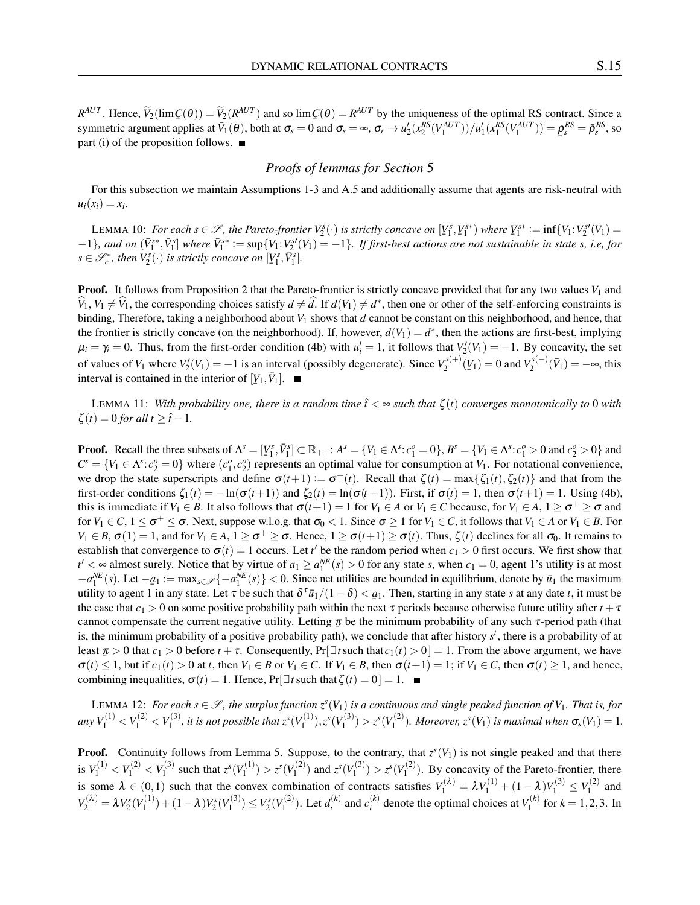$R^{AUT}$. Hence, $\widetilde{V}_2(\lim \underline{C}(\theta)) = \widetilde{V}_2(R^{AUT})$ and so $\lim \underline{C}(\theta) = R^{AUT}$ by the uniqueness of the optimal RS contract. Since a symmetric argument applies at $\bar{V}_1(\theta)$, both at $\sigma_s = 0$ and $\sigma_s = \infty$, $\sigma_r \to u_2'(x_2^{RS}(V_1^{AUT}))/u_1'(x_1^{RS}(V_1^{AUT})) = \underline{\rho}_s^{RS} = \bar{\rho}_s^{RS}$, so part (i) of the proposition follows. ■

## *Proofs of lemmas for Section* 5

For this subsection we maintain Assumptions 1-3 and A.5 and additionally assume that agents are risk-neutral with $u_i(x_i) = x_i$.

LEMMA 10: *For each $s \in \mathscr{S}$, the Pareto-frontier $V_2^s(\cdot)$ is strictly concave on $[\underline{V}_1^s, \underline{V}_1^{s*})$ where $\underline{V}_1^{s*} := \inf\{V_1 : V_2^{s\prime}(V_1) = -1\}$, and on $(\bar{V}_1^{s*}, \bar{V}_1^s]$ where $\bar{V}_1^{s*} := \sup\{V_1 : V_2^{s\prime}(V_1) = -1\}$. If first-best actions are not sustainable in state $s$, i.e, for $s \in \mathscr{S}_c^*$, then $V_2^s(\cdot)$ is strictly concave on $[\underline{V}_1^s, \bar{V}_1^s]$.*

**Proof.** It follows from Proposition 2 that the Pareto-frontier is strictly concave provided that for any two values $V_1$ and $\widehat{V}_1$, $V_1 \neq \widehat{V}_1$, the corresponding choices satisfy $d \neq \widehat{d}$. If $d(V_1) \neq d^*$, then one or other of the self-enforcing constraints is binding, Therefore, taking a neighborhood about $V_1$ shows that $d$ cannot be constant on this neighborhood, and hence, that the frontier is strictly concave (on the neighborhood). If, however, $d(V_1) = d^*$, then the actions are first-best, implying $\mu_i = \gamma_i = 0$. Thus, from the first-order condition (4b) with $u_i' = 1$, it follows that $V_2'(V_1) = -1$. By concavity, the set of values of $V_1$ where $V_2'(V_1) = -1$ is an interval (possibly degenerate). Since $V_2^{s(+)\prime}(\underline{V}_1) = 0$ and $V_2^{s(-)\prime}(\bar{V}_1) = -\infty$, this interval is contained in the interior of $[\underline{V}_1, \bar{V}_1]$. ■

LEMMA 11: *With probability one, there is a random time $\hat{t} < \infty$ such that $\zeta(t)$ converges monotonically to 0 with $\zeta(t) = 0$ for all $t \geq \hat{t} - 1$.*

**Proof.** Recall the three subsets of $\Lambda^s = [\underline{V}_1^s, \bar{V}_1^s] \subset \mathbb{R}_{++}$: $A^s = \{V_1 \in \Lambda^s : c_1^o = 0\}$, $B^s = \{V_1 \in \Lambda^s : c_1^o > 0 \text{ and } c_2^o > 0\}$ and $C^s = \{V_1 \in \Lambda^s : c_2^o = 0\}$ where $(c_1^o, c_2^o)$ represents an optimal value for consumption at $V_1$. For notational convenience, we drop the state superscripts and define $\sigma(t+1) := \sigma^+(t)$. Recall that $\zeta(t) = \max\{\zeta_1(t), \zeta_2(t)\}$ and that from the first-order conditions $\zeta_1(t) = -\ln(\sigma(t+1))$ and $\zeta_2(t) = \ln(\sigma(t+1))$. First, if $\sigma(t) = 1$, then $\sigma(t+1) = 1$. Using (4b), this is immediate if $V_1 \in B$. It also follows that $\sigma(t+1) = 1$ for $V_1 \in A$ or $V_1 \in C$ because, for $V_1 \in A$, $1 \geq \sigma^+ \geq \sigma$ and for $V_1 \in C$, $1 \leq \sigma^+ \leq \sigma$. Next, suppose w.l.o.g. that $\sigma_0 < 1$. Since $\sigma \geq 1$ for $V_1 \in C$, it follows that $V_1 \in A$ or $V_1 \in B$. For $V_1 \in B$, $\sigma(1) = 1$, and for $V_1 \in A$, $1 \geq \sigma^+ \geq \sigma$. Hence, $1 \geq \sigma(t+1) \geq \sigma(t)$. Thus, $\zeta(t)$ declines for all $\sigma_0$. It remains to establish that convergence to $\sigma(t) = 1$ occurs. Let $t'$ be the random period when $c_1 > 0$ first occurs. We first show that $t' < \infty$ almost surely. Notice that by virtue of $a_1 \geq a_1^{NE}(s) > 0$ for any state $s$, when $c_1 = 0$, agent 1's utility is at most $-a_1^{NE}(s)$. Let $-\underline{a}_1 := \max_{s \in \mathscr{S}}\{-a_1^{NE}(s)\} < 0$. Since net utilities are bounded in equilibrium, denote by $\bar{u}_1$ the maximum utility to agent 1 in any state. Let $\tau$ be such that $\delta^\tau \bar{u}_1/(1-\delta) < \underline{a}_1$. Then, starting in any state $s$ at any date $t$, it must be the case that $c_1 > 0$ on some positive probability path within the next $\tau$ periods because otherwise future utility after $t + \tau$ cannot compensate the current negative utility. Letting $\underline{\pi}$ be the minimum probability of any such $\tau$-period path (that is, the minimum probability of a positive probability path), we conclude that after history $s^t$, there is a probability of at least $\underline{\pi} > 0$ that $c_1 > 0$ before $t + \tau$. Consequently, $\Pr[\exists t \text{ such that } c_1(t) > 0] = 1$. From the above argument, we have $\sigma(t) \leq 1$, but if $c_1(t) > 0$ at $t$, then $V_1 \in B$ or $V_1 \in C$. If $V_1 \in B$, then $\sigma(t+1) = 1$; if $V_1 \in C$, then $\sigma(t) \geq 1$, and hence, combining inequalities, $\sigma(t) = 1$. Hence, $\Pr[\exists t \text{ such that } \zeta(t) = 0] = 1$. ■

LEMMA 12: *For each $s \in \mathscr{S}$, the surplus function $z^s(V_1)$ is a continuous and single peaked function of $V_1$. That is, for any $V_1^{(1)} < V_1^{(2)} < V_1^{(3)}$, it is not possible that $z^s(V_1^{(1)}), z^s(V_1^{(3)}) > z^s(V_1^{(2)})$. Moreover, $z^s(V_1)$ is maximal when $\sigma_s(V_1) = 1$.*

**Proof.** Continuity follows from Lemma 5. Suppose, to the contrary, that $z^s(V_1)$ is not single peaked and that there is $V_1^{(1)} < V_1^{(2)} < V_1^{(3)}$ such that $z^s(V_1^{(1)}) > z^s(V_1^{(2)})$ and $z^s(V_1^{(3)}) > z^s(V_1^{(2)})$. By concavity of the Pareto-frontier, there is some $\lambda \in (0,1)$ such that the convex combination of contracts satisfies $V_1^{(\lambda)} = \lambda V_1^{(1)} + (1-\lambda)V_1^{(3)} \leq V_1^{(2)}$ and $V_2^{(\lambda)} = \lambda V_2^s(V_1^{(1)}) + (1-\lambda)V_2^s(V_1^{(3)}) \leq V_2^s(V_1^{(2)})$. Let $d_i^{(k)}$ and $c_i^{(k)}$ denote the optimal choices at $V_1^{(k)}$ for $k = 1,2,3$. In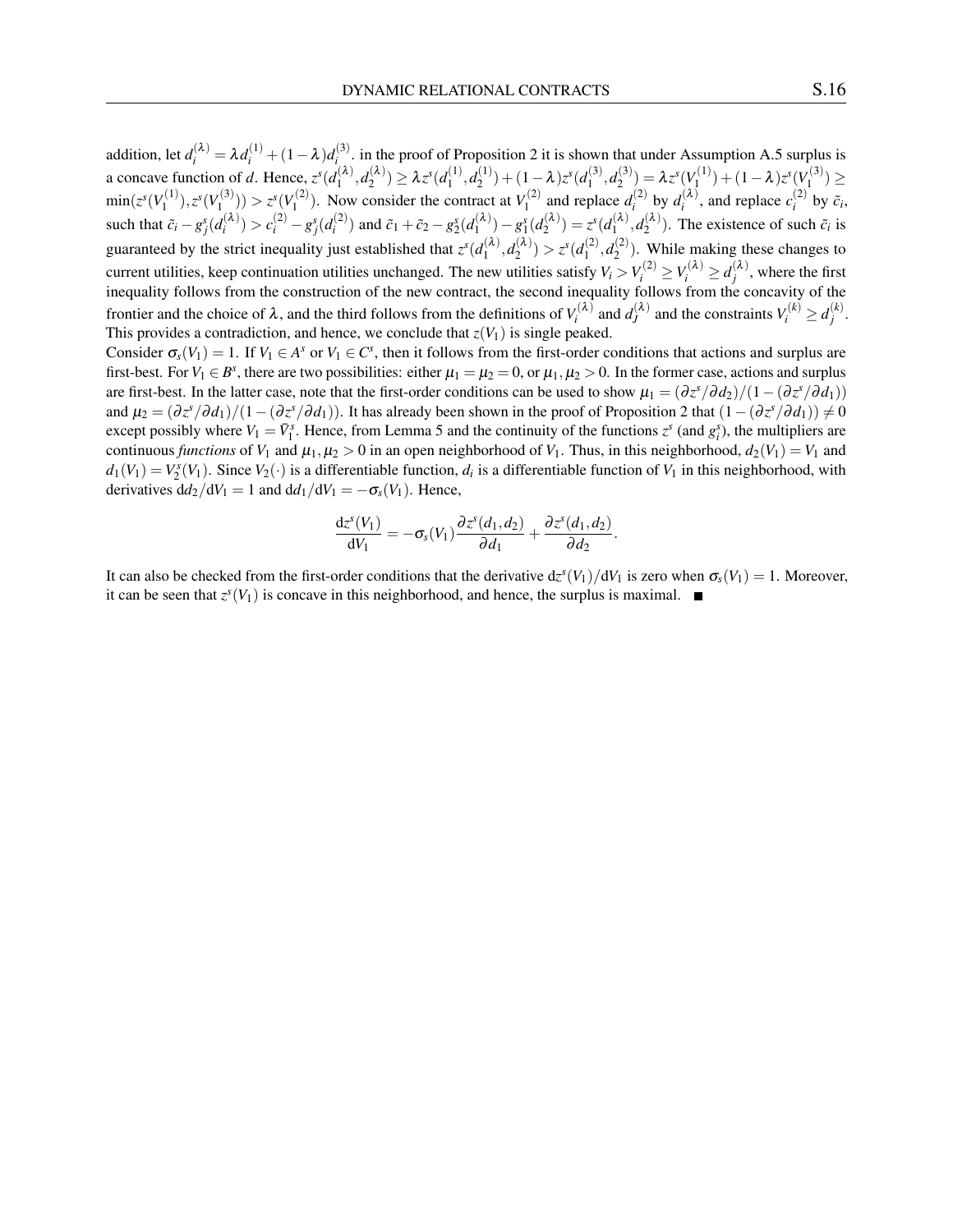addition, let $d_i^{(\lambda)} = \lambda d_i^{(1)} + (1-\lambda) d_i^{(3)}$. in the proof of Proposition 2 it is shown that under Assumption A.5 surplus is a concave function of $d$. Hence, $z^s(d_1^{(\lambda)}, d_2^{(\lambda)}) \geq \lambda z^s(d_1^{(1)}, d_2^{(1)}) + (1-\lambda) z^s(d_1^{(3)}, d_2^{(3)}) = \lambda z^s(V_1^{(1)}) + (1-\lambda) z^s(V_1^{(3)}) \geq \min(z^s(V_1^{(1)}), z^s(V_1^{(3)})) > z^s(V_1^{(2)})$. Now consider the contract at $V_1^{(2)}$ and replace $d_i^{(2)}$ by $d_i^{(\lambda)}$, and replace $c_i^{(2)}$ by $\tilde{c}_i$, such that $\tilde{c}_i - g_j^s(d_i^{(\lambda)}) > c_i^{(2)} - g_j^s(d_i^{(2)})$ and $\tilde{c}_1 + \tilde{c}_2 - g_2^s(d_1^{(\lambda)}) - g_1^s(d_2^{(\lambda)}) = z^s(d_1^{(\lambda)}, d_2^{(\lambda)})$. The existence of such $\tilde{c}_i$ is guaranteed by the strict inequality just established that $z^s(d_1^{(\lambda)}, d_2^{(\lambda)}) > z^s(d_1^{(2)}, d_2^{(2)})$. While making these changes to current utilities, keep continuation utilities unchanged. The new utilities satisfy $V_i > V_i^{(2)} \geq V_i^{(\lambda)} \geq d_j^{(\lambda)}$, where the first inequality follows from the construction of the new contract, the second inequality follows from the concavity of the frontier and the choice of $\lambda$, and the third follows from the definitions of $V_i^{(\lambda)}$ and $d_J^{(\lambda)}$ and the constraints $V_i^{(k)} \geq d_j^{(k)}$. This provides a contradiction, and hence, we conclude that $z(V_1)$ is single peaked.

Consider $\sigma_s(V_1) = 1$. If $V_1 \in A^s$ or $V_1 \in C^s$, then it follows from the first-order conditions that actions and surplus are first-best. For $V_1 \in B^s$, there are two possibilities: either $\mu_1 = \mu_2 = 0$, or $\mu_1, \mu_2 > 0$. In the former case, actions and surplus are first-best. In the latter case, note that the first-order conditions can be used to show $\mu_1 = (\partial z^s/\partial d_2)/(1 - (\partial z^s/\partial d_1))$ and $\mu_2 = (\partial z^s/\partial d_1)/(1 - (\partial z^s/\partial d_1))$. It has already been shown in the proof of Proposition 2 that $(1 - (\partial z^s/\partial d_1)) \neq 0$ except possibly where $V_1 = \bar{V}_1^s$. Hence, from Lemma 5 and the continuity of the functions $z^s$ (and $g_i^s$), the multipliers are continuous *functions* of $V_1$ and $\mu_1, \mu_2 > 0$ in an open neighborhood of $V_1$. Thus, in this neighborhood, $d_2(V_1) = V_1$ and $d_1(V_1) = V_2^s(V_1)$. Since $V_2(\cdot)$ is a differentiable function, $d_i$ is a differentiable function of $V_1$ in this neighborhood, with derivatives $\mathrm{d}d_2/\mathrm{d}V_1 = 1$ and $\mathrm{d}d_1/\mathrm{d}V_1 = -\sigma_s(V_1)$. Hence,

$$\frac{\mathrm{d}z^s(V_1)}{\mathrm{d}V_1} = -\sigma_s(V_1)\frac{\partial z^s(d_1, d_2)}{\partial d_1} + \frac{\partial z^s(d_1, d_2)}{\partial d_2}.$$

It can also be checked from the first-order conditions that the derivative $\mathrm{d}z^s(V_1)/\mathrm{d}V_1$ is zero when $\sigma_s(V_1) = 1$. Moreover, it can be seen that $z^s(V_1)$ is concave in this neighborhood, and hence, the surplus is maximal. ■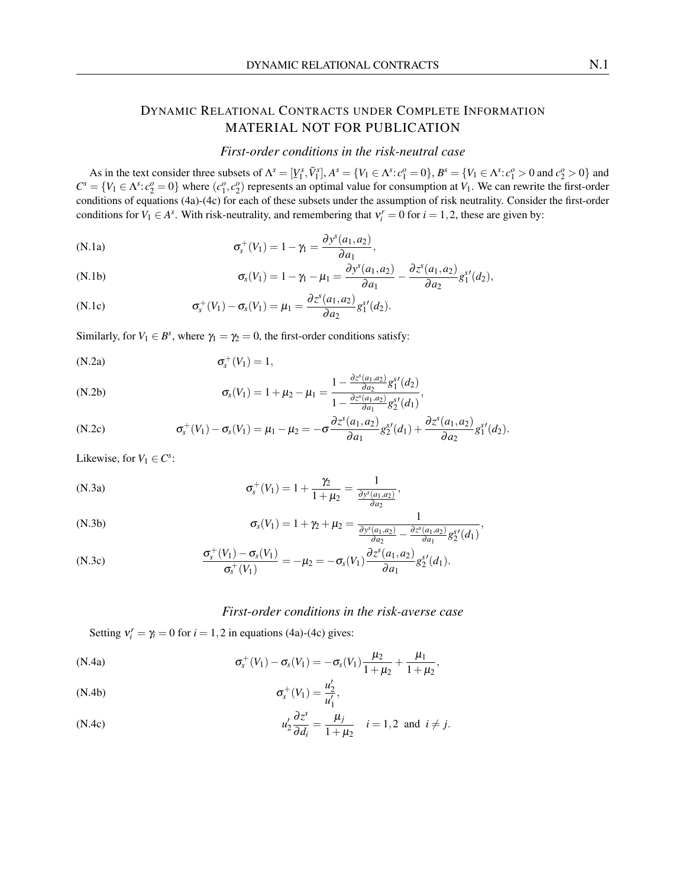# Dynamic Relational Contracts under Complete Information
## MATERIAL NOT FOR PUBLICATION

### *First-order conditions in the risk-neutral case*

As in the text consider three subsets of $\Lambda^s = [\underline{V}_1^s, \bar{V}_1^s]$, $A^s = \{V_1 \in \Lambda^s : c_1^o = 0\}$, $B^s = \{V_1 \in \Lambda^s : c_1^o > 0 \text{ and } c_2^o > 0\}$ and $C^s = \{V_1 \in \Lambda^s : c_2^o = 0\}$ where $(c_1^o, c_2^o)$ represents an optimal value for consumption at $V_1$. We can rewrite the first-order conditions of equations (4a)-(4c) for each of these subsets under the assumption of risk neutrality. Consider the first-order conditions for $V_1 \in A^s$. With risk-neutrality, and remembering that $\nu_i^r = 0$ for $i = 1, 2$, these are given by:

$$\sigma_s^+(V_1) = 1 - \gamma_1 = \frac{\partial y^s(a_1, a_2)}{\partial a_1}, \tag{N.1a}$$

$$\sigma_s(V_1) = 1 - \gamma_1 - \mu_1 = \frac{\partial y^s(a_1, a_2)}{\partial a_1} - \frac{\partial z^s(a_1, a_2)}{\partial a_2} g_1^{s\prime}(d_2), \tag{N.1b}$$

$$\sigma_s^+(V_1) - \sigma_s(V_1) = \mu_1 = \frac{\partial z^s(a_1, a_2)}{\partial a_2} g_1^{s\prime}(d_2). \tag{N.1c}$$

Similarly, for $V_1 \in B^s$, where $\gamma_1 = \gamma_2 = 0$, the first-order conditions satisfy:

$$\sigma_s^+(V_1) = 1, \tag{N.2a}$$

$$\sigma_s(V_1) = 1 + \mu_2 - \mu_1 = \frac{1 - \frac{\partial z^s(a_1, a_2)}{\partial a_2} g_1^{s\prime}(d_2)}{1 - \frac{\partial z^s(a_1, a_2)}{\partial a_1} g_2^{s\prime}(d_1)}, \tag{N.2b}$$

$$\sigma_s^+(V_1) - \sigma_s(V_1) = \mu_1 - \mu_2 = -\sigma \frac{\partial z^s(a_1, a_2)}{\partial a_1} g_2^{s\prime}(d_1) + \frac{\partial z^s(a_1, a_2)}{\partial a_2} g_1^{s\prime}(d_2). \tag{N.2c}$$

Likewise, for $V_1 \in C^s$:

$$\sigma_s^+(V_1) = 1 + \frac{\gamma_2}{1 + \mu_2} = \frac{1}{\frac{\partial y^s(a_1, a_2)}{\partial a_2}}, \tag{N.3a}$$

$$\sigma_s(V_1) = 1 + \gamma_2 + \mu_2 = \frac{1}{\frac{\partial y^s(a_1, a_2)}{\partial a_2} - \frac{\partial z^s(a_1, a_2)}{\partial a_1} g_2^{s\prime}(d_1)}, \tag{N.3b}$$

$$\frac{\sigma_s^+(V_1) - \sigma_s(V_1)}{\sigma_s^+(V_1)} = -\mu_2 = -\sigma_s(V_1) \frac{\partial z^s(a_1, a_2)}{\partial a_1} g_2^{s\prime}(d_1). \tag{N.3c}$$

### *First-order conditions in the risk-averse case*

Setting $\nu_i^r = \gamma_i = 0$ for $i = 1, 2$ in equations (4a)-(4c) gives:

$$\sigma_s^+(V_1) - \sigma_s(V_1) = -\sigma_s(V_1) \frac{\mu_2}{1 + \mu_2} + \frac{\mu_1}{1 + \mu_2}, \tag{N.4a}$$

$$\sigma_s^+(V_1) = \frac{u_2'}{u_1'}, \tag{N.4b}$$

$$u_2' \frac{\partial z^s}{\partial d_i} = \frac{\mu_j}{1 + \mu_2} \quad i = 1, 2 \text{ and } i \neq j. \tag{N.4c}$$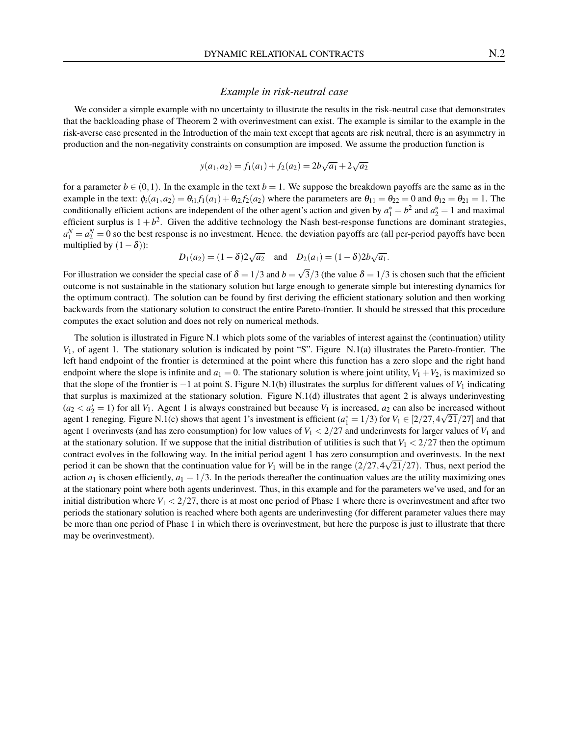## *Example in risk-neutral case*

We consider a simple example with no uncertainty to illustrate the results in the risk-neutral case that demonstrates that the backloading phase of Theorem 2 with overinvestment can exist. The example is similar to the example in the risk-averse case presented in the Introduction of the main text except that agents are risk neutral, there is an asymmetry in production and the non-negativity constraints on consumption are imposed. We assume the production function is

$$y(a_1, a_2) = f_1(a_1) + f_2(a_2) = 2b\sqrt{a_1} + 2\sqrt{a_2}$$

for a parameter $b \in (0,1)$. In the example in the text $b = 1$. We suppose the breakdown payoffs are the same as in the example in the text: $\phi_i(a_1, a_2) = \theta_{i1} f_1(a_1) + \theta_{i2} f_2(a_2)$ where the parameters are $\theta_{11} = \theta_{22} = 0$ and $\theta_{12} = \theta_{21} = 1$. The conditionally efficient actions are independent of the other agent's action and given by $a_1^* = b^2$ and $a_2^* = 1$ and maximal efficient surplus is $1 + b^2$. Given the additive technology the Nash best-response functions are dominant strategies, $a_1^N = a_2^N = 0$ so the best response is no investment. Hence. the deviation payoffs are (all per-period payoffs have been multiplied by $(1-\delta)$):

$$D_1(a_2) = (1-\delta)2\sqrt{a_2} \quad \text{and} \quad D_2(a_1) = (1-\delta)2b\sqrt{a_1}.$$

For illustration we consider the special case of $\delta = 1/3$ and $b = \sqrt{3}/3$ (the value $\delta = 1/3$ is chosen such that the efficient outcome is not sustainable in the stationary solution but large enough to generate simple but interesting dynamics for the optimum contract). The solution can be found by first deriving the efficient stationary solution and then working backwards from the stationary solution to construct the entire Pareto-frontier. It should be stressed that this procedure computes the exact solution and does not rely on numerical methods.

The solution is illustrated in Figure N.1 which plots some of the variables of interest against the (continuation) utility $V_1$, of agent 1. The stationary solution is indicated by point "S". Figure N.1(a) illustrates the Pareto-frontier. The left hand endpoint of the frontier is determined at the point where this function has a zero slope and the right hand endpoint where the slope is infinite and $a_1 = 0$. The stationary solution is where joint utility, $V_1 + V_2$, is maximized so that the slope of the frontier is $-1$ at point S. Figure N.1(b) illustrates the surplus for different values of $V_1$ indicating that surplus is maximized at the stationary solution. Figure N.1(d) illustrates that agent 2 is always underinvesting ($a_2 < a_2^* = 1$) for all $V_1$. Agent 1 is always constrained but because $V_1$ is increased, $a_2$ can also be increased without agent 1 reneging. Figure N.1(c) shows that agent 1's investment is efficient ($a_1^* = 1/3$) for $V_1 \in [2/27, 4\sqrt{21}/27]$ and that agent 1 overinvests (and has zero consumption) for low values of $V_1 < 2/27$ and underinvests for larger values of $V_1$ and at the stationary solution. If we suppose that the initial distribution of utilities is such that $V_1 < 2/27$ then the optimum contract evolves in the following way. In the initial period agent 1 has zero consumption and overinvests. In the next period it can be shown that the continuation value for $V_1$ will be in the range $(2/27, 4\sqrt{21}/27)$. Thus, next period the action $a_1$ is chosen efficiently, $a_1 = 1/3$. In the periods thereafter the continuation values are the utility maximizing ones at the stationary point where both agents underinvest. Thus, in this example and for the parameters we've used, and for an initial distribution where $V_1 < 2/27$, there is at most one period of Phase 1 where there is overinvestment and after two periods the stationary solution is reached where both agents are underinvesting (for different parameter values there may be more than one period of Phase 1 in which there is overinvestment, but here the purpose is just to illustrate that there may be overinvestment).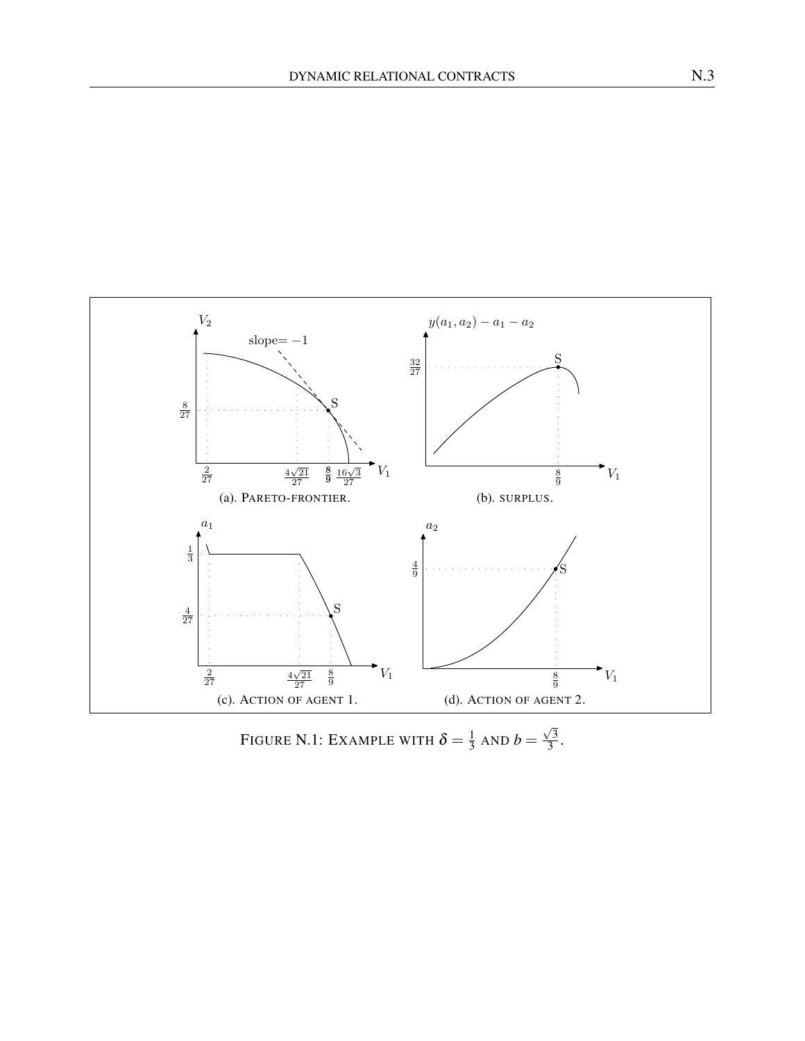$V_2$

slope= $-1$

S

$\frac{8}{27}$

$\frac{2}{27}$ $\frac{4\sqrt{21}}{27}$ $\frac{8}{9}$ $\frac{16\sqrt{3}}{27}$ $V_1$

(a). PARETO-FRONTIER.

$y(a_1, a_2) - a_1 - a_2$

$\frac{32}{27}$

S

$\frac{8}{9}$ $V_1$

(b). SURPLUS.

$a_1$

$\frac{1}{3}$

$\frac{4}{27}$

S

$\frac{2}{27}$ $\frac{4\sqrt{21}}{27}$ $\frac{8}{9}$ $V_1$

(c). ACTION OF AGENT 1.

$a_2$

$\frac{4}{9}$

S

$\frac{8}{9}$ $V_1$

(d). ACTION OF AGENT 2.

FIGURE N.1: EXAMPLE WITH $\delta = \frac{1}{3}$ AND $b = \frac{\sqrt{3}}{3}$.